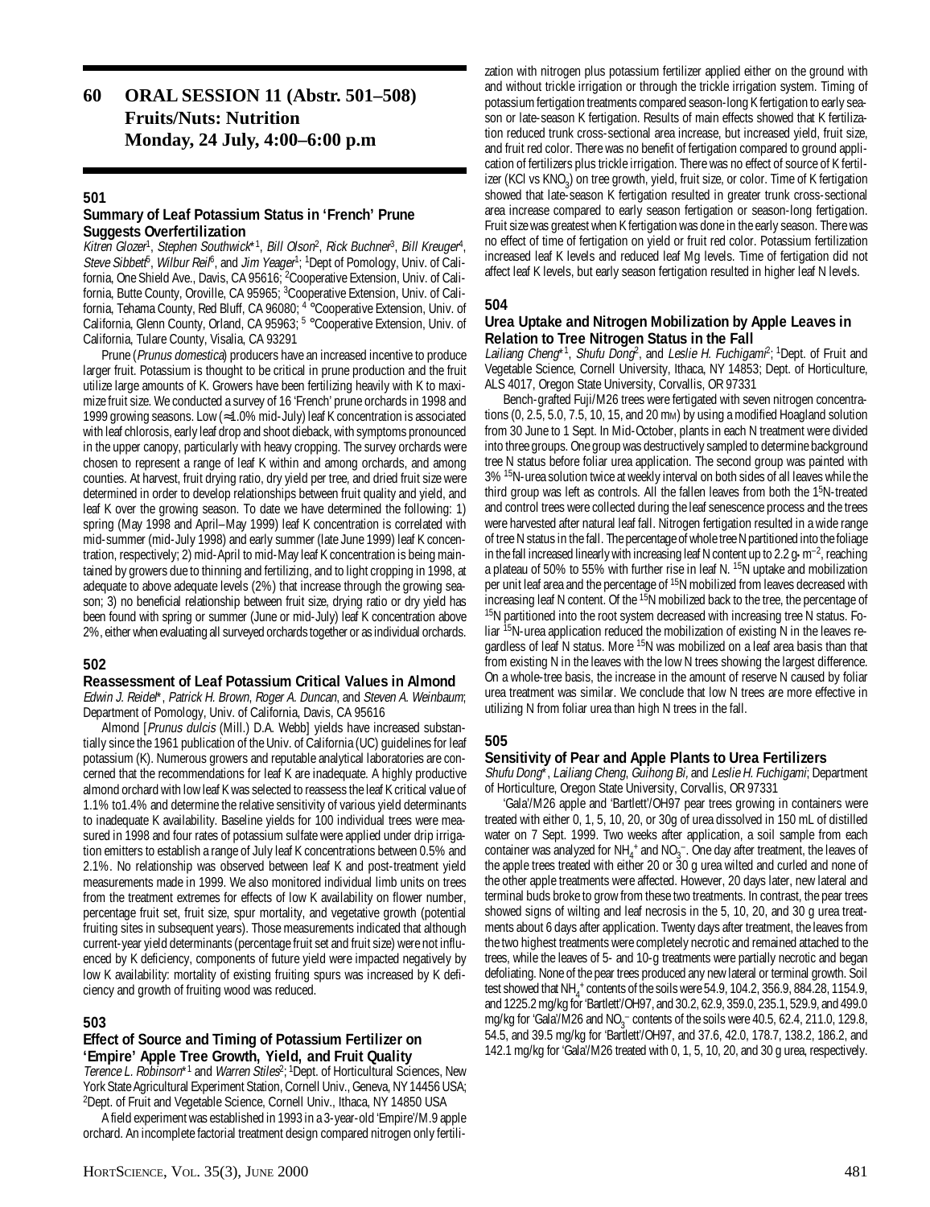# 60 ORAL SESSION 11 (Abstr. 501–508) Fruits/Nuts: Nutrition Monday, 24 July, 4:00–6:00 p.m

## 501

### Summary of Leaf Potassium Status in 'French' Prune Suggests Overfertilization

*Kitren Glozer*[1], *Stephen Southwick**[1], *Bill Olson*[2], *Rick Buchner*[3], *Bill Kreuger*[4], *Steve Sibbett*[5], *Wilbur Reil*[6], and *Jim Yeager*[1]; [1]Dept of Pomology, Univ. of California, One Shield Ave., Davis, CA 95616; [2]Cooperative Extension, Univ. of California, Butte County, Oroville, CA 95965; [3]Cooperative Extension, Univ. of California, Tehama County, Red Bluff, CA 96080; [4] °Cooperative Extension, Univ. of California, Glenn County, Orland, CA 95963; [5] °Cooperative Extension, Univ. of California, Tulare County, Visalia, CA 93291

Prune (*Prunus domestica*) producers have an increased incentive to produce larger fruit. Potassium is thought to be critical in prune production and the fruit utilize large amounts of K. Growers have been fertilizing heavily with K to maximize fruit size. We conducted a survey of 16 'French' prune orchards in 1998 and 1999 growing seasons. Low (≈1.0% mid-July) leaf K concentration is associated with leaf chlorosis, early leaf drop and shoot dieback, with symptoms pronounced in the upper canopy, particularly with heavy cropping. The survey orchards were chosen to represent a range of leaf K within and among orchards, and among counties. At harvest, fruit drying ratio, dry yield per tree, and dried fruit size were determined in order to develop relationships between fruit quality and yield, and leaf K over the growing season. To date we have determined the following: 1) spring (May 1998 and April–May 1999) leaf K concentration is correlated with mid-summer (mid-July 1998) and early summer (late June 1999) leaf K concentration, respectively; 2) mid-April to mid-May leaf K concentration is being maintained by growers due to thinning and fertilizing, and to light cropping in 1998, at adequate to above adequate levels (2%) that increase through the growing season; 3) no beneficial relationship between fruit size, drying ratio or dry yield has been found with spring or summer (June or mid-July) leaf K concentration above 2%, either when evaluating all surveyed orchards together or as individual orchards.

## 502

### Reassessment of Leaf Potassium Critical Values in Almond

*Edwin J. Reidel**, *Patrick H. Brown*, *Roger A. Duncan*, and *Steven A. Weinbaum*; Department of Pomology, Univ. of California, Davis, CA 95616

Almond [*Prunus dulcis* (Mill.) D.A. Webb] yields have increased substantially since the 1961 publication of the Univ. of California (UC) guidelines for leaf potassium (K). Numerous growers and reputable analytical laboratories are concerned that the recommendations for leaf K are inadequate. A highly productive almond orchard with low leaf K was selected to reassess the leaf K critical value of 1.1% to1.4% and determine the relative sensitivity of various yield determinants to inadequate K availability. Baseline yields for 100 individual trees were measured in 1998 and four rates of potassium sulfate were applied under drip irrigation emitters to establish a range of July leaf K concentrations between 0.5% and 2.1%. No relationship was observed between leaf K and post-treatment yield measurements made in 1999. We also monitored individual limb units on trees from the treatment extremes for effects of low K availability on flower number, percentage fruit set, fruit size, spur mortality, and vegetative growth (potential fruiting sites in subsequent years). Those measurements indicated that although current-year yield determinants (percentage fruit set and fruit size) were not influenced by K deficiency, components of future yield were impacted negatively by low K availability: mortality of existing fruiting spurs was increased by K deficiency and growth of fruiting wood was reduced.

## 503

### Effect of Source and Timing of Potassium Fertilizer on 'Empire' Apple Tree Growth, Yield, and Fruit Quality

*Terence L. Robinson**[1] and *Warren Stiles*[2]; [1]Dept. of Horticultural Sciences, New York State Agricultural Experiment Station, Cornell Univ., Geneva, NY 14456 USA; [2]Dept. of Fruit and Vegetable Science, Cornell Univ., Ithaca, NY 14850 USA

A field experiment was established in 1993 in a 3-year-old 'Empire'/M.9 apple orchard. An incomplete factorial treatment design compared nitrogen only fertilization with nitrogen plus potassium fertilizer applied either on the ground with and without trickle irrigation or through the trickle irrigation system. Timing of potassium fertigation treatments compared season-long K fertigation to early season or late-season K fertigation. Results of main effects showed that K fertilization reduced trunk cross-sectional area increase, but increased yield, fruit size, and fruit red color. There was no benefit of fertigation compared to ground application of fertilizers plus trickle irrigation. There was no effect of source of K fertilizer (KCl vs $KNO_3$) on tree growth, yield, fruit size, or color. Time of K fertigation showed that late-season K fertigation resulted in greater trunk cross-sectional area increase compared to early season fertigation or season-long fertigation. Fruit size was greatest when K fertigation was done in the early season. There was no effect of time of fertigation on yield or fruit red color. Potassium fertilization increased leaf K levels and reduced leaf Mg levels. Time of fertigation did not affect leaf K levels, but early season fertigation resulted in higher leaf N levels.

## 504

### Urea Uptake and Nitrogen Mobilization by Apple Leaves in Relation to Tree Nitrogen Status in the Fall

*Lailiang Cheng**[1], *Shufu Dong*[2], and *Leslie H. Fuchigami*[2]; [1]Dept. of Fruit and Vegetable Science, Cornell University, Ithaca, NY 14853; Dept. of Horticulture, ALS 4017, Oregon State University, Corvallis, OR 97331

Bench-grafted Fuji/M26 trees were fertigated with seven nitrogen concentrations (0, 2.5, 5.0, 7.5, 10, 15, and 20 mM) by using a modified Hoagland solution from 30 June to 1 Sept. In Mid-October, plants in each N treatment were divided into three groups. One group was destructively sampled to determine background tree N status before foliar urea application. The second group was painted with 3% $^{15}$N-urea solution twice at weekly interval on both sides of all leaves while the third group was left as controls. All the fallen leaves from both the 1$^{5}$N-treated and control trees were collected during the leaf senescence process and the trees were harvested after natural leaf fall. Nitrogen fertigation resulted in a wide range of tree N status in the fall. The percentage of whole tree N partitioned into the foliage in the fall increased linearly with increasing leaf N content up to 2.2 $g \cdot m^{-2}$, reaching a plateau of 50% to 55% with further rise in leaf N. $^{15}$N uptake and mobilization per unit leaf area and the percentage of $^{15}$N mobilized from leaves decreased with increasing leaf N content. Of the $^{15}$N mobilized back to the tree, the percentage of $^{15}$N partitioned into the root system decreased with increasing tree N status. Foliar $^{15}$N-urea application reduced the mobilization of existing N in the leaves regardless of leaf N status. More $^{15}$N was mobilized on a leaf area basis than that from existing N in the leaves with the low N trees showing the largest difference. On a whole-tree basis, the increase in the amount of reserve N caused by foliar urea treatment was similar. We conclude that low N trees are more effective in utilizing N from foliar urea than high N trees in the fall.

## 505

### Sensitivity of Pear and Apple Plants to Urea Fertilizers

*Shufu Dong**, *Lailiang Cheng*, *Guihong Bi*, and *Leslie H. Fuchigami*; Department of Horticulture, Oregon State University, Corvallis, OR 97331

'Gala'/M26 apple and 'Bartlett'/OH97 pear trees growing in containers were treated with either 0, 1, 5, 10, 20, or 30 g of urea dissolved in 150 mL of distilled water on 7 Sept. 1999. Two weeks after application, a soil sample from each container was analyzed for $NH_4^+$ and $NO_3^-$. One day after treatment, the leaves of the apple trees treated with either 20 or 30 g urea wilted and curled and none of the other apple treatments were affected. However, 20 days later, new lateral and terminal buds broke to grow from these two treatments. In contrast, the pear trees showed signs of wilting and leaf necrosis in the 5, 10, 20, and 30 g urea treatments about 6 days after application. Twenty days after treatment, the leaves from the two highest treatments were completely necrotic and remained attached to the trees, while the leaves of 5- and 10-g treatments were partially necrotic and began defoliating. None of the pear trees produced any new lateral or terminal growth. Soil test showed that $NH_4^+$ contents of the soils were 54.9, 104.2, 356.9, 884.28, 1154.9, and 1225.2 mg/kg for 'Bartlett'/OH97, and 30.2, 62.9, 359.0, 235.1, 529.9, and 499.0 mg/kg for 'Gala'/M26 and $NO_3^-$ contents of the soils were 40.5, 62.4, 211.0, 129.8, 54.5, and 39.5 mg/kg for 'Bartlett'/OH97, and 37.6, 42.0, 178.7, 138.2, 186.2, and 142.1 mg/kg for 'Gala'/M26 treated with 0, 1, 5, 10, 20, and 30 g urea, respectively.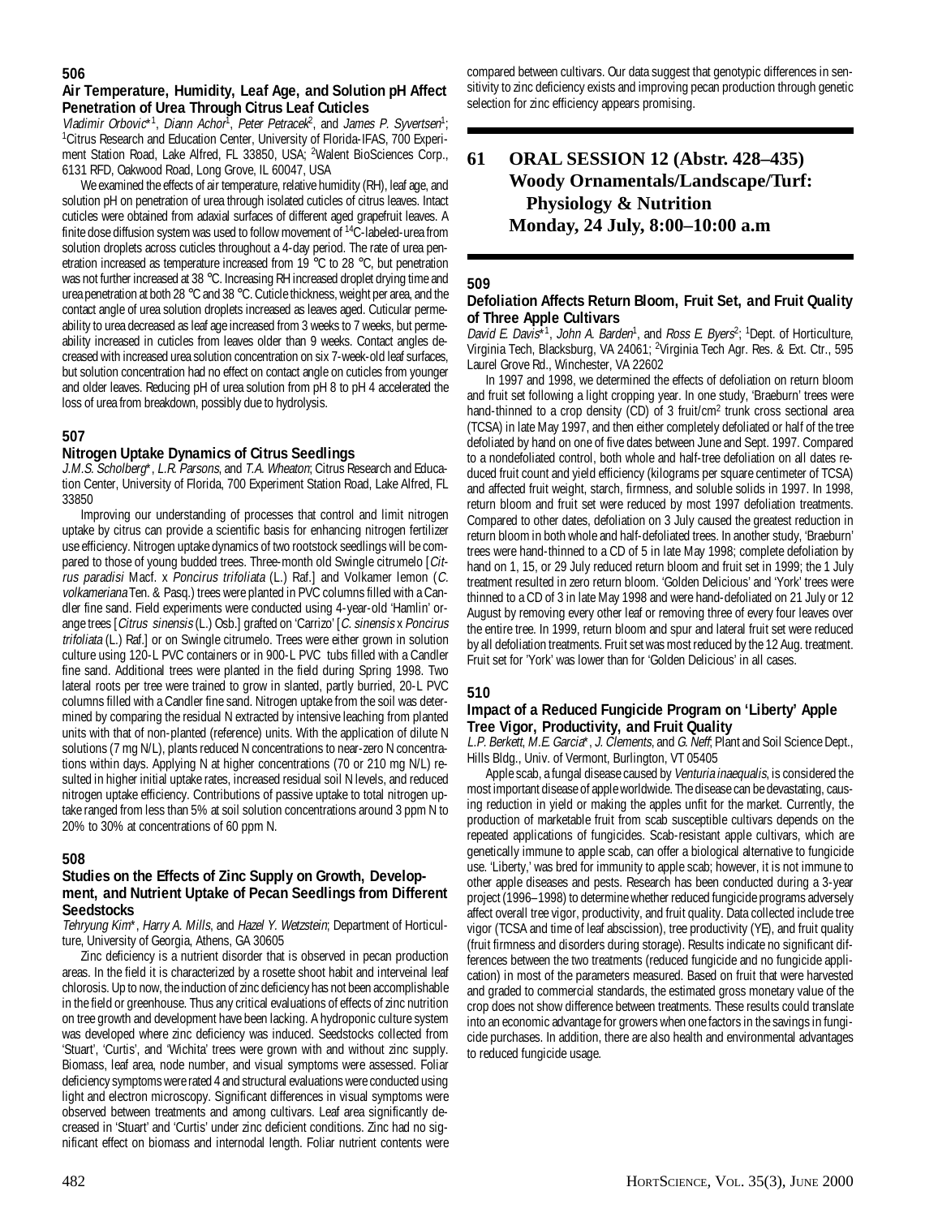## 506

### Air Temperature, Humidity, Leaf Age, and Solution pH Affect Penetration of Urea Through Citrus Leaf Cuticles

*Vladimir Orbovic*\*[1], *Diann Achor*[1], *Peter Petracek*[2], and *James P. Syvertsen*[1]; [1]Citrus Research and Education Center, University of Florida-IFAS, 700 Experiment Station Road, Lake Alfred, FL 33850, USA; [2]Walent BioSciences Corp., 6131 RFD, Oakwood Road, Long Grove, IL 60047, USA

We examined the effects of air temperature, relative humidity (RH), leaf age, and solution pH on penetration of urea through isolated cuticles of citrus leaves. Intact cuticles were obtained from adaxial surfaces of different aged grapefruit leaves. A finite dose diffusion system was used to follow movement of $^{14}$C-labeled-urea from solution droplets across cuticles throughout a 4-day period. The rate of urea penetration increased as temperature increased from 19 °C to 28 °C, but penetration was not further increased at 38 °C. Increasing RH increased droplet drying time and urea penetration at both 28 °C and 38 °C. Cuticle thickness, weight per area, and the contact angle of urea solution droplets increased as leaves aged. Cuticular permeability to urea decreased as leaf age increased from 3 weeks to 7 weeks, but permeability increased in cuticles from leaves older than 9 weeks. Contact angles decreased with increased urea solution concentration on six 7-week-old leaf surfaces, but solution concentration had no effect on contact angle on cuticles from younger and older leaves. Reducing pH of urea solution from pH 8 to pH 4 accelerated the loss of urea from breakdown, possibly due to hydrolysis.

## 507

### Nitrogen Uptake Dynamics of Citrus Seedlings

*J.M.S. Scholberg*\*, *L.R. Parsons*, and *T.A. Wheaton*; Citrus Research and Education Center, University of Florida, 700 Experiment Station Road, Lake Alfred, FL 33850

Improving our understanding of processes that control and limit nitrogen uptake by citrus can provide a scientific basis for enhancing nitrogen fertilizer use efficiency. Nitrogen uptake dynamics of two rootstock seedlings will be compared to those of young budded trees. Three-month old Swingle citrumelo [*Citrus paradisi* Macf. x *Poncirus trifoliata* (L.) Raf.] and Volkamer lemon (*C. volkameriana* Ten. & Pasq.) trees were planted in PVC columns filled with a Candler fine sand. Field experiments were conducted using 4-year-old 'Hamlin' orange trees [*Citrus sinensis* (L.) Osb.] grafted on 'Carrizo' [*C. sinensis* x *Poncirus trifoliata* (L.) Raf.] or on Swingle citrumelo. Trees were either grown in solution culture using 120-L PVC containers or in 900-L PVC tubs filled with a Candler fine sand. Additional trees were planted in the field during Spring 1998. Two lateral roots per tree were trained to grow in slanted, partly burried, 20-L PVC columns filled with a Candler fine sand. Nitrogen uptake from the soil was determined by comparing the residual N extracted by intensive leaching from planted units with that of non-planted (reference) units. With the application of dilute N solutions (7 mg N/L), plants reduced N concentrations to near-zero N concentrations within days. Applying N at higher concentrations (70 or 210 mg N/L) resulted in higher initial uptake rates, increased residual soil N levels, and reduced nitrogen uptake efficiency. Contributions of passive uptake to total nitrogen uptake ranged from less than 5% at soil solution concentrations around 3 ppm N to 20% to 30% at concentrations of 60 ppm N.

## 508

### Studies on the Effects of Zinc Supply on Growth, Development, and Nutrient Uptake of Pecan Seedlings from Different Seedstocks

*Tehryung Kim*\*, *Harry A. Mills*, and *Hazel Y. Wetzstein*; Department of Horticulture, University of Georgia, Athens, GA 30605

Zinc deficiency is a nutrient disorder that is observed in pecan production areas. In the field it is characterized by a rosette shoot habit and interveinal leaf chlorosis. Up to now, the induction of zinc deficiency has not been accomplishable in the field or greenhouse. Thus any critical evaluations of effects of zinc nutrition on tree growth and development have been lacking. A hydroponic culture system was developed where zinc deficiency was induced. Seedstocks collected from 'Stuart', 'Curtis', and 'Wichita' trees were grown with and without zinc supply. Biomass, leaf area, node number, and visual symptoms were assessed. Foliar deficiency symptoms were rated 4 and structural evaluations were conducted using light and electron microscopy. Significant differences in visual symptoms were observed between treatments and among cultivars. Leaf area significantly decreased in 'Stuart' and 'Curtis' under zinc deficient conditions. Zinc had no significant effect on biomass and internodal length. Foliar nutrient contents were compared between cultivars. Our data suggest that genotypic differences in sensitivity to zinc deficiency exists and improving pecan production through genetic selection for zinc efficiency appears promising.

# 61 ORAL SESSION 12 (Abstr. 428–435) Woody Ornamentals/Landscape/Turf: Physiology & Nutrition

**Monday, 24 July, 8:00–10:00 a.m**

## 509

### Defoliation Affects Return Bloom, Fruit Set, and Fruit Quality of Three Apple Cultivars

*David E. Davis*\*[1], *John A. Barden*[1], and *Ross E. Byers*[2]; [1]Dept. of Horticulture, Virginia Tech, Blacksburg, VA 24061; [2]Virginia Tech Agr. Res. & Ext. Ctr., 595 Laurel Grove Rd., Winchester, VA 22602

In 1997 and 1998, we determined the effects of defoliation on return bloom and fruit set following a light cropping year. In one study, 'Braeburn' trees were hand-thinned to a crop density (CD) of 3 fruit/cm$^2$ trunk cross sectional area (TCSA) in late May 1997, and then either completely defoliated or half of the tree defoliated by hand on one of five dates between June and Sept. 1997. Compared to a nondefoliated control, both whole and half-tree defoliation on all dates reduced fruit count and yield efficiency (kilograms per square centimeter of TCSA) and affected fruit weight, starch, firmness, and soluble solids in 1997. In 1998, return bloom and fruit set were reduced by most 1997 defoliation treatments. Compared to other dates, defoliation on 3 July caused the greatest reduction in return bloom in both whole and half-defoliated trees. In another study, 'Braeburn' trees were hand-thinned to a CD of 5 in late May 1998; complete defoliation by hand on 1, 15, or 29 July reduced return bloom and fruit set in 1999; the 1 July treatment resulted in zero return bloom. 'Golden Delicious' and 'York' trees were thinned to a CD of 3 in late May 1998 and were hand-defoliated on 21 July or 12 August by removing every other leaf or removing three of every four leaves over the entire tree. In 1999, return bloom and spur and lateral fruit set were reduced by all defoliation treatments. Fruit set was most reduced by the 12 Aug. treatment. Fruit set for 'York' was lower than for 'Golden Delicious' in all cases.

## 510

### Impact of a Reduced Fungicide Program on 'Liberty' Apple Tree Vigor, Productivity, and Fruit Quality

*L.P. Berkett*, *M.E. Garcia*\*, *J. Clements*, and *G. Neff*; Plant and Soil Science Dept., Hills Bldg., Univ. of Vermont, Burlington, VT 05405

Apple scab, a fungal disease caused by *Venturia inaequalis*, is considered the most important disease of apple worldwide. The disease can be devastating, causing reduction in yield or making the apples unfit for the market. Currently, the production of marketable fruit from scab susceptible cultivars depends on the repeated applications of fungicides. Scab-resistant apple cultivars, which are genetically immune to apple scab, can offer a biological alternative to fungicide use. 'Liberty,' was bred for immunity to apple scab; however, it is not immune to other apple diseases and pests. Research has been conducted during a 3-year project (1996–1998) to determine whether reduced fungicide programs adversely affect overall tree vigor, productivity, and fruit quality. Data collected include tree vigor (TCSA and time of leaf abscission), tree productivity (YE), and fruit quality (fruit firmness and disorders during storage). Results indicate no significant differences between the two treatments (reduced fungicide and no fungicide application) in most of the parameters measured. Based on fruit that were harvested and graded to commercial standards, the estimated gross monetary value of the crop does not show difference between treatments. These results could translate into an economic advantage for growers when one factors in the savings in fungicide purchases. In addition, there are also health and environmental advantages to reduced fungicide usage.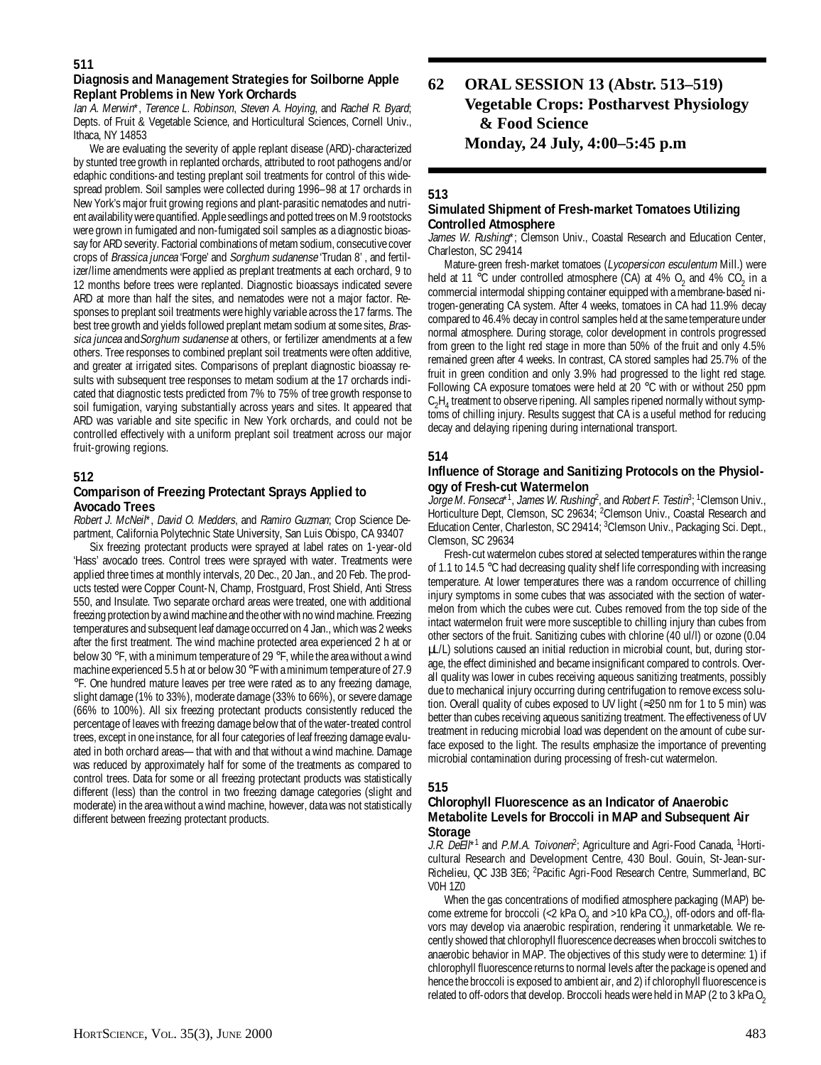## 511

### Diagnosis and Management Strategies for Soilborne Apple Replant Problems in New York Orchards

*Ian A. Merwin\**, *Terence L. Robinson*, *Steven A. Hoying*, and *Rachel R. Byard*; Depts. of Fruit & Vegetable Science, and Horticultural Sciences, Cornell Univ., Ithaca, NY 14853

We are evaluating the severity of apple replant disease (ARD)-characterized by stunted tree growth in replanted orchards, attributed to root pathogens and/or edaphic conditions-and testing preplant soil treatments for control of this widespread problem. Soil samples were collected during 1996–98 at 17 orchards in New York's major fruit growing regions and plant-parasitic nematodes and nutrient availability were quantified. Apple seedlings and potted trees on M.9 rootstocks were grown in fumigated and non-fumigated soil samples as a diagnostic bioassay for ARD severity. Factorial combinations of metam sodium, consecutive cover crops of *Brassica juncea* 'Forge' and *Sorghum sudanense* 'Trudan 8', and fertilizer/lime amendments were applied as preplant treatments at each orchard, 9 to 12 months before trees were replanted. Diagnostic bioassays indicated severe ARD at more than half the sites, and nematodes were not a major factor. Responses to preplant soil treatments were highly variable across the 17 farms. The best tree growth and yields followed preplant metam sodium at some sites, *Brassica juncea* and *Sorghum sudanense* at others, or fertilizer amendments at a few others. Tree responses to combined preplant soil treatments were often additive, and greater at irrigated sites. Comparisons of preplant diagnostic bioassay results with subsequent tree responses to metam sodium at the 17 orchards indicated that diagnostic tests predicted from 7% to 75% of tree growth response to soil fumigation, varying substantially across years and sites. It appeared that ARD was variable and site specific in New York orchards, and could not be controlled effectively with a uniform preplant soil treatment across our major fruit-growing regions.

## 512

### Comparison of Freezing Protectant Sprays Applied to Avocado Trees

*Robert J. McNeil\**, *David O. Medders*, and *Ramiro Guzman*; Crop Science Department, California Polytechnic State University, San Luis Obispo, CA 93407

Six freezing protectant products were sprayed at label rates on 1-year-old 'Hass' avocado trees. Control trees were sprayed with water. Treatments were applied three times at monthly intervals, 20 Dec., 20 Jan., and 20 Feb. The products tested were Copper Count-N, Champ, Frostguard, Frost Shield, Anti Stress 550, and Insulate. Two separate orchard areas were treated, one with additional freezing protection by a wind machine and the other with no wind machine. Freezing temperatures and subsequent leaf damage occurred on 4 Jan., which was 2 weeks after the first treatment. The wind machine protected area experienced 2 h at or below 30 °F, with a minimum temperature of 29 °F, while the area without a wind machine experienced 5.5 h at or below 30 °F with a minimum temperature of 27.9 °F. One hundred mature leaves per tree were rated as to any freezing damage, slight damage (1% to 33%), moderate damage (33% to 66%), or severe damage (66% to 100%). All six freezing protectant products consistently reduced the percentage of leaves with freezing damage below that of the water-treated control trees, except in one instance, for all four categories of leaf freezing damage evaluated in both orchard areas— that with and that without a wind machine. Damage was reduced by approximately half for some of the treatments as compared to control trees. Data for some or all freezing protectant products was statistically different (less) than the control in two freezing damage categories (slight and moderate) in the area without a wind machine, however, data was not statistically different between freezing protectant products.

# 62 ORAL SESSION 13 (Abstr. 513–519) Vegetable Crops: Postharvest Physiology & Food Science Monday, 24 July, 4:00–5:45 p.m

## 513

### Simulated Shipment of Fresh-market Tomatoes Utilizing Controlled Atmosphere

*James W. Rushing\**; Clemson Univ., Coastal Research and Education Center, Charleston, SC 29414

Mature-green fresh-market tomatoes (*Lycopersicon esculentum* Mill.) were held at 11 °C under controlled atmosphere (CA) at 4% $O_2$ and 4% $CO_2$ in a commercial intermodal shipping container equipped with a membrane-based nitrogen-generating CA system. After 4 weeks, tomatoes in CA had 11.9% decay compared to 46.4% decay in control samples held at the same temperature under normal atmosphere. During storage, color development in controls progressed from green to the light red stage in more than 50% of the fruit and only 4.5% remained green after 4 weeks. In contrast, CA stored samples had 25.7% of the fruit in green condition and only 3.9% had progressed to the light red stage. Following CA exposure tomatoes were held at 20 °C with or without 250 ppm $C_2H_4$ treatment to observe ripening. All samples ripened normally without symptoms of chilling injury. Results suggest that CA is a useful method for reducing decay and delaying ripening during international transport.

## 514

### Influence of Storage and Sanitizing Protocols on the Physiology of Fresh-cut Watermelon

*Jorge M. Fonseca\**[1], *James W. Rushing*[2], and *Robert F. Testin*[3]; [1]Clemson Univ., Horticulture Dept, Clemson, SC 29634; [2]Clemson Univ., Coastal Research and Education Center, Charleston, SC 29414; [3]Clemson Univ., Packaging Sci. Dept., Clemson, SC 29634

Fresh-cut watermelon cubes stored at selected temperatures within the range of 1.1 to 14.5 °C had decreasing quality shelf life corresponding with increasing temperature. At lower temperatures there was a random occurrence of chilling injury symptoms in some cubes that was associated with the section of watermelon from which the cubes were cut. Cubes removed from the top side of the intact watermelon fruit were more susceptible to chilling injury than cubes from other sectors of the fruit. Sanitizing cubes with chlorine (40 ul/l) or ozone (0.04 μL/L) solutions caused an initial reduction in microbial count, but, during storage, the effect diminished and became insignificant compared to controls. Overall quality was lower in cubes receiving aqueous sanitizing treatments, possibly due to mechanical injury occurring during centrifugation to remove excess solution. Overall quality of cubes exposed to UV light (≈250 nm for 1 to 5 min) was better than cubes receiving aqueous sanitizing treatment. The effectiveness of UV treatment in reducing microbial load was dependent on the amount of cube surface exposed to the light. The results emphasize the importance of preventing microbial contamination during processing of fresh-cut watermelon.

## 515

### Chlorophyll Fluorescence as an Indicator of Anaerobic Metabolite Levels for Broccoli in MAP and Subsequent Air Storage

*J.R. DeEll\**[1] and *P.M.A. Toivonen*[2]; Agriculture and Agri-Food Canada, [1]Horticultural Research and Development Centre, 430 Boul. Gouin, St-Jean-sur-Richelieu, QC J3B 3E6; [2]Pacific Agri-Food Research Centre, Summerland, BC V0H 1Z0

When the gas concentrations of modified atmosphere packaging (MAP) become extreme for broccoli (<2 kPa $O_2$ and >10 kPa $CO_2$), off-odors and off-flavors may develop via anaerobic respiration, rendering it unmarketable. We recently showed that chlorophyll fluorescence decreases when broccoli switches to anaerobic behavior in MAP. The objectives of this study were to determine: 1) if chlorophyll fluorescence returns to normal levels after the package is opened and hence the broccoli is exposed to ambient air, and 2) if chlorophyll fluorescence is related to off-odors that develop. Broccoli heads were held in MAP (2 to 3 kPa $O_2$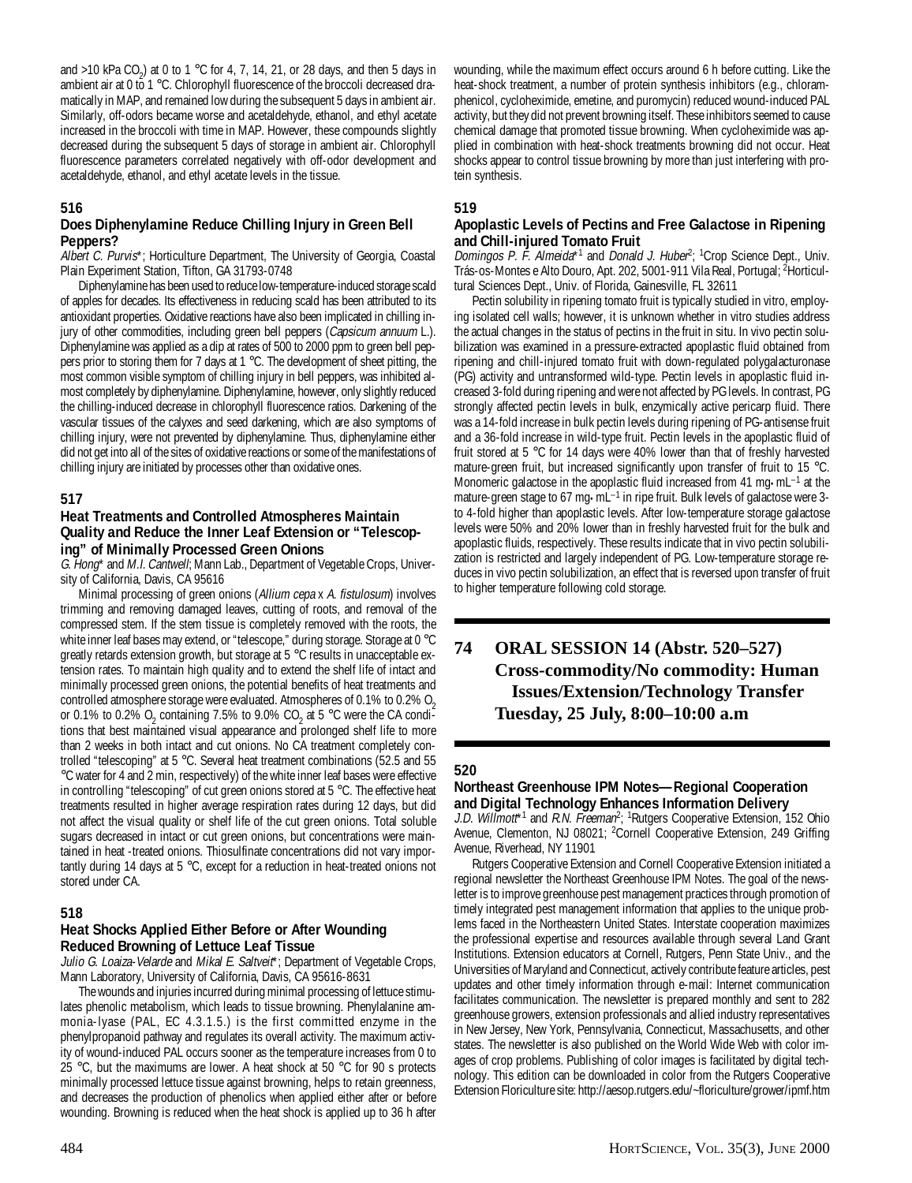and >10 kPa $CO_2$) at 0 to 1 °C for 4, 7, 14, 21, or 28 days, and then 5 days in ambient air at 0 to 1 °C. Chlorophyll fluorescence of the broccoli decreased dramatically in MAP, and remained low during the subsequent 5 days in ambient air. Similarly, off-odors became worse and acetaldehyde, ethanol, and ethyl acetate increased in the broccoli with time in MAP. However, these compounds slightly decreased during the subsequent 5 days of storage in ambient air. Chlorophyll fluorescence parameters correlated negatively with off-odor development and acetaldehyde, ethanol, and ethyl acetate levels in the tissue.

### 516

#### Does Diphenylamine Reduce Chilling Injury in Green Bell Peppers?

*Albert C. Purvis**; Horticulture Department, The University of Georgia, Coastal Plain Experiment Station, Tifton, GA 31793-0748

Diphenylamine has been used to reduce low-temperature-induced storage scald of apples for decades. Its effectiveness in reducing scald has been attributed to its antioxidant properties. Oxidative reactions have also been implicated in chilling injury of other commodities, including green bell peppers (*Capsicum annuum* L.). Diphenylamine was applied as a dip at rates of 500 to 2000 ppm to green bell peppers prior to storing them for 7 days at 1 °C. The development of sheet pitting, the most common visible symptom of chilling injury in bell peppers, was inhibited almost completely by diphenylamine. Diphenylamine, however, only slightly reduced the chilling-induced decrease in chlorophyll fluorescence ratios. Darkening of the vascular tissues of the calyxes and seed darkening, which are also symptoms of chilling injury, were not prevented by diphenylamine. Thus, diphenylamine either did not get into all of the sites of oxidative reactions or some of the manifestations of chilling injury are initiated by processes other than oxidative ones.

### 517

#### Heat Treatments and Controlled Atmospheres Maintain Quality and Reduce the Inner Leaf Extension or "Telescoping" of Minimally Processed Green Onions

*G. Hong** and *M.I. Cantwell*; Mann Lab., Department of Vegetable Crops, University of California, Davis, CA 95616

Minimal processing of green onions (*Allium cepa* x *A. fistulosum*) involves trimming and removing damaged leaves, cutting of roots, and removal of the compressed stem. If the stem tissue is completely removed with the roots, the white inner leaf bases may extend, or "telescope," during storage. Storage at 0 °C greatly retards extension growth, but storage at 5 °C results in unacceptable extension rates. To maintain high quality and to extend the shelf life of intact and minimally processed green onions, the potential benefits of heat treatments and controlled atmosphere storage were evaluated. Atmospheres of 0.1% to 0.2% $O_2$ or 0.1% to 0.2% $O_2$ containing 7.5% to 9.0% $CO_2$ at 5 °C were the CA conditions that best maintained visual appearance and prolonged shelf life to more than 2 weeks in both intact and cut onions. No CA treatment completely controlled "telescoping" at 5 °C. Several heat treatment combinations (52.5 and 55 °C water for 4 and 2 min, respectively) of the white inner leaf bases were effective in controlling "telescoping" of cut green onions stored at 5 °C. The effective heat treatments resulted in higher average respiration rates during 12 days, but did not affect the visual quality or shelf life of the cut green onions. Total soluble sugars decreased in intact or cut green onions, but concentrations were maintained in heat -treated onions. Thiosulfinate concentrations did not vary importantly during 14 days at 5 °C, except for a reduction in heat-treated onions not stored under CA.

### 518

#### Heat Shocks Applied Either Before or After Wounding Reduced Browning of Lettuce Leaf Tissue

*Julio G. Loaiza-Velarde* and *Mikal E. Saltveit**; Department of Vegetable Crops, Mann Laboratory, University of California, Davis, CA 95616-8631

The wounds and injuries incurred during minimal processing of lettuce stimulates phenolic metabolism, which leads to tissue browning. Phenylalanine ammonia-lyase (PAL, EC 4.3.1.5.) is the first committed enzyme in the phenylpropanoid pathway and regulates its overall activity. The maximum activity of wound-induced PAL occurs sooner as the temperature increases from 0 to 25 °C, but the maximums are lower. A heat shock at 50 °C for 90 s protects minimally processed lettuce tissue against browning, helps to retain greenness, and decreases the production of phenolics when applied either after or before wounding. Browning is reduced when the heat shock is applied up to 36 h after wounding, while the maximum effect occurs around 6 h before cutting. Like the heat-shock treatment, a number of protein synthesis inhibitors (e.g., chloramphenicol, cycloheximide, emetine, and puromycin) reduced wound-induced PAL activity, but they did not prevent browning itself. These inhibitors seemed to cause chemical damage that promoted tissue browning. When cycloheximide was applied in combination with heat-shock treatments browning did not occur. Heat shocks appear to control tissue browning by more than just interfering with protein synthesis.

### 519

#### Apoplastic Levels of Pectins and Free Galactose in Ripening and Chill-injured Tomato Fruit

*Domingos P. F. Almeida**[1] and *Donald J. Huber*[2]; [1]Crop Science Dept., Univ. Trás-os-Montes e Alto Douro, Apt. 202, 5001-911 Vila Real, Portugal; [2]Horticultural Sciences Dept., Univ. of Florida, Gainesville, FL 32611

Pectin solubility in ripening tomato fruit is typically studied in vitro, employing isolated cell walls; however, it is unknown whether in vitro studies address the actual changes in the status of pectins in the fruit in situ. In vivo pectin solubilization was examined in a pressure-extracted apoplastic fluid obtained from ripening and chill-injured tomato fruit with down-regulated polygalacturonase (PG) activity and untransformed wild-type. Pectin levels in apoplastic fluid increased 3-fold during ripening and were not affected by PG levels. In contrast, PG strongly affected pectin levels in bulk, enzymically active pericarp fluid. There was a 14-fold increase in bulk pectin levels during ripening of PG-antisense fruit and a 36-fold increase in wild-type fruit. Pectin levels in the apoplastic fluid of fruit stored at 5 °C for 14 days were 40% lower than that of freshly harvested mature-green fruit, but increased significantly upon transfer of fruit to 15 °C. Monomeric galactose in the apoplastic fluid increased from 41 mg·mL$^{-1}$ at the mature-green stage to 67 mg·mL$^{-1}$ in ripe fruit. Bulk levels of galactose were 3- to 4-fold higher than apoplastic levels. After low-temperature storage galactose levels were 50% and 20% lower than in freshly harvested fruit for the bulk and apoplastic fluids, respectively. These results indicate that in vivo pectin solubilization is restricted and largely independent of PG. Low-temperature storage reduces in vivo pectin solubilization, an effect that is reversed upon transfer of fruit to higher temperature following cold storage.

## 74 ORAL SESSION 14 (Abstr. 520–527) Cross-commodity/No commodity: Human Issues/Extension/Technology Transfer Tuesday, 25 July, 8:00–10:00 a.m

### 520

#### Northeast Greenhouse IPM Notes—Regional Cooperation and Digital Technology Enhances Information Delivery

*J.D. Willmott**[1] and *R.N. Freeman*[2]; [1]Rutgers Cooperative Extension, 152 Ohio Avenue, Clementon, NJ 08021; [2]Cornell Cooperative Extension, 249 Griffing Avenue, Riverhead, NY 11901

Rutgers Cooperative Extension and Cornell Cooperative Extension initiated a regional newsletter the Northeast Greenhouse IPM Notes. The goal of the newsletter is to improve greenhouse pest management practices through promotion of timely integrated pest management information that applies to the unique problems faced in the Northeastern United States. Interstate cooperation maximizes the professional expertise and resources available through several Land Grant Institutions. Extension educators at Cornell, Rutgers, Penn State Univ., and the Universities of Maryland and Connecticut, actively contribute feature articles, pest updates and other timely information through e-mail: Internet communication facilitates communication. The newsletter is prepared monthly and sent to 282 greenhouse growers, extension professionals and allied industry representatives in New Jersey, New York, Pennsylvania, Connecticut, Massachusetts, and other states. The newsletter is also published on the World Wide Web with color images of crop problems. Publishing of color images is facilitated by digital technology. This edition can be downloaded in color from the Rutgers Cooperative Extension Floriculture site: http://aesop.rutgers.edu/~floriculture/grower/ipmf.htm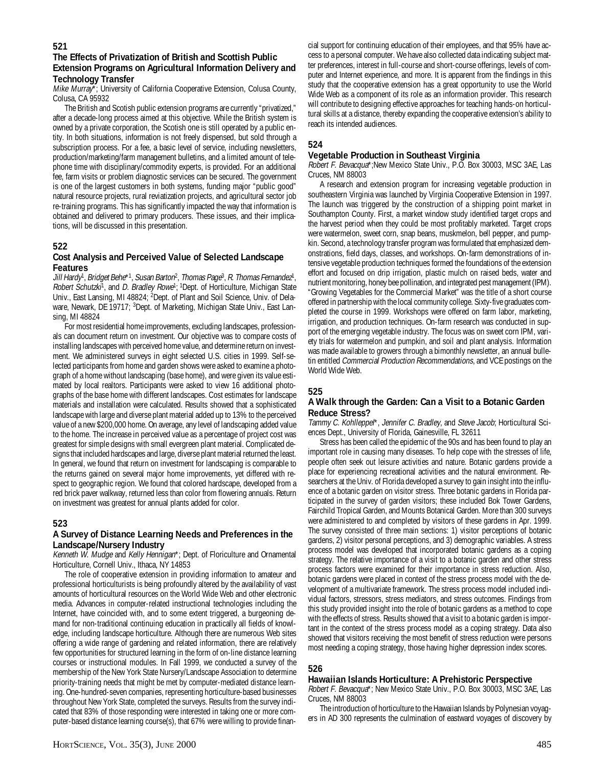## 521

### The Effects of Privatization of British and Scottish Public Extension Programs on Agricultural Information Delivery and Technology Transfer

*Mike Murray**; University of California Cooperative Extension, Colusa County, Colusa, CA 95932

The British and Scotish public extension programs are currently "privatized," after a decade-long process aimed at this objective. While the British system is owned by a private corporation, the Scotish one is still operated by a public entity. In both situations, information is not freely dispensed, but sold through a subscription process. For a fee, a basic level of service, including newsletters, production/marketing/farm management bulletins, and a limited amount of telephone time with disciplinary/commodity experts, is provided. For an additional fee, farm visits or problem diagnostic services can be secured. The government is one of the largest customers in both systems, funding major "public good" natural resource projects, rural reviatization projects, and agricultural sector job re-training programs. This has significantly impacted the way that information is obtained and delivered to primary producers. These issues, and their implications, will be discussed in this presentation.

## 522

### Cost Analysis and Perceived Value of Selected Landscape Features

*Jill Hardy*[1], *Bridget Behe**[1], *Susan Barton*[2], *Thomas Page*[3], *R. Thomas Fernandez*[1], *Robert Schutzki*[1], and *D. Bradley Rowe*[1]; [1]Dept. of Horticulture, Michigan State Univ., East Lansing, MI 48824; [2]Dept. of Plant and Soil Science, Univ. of Delaware, Newark, DE 19717; [3]Dept. of Marketing, Michigan State Univ., East Lansing, MI 48824

For most residential home improvements, excluding landscapes, professionals can document return on investment. Our objective was to compare costs of installing landscapes with perceived home value, and determine return on investment. We administered surveys in eight selected U.S. cities in 1999. Self-selected participants from home and garden shows were asked to examine a photograph of a home without landscaping (base home), and were given its value estimated by local realtors. Participants were asked to view 16 additional photographs of the base home with different landscapes. Cost estimates for landscape materials and installation were calculated. Results showed that a sophisticated landscape with large and diverse plant material added up to 13% to the perceived value of a new $200,000 home. On average, any level of landscaping added value to the home. The increase in perceived value as a percentage of project cost was greatest for simple designs with small evergreen plant material. Complicated designs that included hardscapes and large, diverse plant material returned the least. In general, we found that return on investment for landscaping is comparable to the returns gained on several major home improvements, yet differed with respect to geographic region. We found that colored hardscape, developed from a red brick paver walkway, returned less than color from flowering annuals. Return on investment was greatest for annual plants added for color.

## 523

### A Survey of Distance Learning Needs and Preferences in the Landscape/Nursery Industry

*Kenneth W. Mudge* and *Kelly Hennigan**; Dept. of Floriculture and Ornamental Horticulture, Cornell Univ., Ithaca, NY 14853

The role of cooperative extension in providing information to amateur and professional horticulturists is being profoundly altered by the availability of vast amounts of horticultural resources on the World Wide Web and other electronic media. Advances in computer-related instructional technologies including the Internet, have coincided with, and to some extent triggered, a burgeoning demand for non-traditional continuing education in practically all fields of knowledge, including landscape horticulture. Although there are numerous Web sites offering a wide range of gardening and related information, there are relatively few opportunities for structured learning in the form of on-line distance learning courses or instructional modules. In Fall 1999, we conducted a survey of the membership of the New York State Nursery/Landscape Association to determine priority-training needs that might be met by computer-mediated distance learning. One-hundred-seven companies, representing horticulture-based businesses throughout New York State, completed the surveys. Results from the survey indicated that 83% of those responding were interested in taking one or more computer-based distance learning course(s), that 67% were willing to provide financial support for continuing education of their employees, and that 95% have access to a personal computer. We have also collected data indicating subject matter preferences, interest in full-course and short-course offerings, levels of computer and Internet experience, and more. It is apparent from the findings in this study that the cooperative extension has a great opportunity to use the World Wide Web as a component of its role as an information provider. This research will contribute to designing effective approaches for teaching hands-on horticultural skills at a distance, thereby expanding the cooperative extension's ability to reach its intended audiences.

## 524

### Vegetable Production in Southeast Virginia

*Robert F. Bevacqua**;New Mexico State Univ., P.O. Box 30003, MSC 3AE, Las Cruces, NM 88003

A research and extension program for increasing vegetable production in southeastern Virginia was launched by Virginia Cooperative Extension in 1997. The launch was triggered by the construction of a shipping point market in Southampton County. First, a market window study identified target crops and the harvest period when they could be most profitably marketed. Target crops were watermelon, sweet corn, snap beans, muskmelon, bell pepper, and pumpkin. Second, a technology transfer program was formulated that emphasized demonstrations, field days, classes, and workshops. On-farm demonstrations of intensive vegetable production techniques formed the foundations of the extension effort and focused on drip irrigation, plastic mulch on raised beds, water and nutrient monitoring, honey bee pollination, and integrated pest management (IPM). "Growing Vegetables for the Commercial Market" was the title of a short course offered in partnership with the local community college. Sixty-five graduates completed the course in 1999. Workshops were offered on farm labor, marketing, irrigation, and production techniques. On-farm research was conducted in support of the emerging vegetable industry. The focus was on sweet corn IPM, variety trials for watermelon and pumpkin, and soil and plant analysis. Information was made available to growers through a bimonthly newsletter, an annual bulletin entitled *Commercial Production Recommendations*, and VCE postings on the World Wide Web.

## 525

### A Walk through the Garden: Can a Visit to a Botanic Garden Reduce Stress?

*Tammy C. Kohlleppel**, *Jennifer C. Bradley*, and *Steve Jacob*; Horticultural Sciences Dept., University of Florida, Gainesville, FL 32611

Stress has been called the epidemic of the 90s and has been found to play an important role in causing many diseases. To help cope with the stresses of life, people often seek out leisure activities and nature. Botanic gardens provide a place for experiencing recreational activities and the natural environment. Researchers at the Univ. of Florida developed a survey to gain insight into the influence of a botanic garden on visitor stress. Three botanic gardens in Florida participated in the survey of garden visitors; these included Bok Tower Gardens, Fairchild Tropical Garden, and Mounts Botanical Garden. More than 300 surveys were administered to and completed by visitors of these gardens in Apr. 1999. The survey consisted of three main sections: 1) visitor perceptions of botanic gardens, 2) visitor personal perceptions, and 3) demographic variables. A stress process model was developed that incorporated botanic gardens as a coping strategy. The relative importance of a visit to a botanic garden and other stress process factors were examined for their importance in stress reduction. Also, botanic gardens were placed in context of the stress process model with the development of a multivariate framework. The stress process model included individual factors, stressors, stress mediators, and stress outcomes. Findings from this study provided insight into the role of botanic gardens as a method to cope with the effects of stress. Results showed that a visit to a botanic garden is important in the context of the stress process model as a coping strategy. Data also showed that visitors receiving the most benefit of stress reduction were persons most needing a coping strategy, those having higher depression index scores.

## 526

### Hawaiian Islands Horticulture: A Prehistoric Perspective

*Robert F. Bevacqua**; New Mexico State Univ., P.O. Box 30003, MSC 3AE, Las Cruces, NM 88003

The introduction of horticulture to the Hawaiian Islands by Polynesian voyagers in AD 300 represents the culmination of eastward voyages of discovery by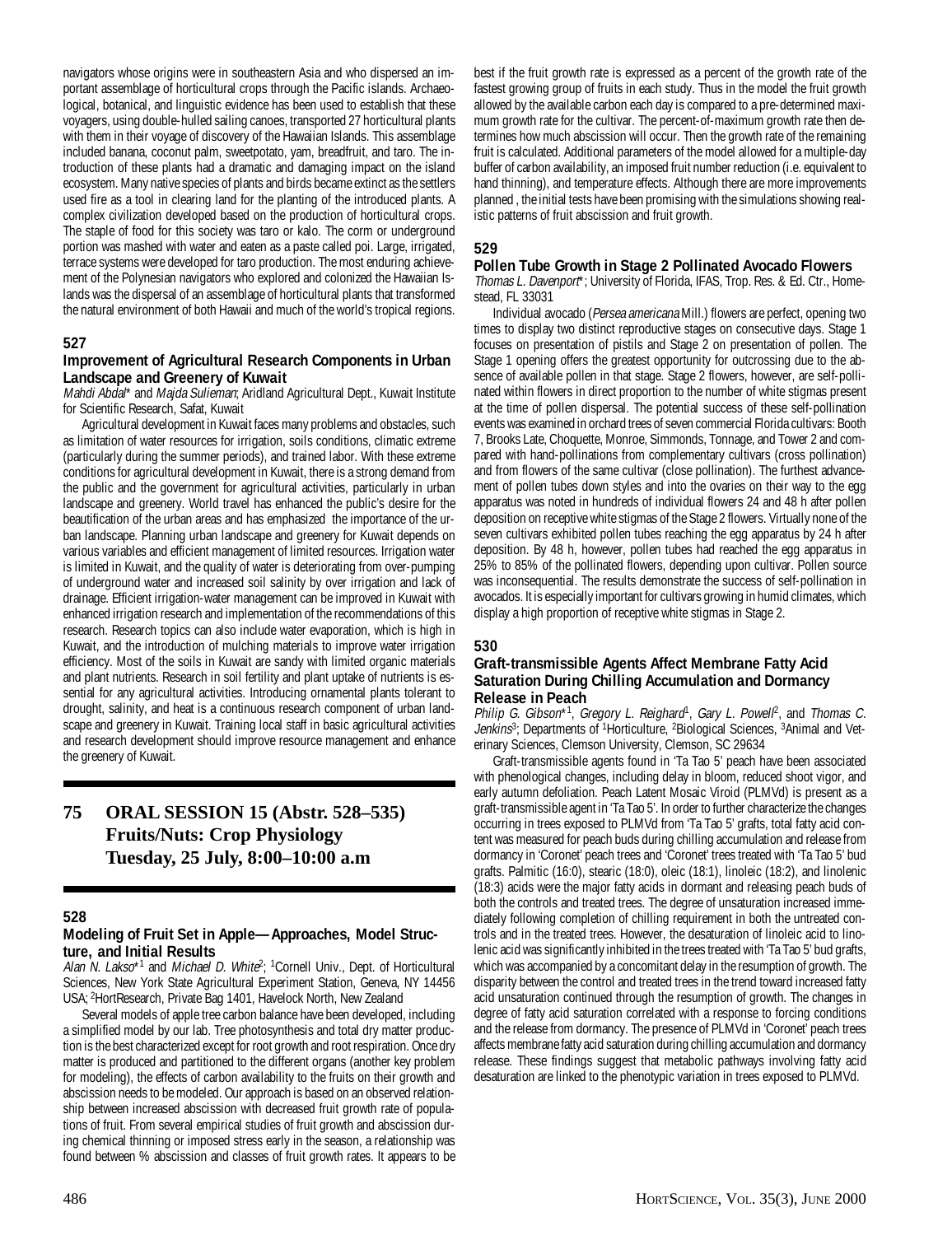navigators whose origins were in southeastern Asia and who dispersed an important assemblage of horticultural crops through the Pacific islands. Archaeological, botanical, and linguistic evidence has been used to establish that these voyagers, using double-hulled sailing canoes, transported 27 horticultural plants with them in their voyage of discovery of the Hawaiian Islands. This assemblage included banana, coconut palm, sweetpotato, yam, breadfruit, and taro. The introduction of these plants had a dramatic and damaging impact on the island ecosystem. Many native species of plants and birds became extinct as the settlers used fire as a tool in clearing land for the planting of the introduced plants. A complex civilization developed based on the production of horticultural crops. The staple of food for this society was taro or kalo. The corm or underground portion was mashed with water and eaten as a paste called poi. Large, irrigated, terrace systems were developed for taro production. The most enduring achievement of the Polynesian navigators who explored and colonized the Hawaiian Islands was the dispersal of an assemblage of horticultural plants that transformed the natural environment of both Hawaii and much of the world's tropical regions.

**527**

### Improvement of Agricultural Research Components in Urban Landscape and Greenery of Kuwait

*Mahdi Abdal*\* and *Majda Sulieman*; Aridland Agricultural Dept., Kuwait Institute for Scientific Research, Safat, Kuwait

Agricultural development in Kuwait faces many problems and obstacles, such as limitation of water resources for irrigation, soils conditions, climatic extreme (particularly during the summer periods), and trained labor. With these extreme conditions for agricultural development in Kuwait, there is a strong demand from the public and the government for agricultural activities, particularly in urban landscape and greenery. World travel has enhanced the public's desire for the beautification of the urban areas and has emphasized the importance of the urban landscape. Planning urban landscape and greenery for Kuwait depends on various variables and efficient management of limited resources. Irrigation water is limited in Kuwait, and the quality of water is deteriorating from over-pumping of underground water and increased soil salinity by over irrigation and lack of drainage. Efficient irrigation-water management can be improved in Kuwait with enhanced irrigation research and implementation of the recommendations of this research. Research topics can also include water evaporation, which is high in Kuwait, and the introduction of mulching materials to improve water irrigation efficiency. Most of the soils in Kuwait are sandy with limited organic materials and plant nutrients. Research in soil fertility and plant uptake of nutrients is essential for any agricultural activities. Introducing ornamental plants tolerant to drought, salinity, and heat is a continuous research component of urban landscape and greenery in Kuwait. Training local staff in basic agricultural activities and research development should improve resource management and enhance the greenery of Kuwait.

## 75 ORAL SESSION 15 (Abstr. 528–535) Fruits/Nuts: Crop Physiology Tuesday, 25 July, 8:00–10:00 a.m

**528**

### Modeling of Fruit Set in Apple—Approaches, Model Structure, and Initial Results

*Alan N. Lakso*\*[1] and *Michael D. White*[2]; [1]Cornell Univ., Dept. of Horticultural Sciences, New York State Agricultural Experiment Station, Geneva, NY 14456 USA; [2]HortResearch, Private Bag 1401, Havelock North, New Zealand

Several models of apple tree carbon balance have been developed, including a simplified model by our lab. Tree photosynthesis and total dry matter production is the best characterized except for root growth and root respiration. Once dry matter is produced and partitioned to the different organs (another key problem for modeling), the effects of carbon availability to the fruits on their growth and abscission needs to be modeled. Our approach is based on an observed relationship between increased abscission with decreased fruit growth rate of populations of fruit. From several empirical studies of fruit growth and abscission during chemical thinning or imposed stress early in the season, a relationship was found between % abscission and classes of fruit growth rates. It appears to be best if the fruit growth rate is expressed as a percent of the growth rate of the fastest growing group of fruits in each study. Thus in the model the fruit growth allowed by the available carbon each day is compared to a pre-determined maximum growth rate for the cultivar. The percent-of-maximum growth rate then determines how much abscission will occur. Then the growth rate of the remaining fruit is calculated. Additional parameters of the model allowed for a multiple-day buffer of carbon availability, an imposed fruit number reduction (i.e. equivalent to hand thinning), and temperature effects. Although there are more improvements planned , the initial tests have been promising with the simulations showing realistic patterns of fruit abscission and fruit growth.

**529**

### Pollen Tube Growth in Stage 2 Pollinated Avocado Flowers

*Thomas L. Davenport*\*; University of Florida, IFAS, Trop. Res. & Ed. Ctr., Homestead, FL 33031

Individual avocado (*Persea americana* Mill.) flowers are perfect, opening two times to display two distinct reproductive stages on consecutive days. Stage 1 focuses on presentation of pistils and Stage 2 on presentation of pollen. The Stage 1 opening offers the greatest opportunity for outcrossing due to the absence of available pollen in that stage. Stage 2 flowers, however, are self-pollinated within flowers in direct proportion to the number of white stigmas present at the time of pollen dispersal. The potential success of these self-pollination events was examined in orchard trees of seven commercial Florida cultivars: Booth 7, Brooks Late, Choquette, Monroe, Simmonds, Tonnage, and Tower 2 and compared with hand-pollinations from complementary cultivars (cross pollination) and from flowers of the same cultivar (close pollination). The furthest advancement of pollen tubes down styles and into the ovaries on their way to the egg apparatus was noted in hundreds of individual flowers 24 and 48 h after pollen deposition on receptive white stigmas of the Stage 2 flowers. Virtually none of the seven cultivars exhibited pollen tubes reaching the egg apparatus by 24 h after deposition. By 48 h, however, pollen tubes had reached the egg apparatus in 25% to 85% of the pollinated flowers, depending upon cultivar. Pollen source was inconsequential. The results demonstrate the success of self-pollination in avocados. It is especially important for cultivars growing in humid climates, which display a high proportion of receptive white stigmas in Stage 2.

**530**

### Graft-transmissible Agents Affect Membrane Fatty Acid Saturation During Chilling Accumulation and Dormancy Release in Peach

*Philip G. Gibson*\*[1], *Gregory L. Reighard*[1], *Gary L. Powell*[2], and *Thomas C. Jenkins*[3]; Departments of [1]Horticulture, [2]Biological Sciences, [3]Animal and Veterinary Sciences, Clemson University, Clemson, SC 29634

Graft-transmissible agents found in 'Ta Tao 5' peach have been associated with phenological changes, including delay in bloom, reduced shoot vigor, and early autumn defoliation. Peach Latent Mosaic Viroid (PLMVd) is present as a graft-transmissible agent in 'Ta Tao 5'. In order to further characterize the changes occurring in trees exposed to PLMVd from 'Ta Tao 5' grafts, total fatty acid content was measured for peach buds during chilling accumulation and release from dormancy in 'Coronet' peach trees and 'Coronet' trees treated with 'Ta Tao 5' bud grafts. Palmitic (16:0), stearic (18:0), oleic (18:1), linoleic (18:2), and linolenic (18:3) acids were the major fatty acids in dormant and releasing peach buds of both the controls and treated trees. The degree of unsaturation increased immediately following completion of chilling requirement in both the untreated controls and in the treated trees. However, the desaturation of linoleic acid to linolenic acid was significantly inhibited in the trees treated with 'Ta Tao 5' bud grafts, which was accompanied by a concomitant delay in the resumption of growth. The disparity between the control and treated trees in the trend toward increased fatty acid unsaturation continued through the resumption of growth. The changes in degree of fatty acid saturation correlated with a response to forcing conditions and the release from dormancy. The presence of PLMVd in 'Coronet' peach trees affects membrane fatty acid saturation during chilling accumulation and dormancy release. These findings suggest that metabolic pathways involving fatty acid desaturation are linked to the phenotypic variation in trees exposed to PLMVd.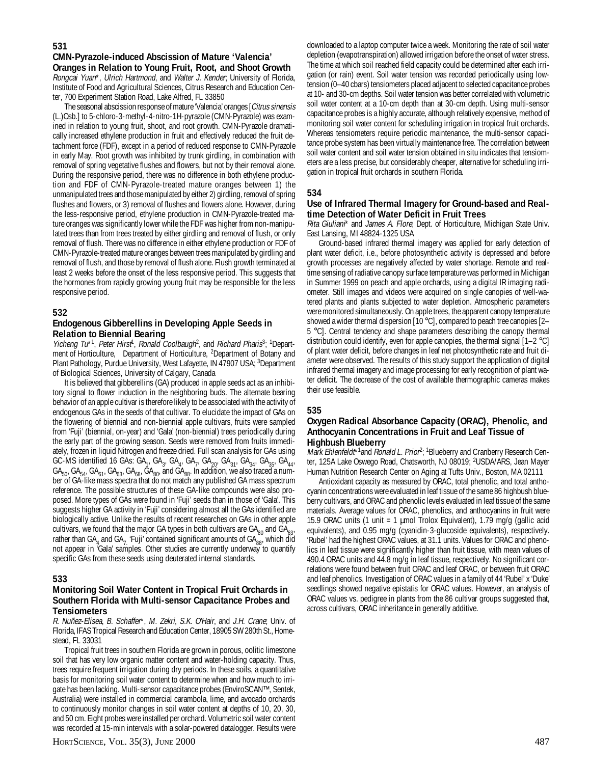## 531

### CMN-Pyrazole-induced Abscission of Mature 'Valencia' Oranges in Relation to Young Fruit, Root, and Shoot Growth

*Rongcai Yuan*\*, *Ulrich Hartmond*, and *Walter J. Kender*; University of Florida, Institute of Food and Agricultural Sciences, Citrus Research and Education Center, 700 Experiment Station Road, Lake Alfred, FL 33850

The seasonal abscission response of mature 'Valencia' oranges [*Citrus sinensis* (L.)Osb.] to 5-chloro-3-methyl-4-nitro-1H-pyrazole (CMN-Pyrazole) was examined in relation to young fruit, shoot, and root growth. CMN-Pyrazole dramatically increased ethylene production in fruit and effectively reduced the fruit detachment force (FDF), except in a period of reduced response to CMN-Pyrazole in early May. Root growth was inhibited by trunk girdling, in combination with removal of spring vegetative flushes and flowers, but not by their removal alone. During the responsive period, there was no difference in both ethylene production and FDF of CMN-Pyrazole-treated mature oranges between 1) the unmanipulated trees and those manipulated by either 2) girdling, removal of spring flushes and flowers, or 3) removal of flushes and flowers alone. However, during the less-responsive period, ethylene production in CMN-Pyrazole-treated mature oranges was significantly lower while the FDF was higher from non-manipulated trees than from trees treated by either girdling and removal of flush, or only removal of flush. There was no difference in either ethylene production or FDF of CMN-Pyrazole-treated mature oranges between trees manipulated by girdling and removal of flush, and those by removal of flush alone. Flush growth terminated at least 2 weeks before the onset of the less responsive period. This suggests that the hormones from rapidly growing young fruit may be responsible for the less responsive period.

## 532

### Endogenous Gibberellins in Developing Apple Seeds in Relation to Biennial Bearing

*Yicheng Tu*\*[1], *Peter Hirst*[1], *Ronald Coolbaugh*[2], and *Richard Pharis*[3]; [1]Department of Horticulture, Department of Horticulture, [2]Department of Botany and Plant Pathology, Purdue University, West Lafayette, IN 47907 USA; [3]Department of Biological Sciences, University of Calgary, Canada

It is believed that gibberellins (GA) produced in apple seeds act as an inhibitory signal to flower induction in the neighboring buds. The alternate bearing behavior of an apple cultivar is therefore likely to be associated with the activity of endogenous GAs in the seeds of that cultivar. To elucidate the impact of GAs on the flowering of biennial and non-biennial apple cultivars, fruits were sampled from 'Fuji' (biennial, on-year) and 'Gala' (non-biennial) trees periodically during the early part of the growing season. Seeds were removed from fruits immediately, frozen in liquid Nitrogen and freeze dried. Full scan analysis for GAs using GC-MS identified 16 GAs: $GA_1$, $GA_3$, $GA_4$, $GA_7$, $GA_{20}$, $GA_{31}$, $GA_{34}$, $GA_{35}$, $GA_{44}$, $GA_{50}$, $GA_{54}$, $GA_{61}$, $GA_{63}$, $GA_{68}$, $GA_{80}$, and $GA_{88}$. In addition, we also traced a number of GA-like mass spectra that do not match any published GA mass spectrum reference. The possible structures of these GA-like compounds were also proposed. More types of GAs were found in 'Fuji' seeds than in those of 'Gala'. This suggests higher GA activity in 'Fuji' considering almost all the GAs identified are biologically active. Unlike the results of recent researches on GAs in other apple cultivars, we found that the major GA types in both cultivars are $GA_{80}$ and $GA_{63}$, rather than $GA_4$ and $GA_7$. 'Fuji' contained significant amounts of $GA_{88}$, which did not appear in 'Gala' samples. Other studies are currently underway to quantify specific GAs from these seeds using deuterated internal standards.

## 533

### Monitoring Soil Water Content in Tropical Fruit Orchards in Southern Florida with Multi-sensor Capacitance Probes and Tensiometers

*R. Nuñez-Elisea*, *B. Schaffer*\*, *M. Zekri*, *S.K. O'Hair*, and *J.H. Crane*; Univ. of Florida, IFAS Tropical Research and Education Center, 18905 SW 280th St., Homestead, FL 33031

Tropical fruit trees in southern Florida are grown in porous, oolitic limestone soil that has very low organic matter content and water-holding capacity. Thus, trees require frequent irrigation during dry periods. In these soils, a quantitative basis for monitoring soil water content to determine when and how much to irrigate has been lacking. Multi-sensor capacitance probes (EnviroSCAN™, Sentek, Australia) were installed in commercial carambola, lime, and avocado orchards to continuously monitor changes in soil water content at depths of 10, 20, 30, and 50 cm. Eight probes were installed per orchard. Volumetric soil water content was recorded at 15-min intervals with a solar-powered datalogger. Results were downloaded to a laptop computer twice a week. Monitoring the rate of soil water depletion (evapotranspiration) allowed irrigation before the onset of water stress. The time at which soil reached field capacity could be determined after each irrigation (or rain) event. Soil water tension was recorded periodically using low-tension (0–40 cbars) tensiometers placed adjacent to selected capacitance probes at 10- and 30-cm depths. Soil water tension was better correlated with volumetric soil water content at a 10-cm depth than at 30-cm depth. Using multi-sensor capacitance probes is a highly accurate, although relatively expensive, method of monitoring soil water content for scheduling irrigation in tropical fruit orchards. Whereas tensiometers require periodic maintenance, the multi-sensor capacitance probe system has been virtually maintenance free. The correlation between soil water content and soil water tension obtained in situ indicates that tensiometers are a less precise, but considerably cheaper, alternative for scheduling irrigation in tropical fruit orchards in southern Florida.

## 534

### Use of Infrared Thermal Imagery for Ground-based and Real-time Detection of Water Deficit in Fruit Trees

*Rita Giuliani*\* and *James A. Flore*; Dept. of Horticulture, Michigan State Univ. East Lansing, MI 48824-1325 USA

Ground-based infrared thermal imagery was applied for early detection of plant water deficit, i.e., before photosynthetic activity is depressed and before growth processes are negatively affected by water shortage. Remote and real-time sensing of radiative canopy surface temperature was performed in Michigan in Summer 1999 on peach and apple orchards, using a digital IR imaging radiometer. Still images and videos were acquired on single canopies of well-watered plants and plants subjected to water depletion. Atmospheric parameters were monitored simultaneously. On apple trees, the apparent canopy temperature showed a wider thermal dispersion [10 °C], compared to peach tree canopies [2–5 °C]. Central tendency and shape parameters describing the canopy thermal distribution could identify, even for apple canopies, the thermal signal [1–2 °C] of plant water deficit, before changes in leaf net photosynthetic rate and fruit diameter were observed. The results of this study support the application of digital infrared thermal imagery and image processing for early recognition of plant water deficit. The decrease of the cost of available thermographic cameras makes their use feasible.

## 535

### Oxygen Radical Absorbance Capacity (ORAC), Phenolic, and Anthocyanin Concentrations in Fruit and Leaf Tissue of Highbush Blueberry

*Mark Ehlenfeldt*\*[1] and *Ronald L. Prior*[2]; [1]Blueberry and Cranberry Research Center, 125A Lake Oswego Road, Chatsworth, NJ 08019; [2]USDA/ARS, Jean Mayer Human Nutrition Research Center on Aging at Tufts Univ., Boston, MA 02111

Antioxidant capacity as measured by ORAC, total phenolic, and total anthocyanin concentrations were evaluated in leaf tissue of the same 86 highbush blueberry cultivars, and ORAC and phenolic levels evaluated in leaf tissue of the same materials. Average values for ORAC, phenolics, and anthocyanins in fruit were 15.9 ORAC units (1 unit = 1 µmol Trolox Equivalent), 1.79 mg/g (gallic acid equivalents), and 0.95 mg/g (cyanidin-3-glucoside equivalents), respectively. 'Rubel' had the highest ORAC values, at 31.1 units. Values for ORAC and phenolics in leaf tissue were significantly higher than fruit tissue, with mean values of 490.4 ORAC units and 44.8 mg/g in leaf tissue, respectively. No significant correlations were found between fruit ORAC and leaf ORAC, or between fruit ORAC and leaf phenolics. Investigation of ORAC values in a family of 44 'Rubel' x 'Duke' seedlings showed negative epistatis for ORAC values. However, an analysis of ORAC values vs. pedigree in plants from the 86 cultivar groups suggested that, across cultivars, ORAC inheritance in generally additive.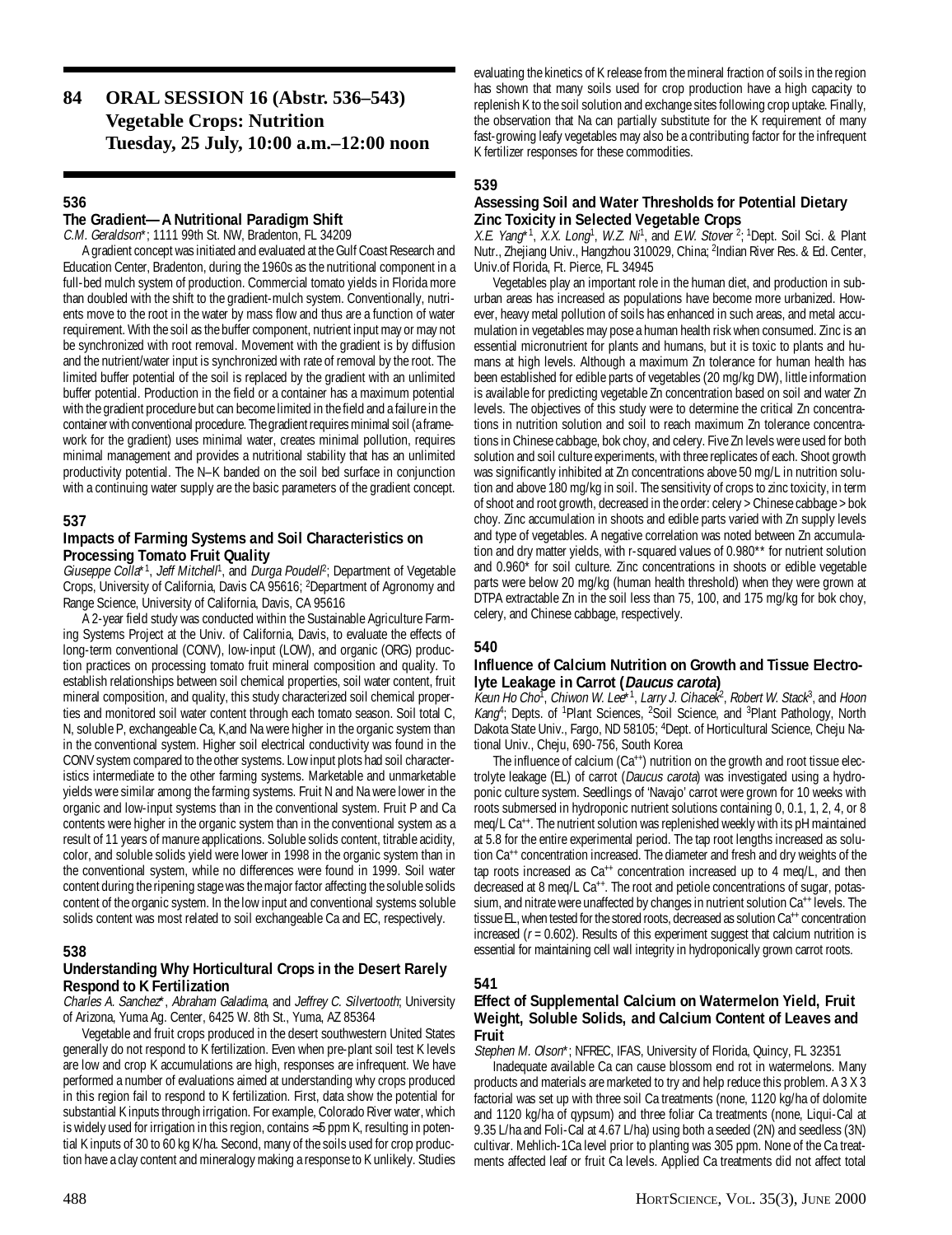# 84 ORAL SESSION 16 (Abstr. 536–543) Vegetable Crops: Nutrition Tuesday, 25 July, 10:00 a.m.–12:00 noon

### 536

#### The Gradient—A Nutritional Paradigm Shift

*C.M. Geraldson**; 1111 99th St. NW, Bradenton, FL 34209

A gradient concept was initiated and evaluated at the Gulf Coast Research and Education Center, Bradenton, during the 1960s as the nutritional component in a full-bed mulch system of production. Commercial tomato yields in Florida more than doubled with the shift to the gradient-mulch system. Conventionally, nutrients move to the root in the water by mass flow and thus are a function of water requirement. With the soil as the buffer component, nutrient input may or may not be synchronized with root removal. Movement with the gradient is by diffusion and the nutrient/water input is synchronized with rate of removal by the root. The limited buffer potential of the soil is replaced by the gradient with an unlimited buffer potential. Production in the field or a container has a maximum potential with the gradient procedure but can become limited in the field and a failure in the container with conventional procedure. The gradient requires minimal soil (a framework for the gradient) uses minimal water, creates minimal pollution, requires minimal management and provides a nutritional stability that has an unlimited productivity potential. The N–K banded on the soil bed surface in conjunction with a continuing water supply are the basic parameters of the gradient concept.

### 537

#### Impacts of Farming Systems and Soil Characteristics on Processing Tomato Fruit Quality

*Giuseppe Colla**[1], *Jeff Mitchell*[1], and *Durga Poudel*[2]; Department of Vegetable Crops, University of California, Davis CA 95616; [2]Department of Agronomy and Range Science, University of California, Davis, CA 95616

A 2-year field study was conducted within the Sustainable Agriculture Farming Systems Project at the Univ. of California, Davis, to evaluate the effects of long-term conventional (CONV), low-input (LOW), and organic (ORG) production practices on processing tomato fruit mineral composition and quality. To establish relationships between soil chemical properties, soil water content, fruit mineral composition, and quality, this study characterized soil chemical properties and monitored soil water content through each tomato season. Soil total C, N, soluble P, exchangeable Ca, K,and Na were higher in the organic system than in the conventional system. Higher soil electrical conductivity was found in the CONV system compared to the other systems. Low input plots had soil characteristics intermediate to the other farming systems. Marketable and unmarketable yields were similar among the farming systems. Fruit N and Na were lower in the organic and low-input systems than in the conventional system. Fruit P and Ca contents were higher in the organic system than in the conventional system as a result of 11 years of manure applications. Soluble solids content, titrable acidity, color, and soluble solids yield were lower in 1998 in the organic system than in the conventional system, while no differences were found in 1999. Soil water content during the ripening stage was the major factor affecting the soluble solids content of the organic system. In the low input and conventional systems soluble solids content was most related to soil exchangeable Ca and EC, respectively.

### 538

#### Understanding Why Horticultural Crops in the Desert Rarely Respond to K Fertilization

*Charles A. Sanchez**, *Abraham Galadima*, and *Jeffrey C. Silvertooth*; University of Arizona, Yuma Ag. Center, 6425 W. 8th St., Yuma, AZ 85364

Vegetable and fruit crops produced in the desert southwestern United States generally do not respond to K fertilization. Even when pre-plant soil test K levels are low and crop K accumulations are high, responses are infrequent. We have performed a number of evaluations aimed at understanding why crops produced in this region fail to respond to K fertilization. First, data show the potential for substantial K inputs through irrigation. For example, Colorado River water, which is widely used for irrigation in this region, contains ≈5 ppm K, resulting in potential K inputs of 30 to 60 kg K/ha. Second, many of the soils used for crop production have a clay content and mineralogy making a response to K unlikely. Studies evaluating the kinetics of K release from the mineral fraction of soils in the region has shown that many soils used for crop production have a high capacity to replenish K to the soil solution and exchange sites following crop uptake. Finally, the observation that Na can partially substitute for the K requirement of many fast-growing leafy vegetables may also be a contributing factor for the infrequent K fertilizer responses for these commodities.

### 539

#### Assessing Soil and Water Thresholds for Potential Dietary Zinc Toxicity in Selected Vegetable Crops

*X.E. Yang**[1], *X.X. Long*[1], *W.Z. Ni*[1], and *E.W. Stover*[2]; [1]Dept. Soil Sci. & Plant Nutr., Zhejiang Univ., Hangzhou 310029, China; [2]Indian River Res. & Ed. Center, Univ.of Florida, Ft. Pierce, FL 34945

Vegetables play an important role in the human diet, and production in suburban areas has increased as populations have become more urbanized. However, heavy metal pollution of soils has enhanced in such areas, and metal accumulation in vegetables may pose a human health risk when consumed. Zinc is an essential micronutrient for plants and humans, but it is toxic to plants and humans at high levels. Although a maximum Zn tolerance for human health has been established for edible parts of vegetables (20 mg/kg DW), little information is available for predicting vegetable Zn concentration based on soil and water Zn levels. The objectives of this study were to determine the critical Zn concentrations in nutrition solution and soil to reach maximum Zn tolerance concentrations in Chinese cabbage, bok choy, and celery. Five Zn levels were used for both solution and soil culture experiments, with three replicates of each. Shoot growth was significantly inhibited at Zn concentrations above 50 mg/L in nutrition solution and above 180 mg/kg in soil. The sensitivity of crops to zinc toxicity, in term of shoot and root growth, decreased in the order: celery > Chinese cabbage > bok choy. Zinc accumulation in shoots and edible parts varied with Zn supply levels and type of vegetables. A negative correlation was noted between Zn accumulation and dry matter yields, with r-squared values of 0.980** for nutrient solution and 0.960* for soil culture. Zinc concentrations in shoots or edible vegetable parts were below 20 mg/kg (human health threshold) when they were grown at DTPA extractable Zn in the soil less than 75, 100, and 175 mg/kg for bok choy, celery, and Chinese cabbage, respectively.

### 540

#### Influence of Calcium Nutrition on Growth and Tissue Electrolyte Leakage in Carrot (*Daucus carota*)

*Keun Ho Cho*[1], *Chiwon W. Lee**[1], *Larry J. Cihacek*[2], *Robert W. Stack*[3], and *Hoon Kang*[4]; Depts. of [1]Plant Sciences, [2]Soil Science, and [3]Plant Pathology, North Dakota State Univ., Fargo, ND 58105; [4]Dept. of Horticultural Science, Cheju National Univ., Cheju, 690-756, South Korea

The influence of calcium ($Ca^{++}$) nutrition on the growth and root tissue electrolyte leakage (EL) of carrot (*Daucus carota*) was investigated using a hydroponic culture system. Seedlings of 'Navajo' carrot were grown for 10 weeks with roots submersed in hydroponic nutrient solutions containing 0, 0.1, 1, 2, 4, or 8 meq/L $Ca^{++}$. The nutrient solution was replenished weekly with its pH maintained at 5.8 for the entire experimental period. The tap root lengths increased as solution $Ca^{++}$ concentration increased. The diameter and fresh and dry weights of the tap roots increased as $Ca^{++}$ concentration increased up to 4 meq/L, and then decreased at 8 meq/L $Ca^{++}$. The root and petiole concentrations of sugar, potassium, and nitrate were unaffected by changes in nutrient solution $Ca^{++}$ levels. The tissue EL, when tested for the stored roots, decreased as solution $Ca^{++}$ concentration increased ($r = 0.602$). Results of this experiment suggest that calcium nutrition is essential for maintaining cell wall integrity in hydroponically grown carrot roots.

### 541

#### Effect of Supplemental Calcium on Watermelon Yield, Fruit Weight, Soluble Solids, and Calcium Content of Leaves and Fruit

*Stephen M. Olson**; NFREC, IFAS, University of Florida, Quincy, FL 32351

Inadequate available Ca can cause blossom end rot in watermelons. Many products and materials are marketed to try and help reduce this problem. A 3 X 3 factorial was set up with three soil Ca treatments (none, 1120 kg/ha of dolomite and 1120 kg/ha of gypsum) and three foliar Ca treatments (none, Liqui-Cal at 9.35 L/ha and Foli-Cal at 4.67 L/ha) using both a seeded (2N) and seedless (3N) cultivar. Mehlich-1Ca level prior to planting was 305 ppm. None of the Ca treatments affected leaf or fruit Ca levels. Applied Ca treatments did not affect total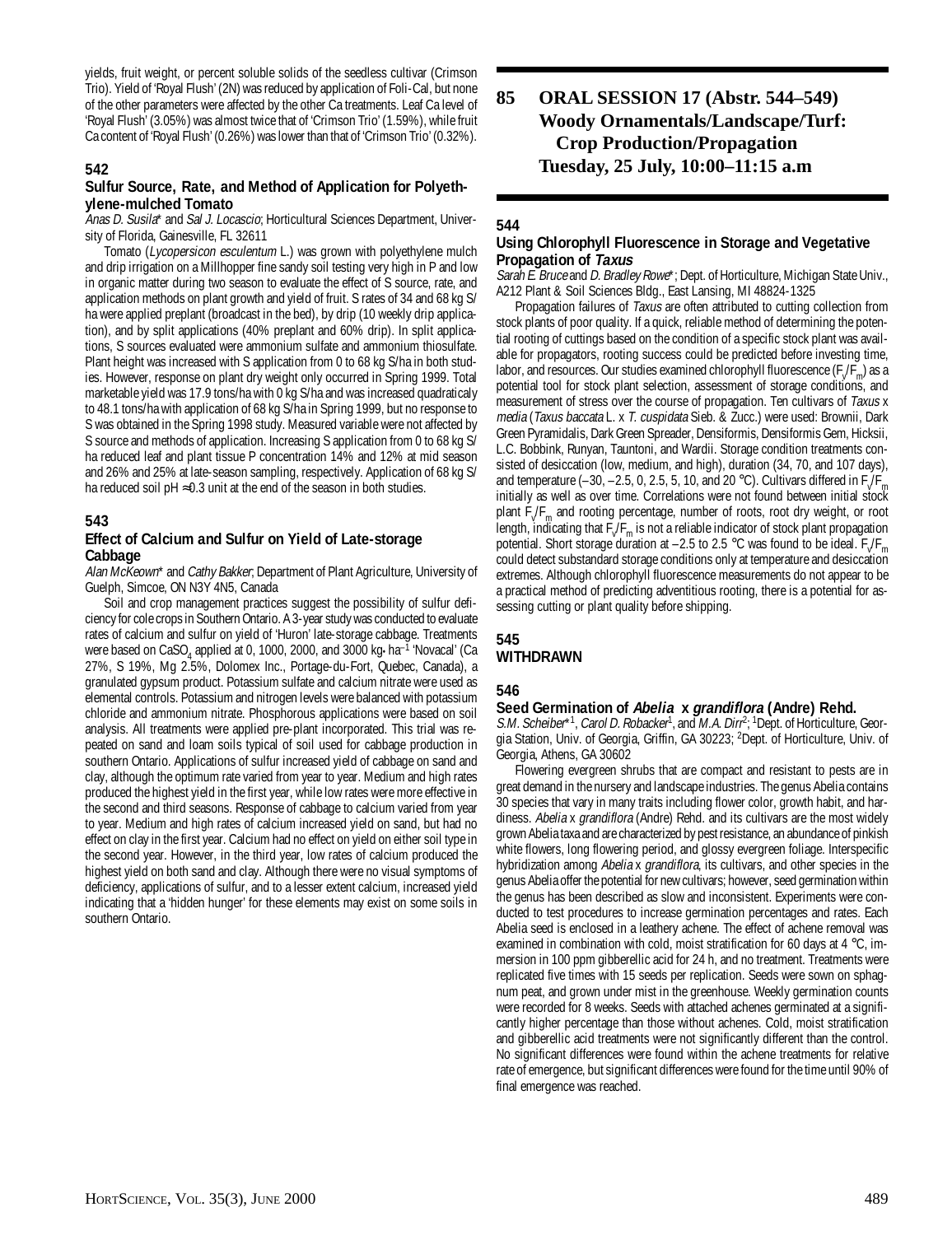yields, fruit weight, or percent soluble solids of the seedless cultivar (Crimson Trio). Yield of 'Royal Flush' (2N) was reduced by application of Foli-Cal, but none of the other parameters were affected by the other Ca treatments. Leaf Ca level of 'Royal Flush' (3.05%) was almost twice that of 'Crimson Trio' (1.59%), while fruit Ca content of 'Royal Flush' (0.26%) was lower than that of 'Crimson Trio' (0.32%).

### 542

### Sulfur Source, Rate, and Method of Application for Polyethylene-mulched Tomato

*Anas D. Susila** and *Sal J. Locascio*; Horticultural Sciences Department, University of Florida, Gainesville, FL 32611

Tomato (*Lycopersicon esculentum* L.) was grown with polyethylene mulch and drip irrigation on a Millhopper fine sandy soil testing very high in P and low in organic matter during two season to evaluate the effect of S source, rate, and application methods on plant growth and yield of fruit. S rates of 34 and 68 kg S/ha were applied preplant (broadcast in the bed), by drip (10 weekly drip application), and by split applications (40% preplant and 60% drip). In split applications, S sources evaluated were ammonium sulfate and ammonium thiosulfate. Plant height was increased with S application from 0 to 68 kg S/ha in both studies. However, response on plant dry weight only occurred in Spring 1999. Total marketable yield was 17.9 tons/ha with 0 kg S/ha and was increased quadraticaly to 48.1 tons/ha with application of 68 kg S/ha in Spring 1999, but no response to S was obtained in the Spring 1998 study. Measured variable were not affected by S source and methods of application. Increasing S application from 0 to 68 kg S/ha reduced leaf and plant tissue P concentration 14% and 12% at mid season and 26% and 25% at late-season sampling, respectively. Application of 68 kg S/ha reduced soil pH ≈0.3 unit at the end of the season in both studies.

### 543

### Effect of Calcium and Sulfur on Yield of Late-storage Cabbage

*Alan McKeown** and *Cathy Bakker*; Department of Plant Agriculture, University of Guelph, Simcoe, ON N3Y 4N5, Canada

Soil and crop management practices suggest the possibility of sulfur deficiency for cole crops in Southern Ontario. A 3-year study was conducted to evaluate rates of calcium and sulfur on yield of 'Huron' late-storage cabbage. Treatments were based on $CaSO_4$ applied at 0, 1000, 2000, and 3000 kg·ha$^{-1}$ 'Novacal' (Ca 27%, S 19%, Mg 2.5%, Dolomex Inc., Portage-du-Fort, Quebec, Canada), a granulated gypsum product. Potassium sulfate and calcium nitrate were used as elemental controls. Potassium and nitrogen levels were balanced with potassium chloride and ammonium nitrate. Phosphorous applications were based on soil analysis. All treatments were applied pre-plant incorporated. This trial was repeated on sand and loam soils typical of soil used for cabbage production in southern Ontario. Applications of sulfur increased yield of cabbage on sand and clay, although the optimum rate varied from year to year. Medium and high rates produced the highest yield in the first year, while low rates were more effective in the second and third seasons. Response of cabbage to calcium varied from year to year. Medium and high rates of calcium increased yield on sand, but had no effect on clay in the first year. Calcium had no effect on yield on either soil type in the second year. However, in the third year, low rates of calcium produced the highest yield on both sand and clay. Although there were no visual symptoms of deficiency, applications of sulfur, and to a lesser extent calcium, increased yield indicating that a 'hidden hunger' for these elements may exist on some soils in southern Ontario.

## 85 ORAL SESSION 17 (Abstr. 544–549) Woody Ornamentals/Landscape/Turf: Crop Production/Propagation Tuesday, 25 July, 10:00–11:15 a.m

### 544

### Using Chlorophyll Fluorescence in Storage and Vegetative Propagation of *Taxus*

*Sarah E. Bruce* and *D. Bradley Rowe**; Dept. of Horticulture, Michigan State Univ., A212 Plant & Soil Sciences Bldg., East Lansing, MI 48824-1325

Propagation failures of *Taxus* are often attributed to cutting collection from stock plants of poor quality. If a quick, reliable method of determining the potential rooting of cuttings based on the condition of a specific stock plant was available for propagators, rooting success could be predicted before investing time, labor, and resources. Our studies examined chlorophyll fluorescence ($F_v/F_m$) as a potential tool for stock plant selection, assessment of storage conditions, and measurement of stress over the course of propagation. Ten cultivars of *Taxus* x *media* (*Taxus baccata* L. x *T. cuspidata* Sieb. & Zucc.) were used: Brownii, Dark Green Pyramidalis, Dark Green Spreader, Densiformis, Densiformis Gem, Hicksii, L.C. Bobbink, Runyan, Tauntoni, and Wardii. Storage condition treatments consisted of desiccation (low, medium, and high), duration (34, 70, and 107 days), and temperature (–30, –2.5, 0, 2.5, 5, 10, and 20 °C). Cultivars differed in $F_v/F_m$ initially as well as over time. Correlations were not found between initial stock plant $F_v/F_m$ and rooting percentage, number of roots, root dry weight, or root length, indicating that $F_v/F_m$ is not a reliable indicator of stock plant propagation potential. Short storage duration at –2.5 to 2.5 °C was found to be ideal. $F_v/F_m$ could detect substandard storage conditions only at temperature and desiccation extremes. Although chlorophyll fluorescence measurements do not appear to be a practical method of predicting adventitious rooting, there is a potential for assessing cutting or plant quality before shipping.

### 545

### WITHDRAWN

### 546

### Seed Germination of *Abelia* x *grandiflora* (Andre) Rehd.

*S.M. Scheiber**[1], *Carol D. Robacker*[1], and *M.A. Dirr*[2]; [1]Dept. of Horticulture, Georgia Station, Univ. of Georgia, Griffin, GA 30223; [2]Dept. of Horticulture, Univ. of Georgia, Athens, GA 30602

Flowering evergreen shrubs that are compact and resistant to pests are in great demand in the nursery and landscape industries. The genus Abelia contains 30 species that vary in many traits including flower color, growth habit, and hardiness. *Abelia* x *grandiflora* (Andre) Rehd. and its cultivars are the most widely grown Abelia taxa and are characterized by pest resistance, an abundance of pinkish white flowers, long flowering period, and glossy evergreen foliage. Interspecific hybridization among *Abelia* x *grandiflora*, its cultivars, and other species in the genus Abelia offer the potential for new cultivars; however, seed germination within the genus has been described as slow and inconsistent. Experiments were conducted to test procedures to increase germination percentages and rates. Each Abelia seed is enclosed in a leathery achene. The effect of achene removal was examined in combination with cold, moist stratification for 60 days at 4 °C, immersion in 100 ppm gibberellic acid for 24 h, and no treatment. Treatments were replicated five times with 15 seeds per replication. Seeds were sown on sphagnum peat, and grown under mist in the greenhouse. Weekly germination counts were recorded for 8 weeks. Seeds with attached achenes germinated at a significantly higher percentage than those without achenes. Cold, moist stratification and gibberellic acid treatments were not significantly different than the control. No significant differences were found within the achene treatments for relative rate of emergence, but significant differences were found for the time until 90% of final emergence was reached.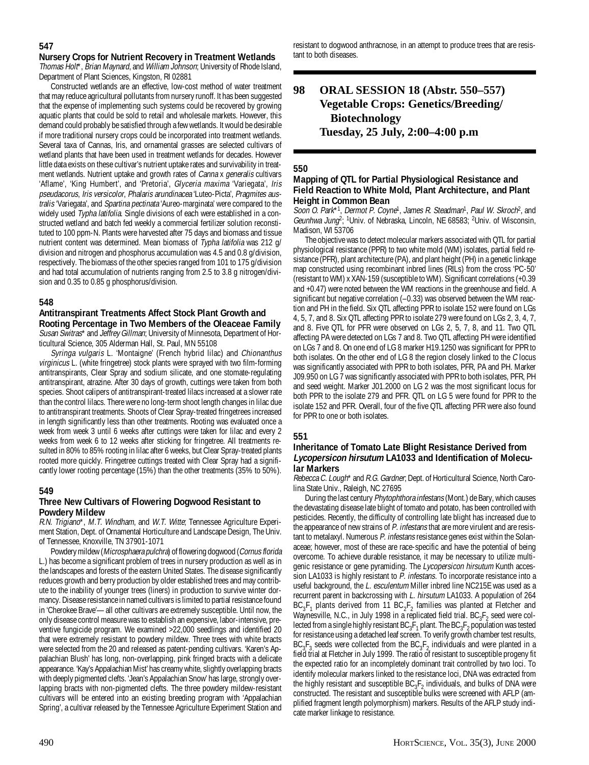### 547

#### Nursery Crops for Nutrient Recovery in Treatment Wetlands

*Thomas Holt*\*, *Brian Maynard*, and *William Johnson*; University of Rhode Island, Department of Plant Sciences, Kingston, RI 02881

Constructed wetlands are an effective, low-cost method of water treatment that may reduce agricultural pollutants from nursery runoff. It has been suggested that the expense of implementing such systems could be recovered by growing aquatic plants that could be sold to retail and wholesale markets. However, this demand could probably be satisfied through a few wetlands. It would be desirable if more traditional nursery crops could be incorporated into treatment wetlands. Several taxa of Cannas, Iris, and ornamental grasses are selected cultivars of wetland plants that have been used in treatment wetlands for decades. However little data exists on these cultivar's nutrient uptake rates and survivability in treatment wetlands. Nutrient uptake and growth rates of *Canna* x *generalis* cultivars 'Aflame', 'King Humbert', and 'Pretoria', *Glyceria maxima* 'Variegata', *Iris pseudacorus*, *Iris versicolor*, *Phalaris arundinacea* 'Luteo-Picta', *Pragmites australis* 'Variegata', and *Spartina pectinata* 'Aureo-marginata' were compared to the widely used *Typha latifolia*. Single divisions of each were established in a constructed wetland and batch fed weekly a commercial fertilizer solution reconstituted to 100 ppm-N. Plants were harvested after 75 days and biomass and tissue nutrient content was determined. Mean biomass of *Typha latifolia* was 212 g/division and nitrogen and phosphorus accumulation was 4.5 and 0.8 g/division, respectively. The biomass of the other species ranged from 101 to 175 g/division and had total accumulation of nutrients ranging from 2.5 to 3.8 g nitrogen/division and 0.35 to 0.85 g phosphorus/division.

### 548

#### Antitranspirant Treatments Affect Stock Plant Growth and Rooting Percentage in Two Members of the Oleaceae Family

*Susan Switras*\* and *Jeffrey Gillman*; University of Minnesota, Department of Horticultural Science, 305 Alderman Hall, St. Paul, MN 55108

*Syringa vulgaris* L. 'Montaigne' (French hybrid lilac) and *Chionanthus virginicus* L. (white fringetree) stock plants were sprayed with two film-forming antitranspirants, Clear Spray and sodium silicate, and one stomate-regulating antitranspirant, atrazine. After 30 days of growth, cuttings were taken from both species. Shoot calipers of antitranspirant-treated lilacs increased at a slower rate than the control lilacs. There were no long-term shoot length changes in lilac due to antitranspirant treatments. Shoots of Clear Spray-treated fringetrees increased in length significantly less than other treatments. Rooting was evaluated once a week from week 3 until 6 weeks after cuttings were taken for lilac and every 2 weeks from week 6 to 12 weeks after sticking for fringetree. All treatments resulted in 80% to 85% rooting in lilac after 6 weeks, but Clear Spray-treated plants rooted more quickly. Fringetree cuttings treated with Clear Spray had a significantly lower rooting percentage (15%) than the other treatments (35% to 50%).

### 549

#### Three New Cultivars of Flowering Dogwood Resistant to Powdery Mildew

*R.N. Trigiano*\*, *M.T. Windham*, and *W.T. Witte*; Tennessee Agriculture Experiment Station, Dept. of Ornamental Horticulture and Landscape Design, The Univ. of Tennessee, Knoxville, TN 37901-1071

Powdery mildew (*Microsphaera pulchra*) of flowering dogwood (*Cornus florida* L.) has become a significant problem of trees in nursery production as well as in the landscapes and forests of the eastern United States. The disease significantly reduces growth and berry production by older established trees and may contribute to the inability of younger trees (liners) in production to survive winter dormancy. Disease resistance in named cultivars is limited to partial resistance found in 'Cherokee Brave'— all other cultivars are extremely susceptible. Until now, the only disease control measure was to establish an expensive, labor-intensive, preventive fungicide program. We examined >22,000 seedlings and identified 20 that were extremely resistant to powdery mildew. Three trees with white bracts were selected from the 20 and released as patent-pending cultivars. 'Karen's Appalachian Blush' has long, non-overlapping, pink fringed bracts with a delicate appearance. 'Kay's Appalachian Mist' has creamy white, slightly overlapping bracts with deeply pigmented clefts. 'Jean's Appalachian Snow' has large, strongly overlapping bracts with non-pigmented clefts. The three powdery mildew-resistant cultivars will be entered into an existing breeding program with 'Appalachian Spring', a cultivar released by the Tennessee Agriculture Experiment Station and resistant to dogwood anthracnose, in an attempt to produce trees that are resistant to both diseases.

## 98 ORAL SESSION 18 (Abstr. 550–557) Vegetable Crops: Genetics/Breeding/ Biotechnology Tuesday, 25 July, 2:00–4:00 p.m

### 550

#### Mapping of QTL for Partial Physiological Resistance and Field Reaction to White Mold, Plant Architecture, and Plant Height in Common Bean

*Soon O. Park*\*[1], *Dermot P. Coyne*[1], *James R. Steadman*[1], *Paul W. Skroch*[2], and *Geunhwa Jung*[2]; [1]Univ. of Nebraska, Lincoln, NE 68583; [2]Univ. of Wisconsin, Madison, WI 53706

The objective was to detect molecular markers associated with QTL for partial physiological resistance (PPR) to two white mold (WM) isolates, partial field resistance (PFR), plant architecture (PA), and plant height (PH) in a genetic linkage map constructed using recombinant inbred lines (RILs) from the cross 'PC-50' (resistant to WM) x XAN-159 (susceptible to WM). Significant correlations (+0.39 and +0.47) were noted between the WM reactions in the greenhouse and field. A significant but negative correlation (–0.33) was observed between the WM reaction and PH in the field. Six QTL affecting PPR to isolate 152 were found on LGs 4, 5, 7, and 8. Six QTL affecting PPR to isolate 279 were found on LGs 2, 3, 4, 7, and 8. Five QTL for PFR were observed on LGs 2, 5, 7, 8, and 11. Two QTL affecting PA were detected on LGs 7 and 8. Two QTL affecting PH were identified on LGs 7 and 8. On one end of LG 8 marker H19.1250 was significant for PPR to both isolates. On the other end of LG 8 the region closely linked to the *C* locus was significantly associated with PPR to both isolates, PFR, PA and PH. Marker J09.950 on LG 7 was significantly associated with PPR to both isolates, PFR, PH and seed weight. Marker J01.2000 on LG 2 was the most significant locus for both PPR to the isolate 279 and PFR. QTL on LG 5 were found for PPR to the isolate 152 and PFR. Overall, four of the five QTL affecting PFR were also found for PPR to one or both isolates.

### 551

#### Inheritance of Tomato Late Blight Resistance Derived from *Lycopersicon hirsutum* LA1033 and Identification of Molecular Markers

*Rebecca C. Lough*\* and *R.G. Gardner*; Dept. of Horticultural Science, North Carolina State Univ., Raleigh, NC 27695

During the last century *Phytophthora infestans* (Mont.) de Bary, which causes the devastating disease late blight of tomato and potato, has been controlled with pesticides. Recently, the difficulty of controlling late blight has increased due to the appearance of new strains of *P. infestans* that are more virulent and are resistant to metalaxyl. Numerous *P. infestans* resistance genes exist within the Solanaceae; however, most of these are race-specific and have the potential of being overcome. To achieve durable resistance, it may be necessary to utilize multigenic resistance or gene pyramiding. The *Lycopersicon hirsutum* Kunth accession LA1033 is highly resistant to *P. infestans*. To incorporate resistance into a useful background, the *L. esculentum* Miller inbred line NC215E was used as a recurrent parent in backcrossing with *L. hirsutum* LA1033. A population of 264 $BC_3F_1$ plants derived from 11 $BC_2F_2$ families was planted at Fletcher and Waynesville, N.C., in July 1998 in a replicated field trial. $BC_3F_2$ seed were collected from a single highly resistant $BC_3F_1$ plant. The $BC_3F_2$ population was tested for resistance using a detached leaf screen. To verify growth chamber test results, $BC_3F_3$ seeds were collected from the $BC_3F_2$ individuals and were planted in a field trial at Fletcher in July 1999. The ratio of resistant to susceptible progeny fit the expected ratio for an incompletely dominant trait controlled by two loci. To identify molecular markers linked to the resistance loci, DNA was extracted from the highly resistant and susceptible $BC_3F_2$ individuals, and bulks of DNA were constructed. The resistant and susceptible bulks were screened with AFLP (amplified fragment length polymorphism) markers. Results of the AFLP study indicate marker linkage to resistance.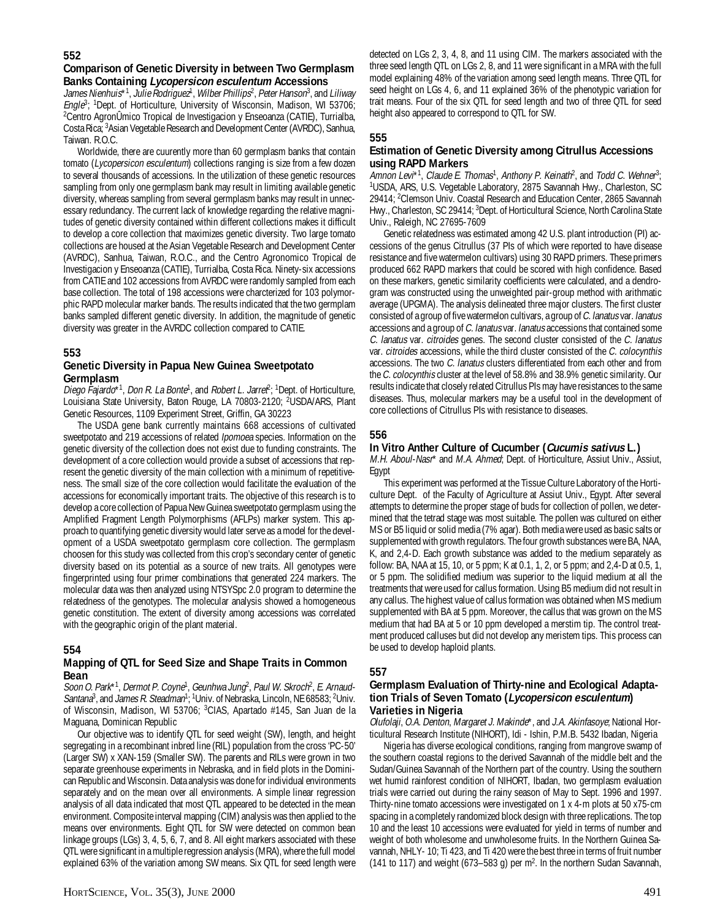## 552

### Comparison of Genetic Diversity in between Two Germplasm Banks Containing *Lycopersicon esculentum* Accessions

*James Nienhuis*\*[1], *Julie Rodriguez*[1], *Wilber Phillips*[2], *Peter Hanson*[3], and *Liliway Engle*[3]; [1]Dept. of Horticulture, University of Wisconsin, Madison, WI 53706; [2]Centro AgronÜmico Tropical de Investigacion y Enseoanza (CATIE), Turrialba, Costa Rica; [3]Asian Vegetable Research and Development Center (AVRDC), Sanhua, Taiwan. R.O.C.

Worldwide, there are cuurently more than 60 germplasm banks that contain tomato (*Lycopersicon esculentum*) collections ranging is size from a few dozen to several thousands of accessions. In the utilization of these genetic resources sampling from only one germplasm bank may result in limiting available genetic diversity, whereas sampling from several germplasm banks may result in unnecessary redundancy. The current lack of knowledge regarding the relative magnitudes of genetic diversity contained within different collections makes it difficult to develop a core collection that maximizes genetic diversity. Two large tomato collections are housed at the Asian Vegetable Research and Development Center (AVRDC), Sanhua, Taiwan, R.O.C., and the Centro Agronomico Tropical de Investigacion y Enseoanza (CATIE), Turrialba, Costa Rica. Ninety-six accessions from CATIE and 102 accessions from AVRDC were randomly sampled from each base collection. The total of 198 accessions were charcterized for 103 polymorphic RAPD molecular marker bands. The results indicated that the two germplam banks sampled different genetic diversity. In addition, the magnitude of genetic diversity was greater in the AVRDC collection compared to CATIE.

## 553

### Genetic Diversity in Papua New Guinea Sweetpotato Germplasm

*Diego Fajardo*\*[1], *Don R. La Bonte*[1], and *Robert L. Jarret*[2]; [1]Dept. of Horticulture, Louisiana State University, Baton Rouge, LA 70803-2120; [2]USDA/ARS, Plant Genetic Resources, 1109 Experiment Street, Griffin, GA 30223

The USDA gene bank currently maintains 668 accessions of cultivated sweetpotato and 219 accessions of related *Ipomoea* species. Information on the genetic diversity of the collection does not exist due to funding constraints. The development of a core collection would provide a subset of accessions that represent the genetic diversity of the main collection with a minimum of repetitiveness. The small size of the core collection would facilitate the evaluation of the accessions for economically important traits. The objective of this research is to develop a core collection of Papua New Guinea sweetpotato germplasm using the Amplified Fragment Length Polymorphisms (AFLPs) marker system. This approach to quantifying genetic diversity would later serve as a model for the development of a USDA sweetpotato germplasm core collection. The germplasm choosen for this study was collected from this crop's secondary center of genetic diversity based on its potential as a source of new traits. All genotypes were fingerprinted using four primer combinations that generated 224 markers. The molecular data was then analyzed using NTSYSpc 2.0 program to determine the relatedness of the genotypes. The molecular analysis showed a homogeneous genetic constitution. The extent of diversity among accessions was correlated with the geographic origin of the plant material.

## 554

### Mapping of QTL for Seed Size and Shape Traits in Common Bean

*Soon O. Park*\*[1], *Dermot P. Coyne*[1], *Geunhwa Jung*[2], *Paul W. Skroch*[2], *E. Arnaud-Santana*[3], and *James R. Steadman*[1]; [1]Univ. of Nebraska, Lincoln, NE 68583; [2]Univ. of Wisconsin, Madison, WI 53706; [3]CIAS, Apartado #145, San Juan de la Maguana, Dominican Republic

Our objective was to identify QTL for seed weight (SW), length, and height segregating in a recombinant inbred line (RIL) population from the cross 'PC-50' (Larger SW) x XAN-159 (Smaller SW). The parents and RILs were grown in two separate greenhouse experiments in Nebraska, and in field plots in the Dominican Republic and Wisconsin. Data analysis was done for individual environments separately and on the mean over all environments. A simple linear regression analysis of all data indicated that most QTL appeared to be detected in the mean environment. Composite interval mapping (CIM) analysis was then applied to the means over environments. Eight QTL for SW were detected on common bean linkage groups (LGs) 3, 4, 5, 6, 7, and 8. All eight markers associated with these QTL were significant in a multiple regression analysis (MRA), where the full model explained 63% of the variation among SW means. Six QTL for seed length were detected on LGs 2, 3, 4, 8, and 11 using CIM. The markers associated with the three seed length QTL on LGs 2, 8, and 11 were significant in a MRA with the full model explaining 48% of the variation among seed length means. Three QTL for seed height on LGs 4, 6, and 11 explained 36% of the phenotypic variation for trait means. Four of the six QTL for seed length and two of three QTL for seed height also appeared to correspond to QTL for SW.

## 555

### Estimation of Genetic Diversity among Citrullus Accessions using RAPD Markers

*Amnon Levi*\*[1], *Claude E. Thomas*[1], *Anthony P. Keinath*[2], and *Todd C. Wehner*[3]; [1]USDA, ARS, U.S. Vegetable Laboratory, 2875 Savannah Hwy., Charleston, SC 29414; [2]Clemson Univ. Coastal Research and Education Center, 2865 Savannah Hwy., Charleston, SC 29414; [3]Dept. of Horticultural Science, North Carolina State Univ., Raleigh, NC 27695-7609

Genetic relatedness was estimated among 42 U.S. plant introduction (PI) accessions of the genus Citrullus (37 PIs of which were reported to have disease resistance and five watermelon cultivars) using 30 RAPD primers. These primers produced 662 RAPD markers that could be scored with high confidence. Based on these markers, genetic similarity coefficients were calculated, and a dendrogram was constructed using the unweighted pair-group method with arithmatic average (UPGMA). The analysis delineated three major clusters. The first cluster consisted of a group of five watermelon cultivars, a group of *C. lanatus* var. *lanatus* accessions and a group of *C. lanatus* var. *lanatus* accessions that contained some *C. lanatus* var. *citroides* genes. The second cluster consisted of the *C. lanatus* var. *citroides* accessions, while the third cluster consisted of the *C. colocynthis* accessions. The two *C. lanatus* clusters differentiated from each other and from the *C. colocynthis* cluster at the level of 58.8% and 38.9% genetic similarity. Our results indicate that closely related Citrullus PIs may have resistances to the same diseases. Thus, molecular markers may be a useful tool in the development of core collections of Citrullus PIs with resistance to diseases.

## 556

### In Vitro Anther Culture of Cucumber (*Cucumis sativus* L.)

*M.H. Aboul-Nasr*\* and *M.A. Ahmed*; Dept. of Horticulture, Assiut Univ., Assiut, Egypt

This experiment was performed at the Tissue Culture Laboratory of the Horticulture Dept. of the Faculty of Agriculture at Assiut Univ., Egypt. After several attempts to determine the proper stage of buds for collection of pollen, we determined that the tetrad stage was most suitable. The pollen was cultured on either MS or B5 liquid or solid media (7% agar). Both media were used as basic salts or supplemented with growth regulators. The four growth substances were BA, NAA, K, and 2,4-D. Each growth substance was added to the medium separately as follow: BA, NAA at 15, 10, or 5 ppm; K at 0.1, 1, 2, or 5 ppm; and 2,4-D at 0.5, 1, or 5 ppm. The solidified medium was superior to the liquid medium at all the treatments that were used for callus formation. Using B5 medium did not result in any callus. The highest value of callus formation was obtained when MS medium supplemented with BA at 5 ppm. Moreover, the callus that was grown on the MS medium that had BA at 5 or 10 ppm developed a merstim tip. The control treatment produced calluses but did not develop any meristem tips. This process can be used to develop haploid plants.

## 557

### Germplasm Evaluation of Thirty-nine and Ecological Adaptation Trials of Seven Tomato (*Lycopersicon esculentum*) Varieties in Nigeria

*Olufolaji*, *O.A. Denton*, *Margaret J. Makinde*\*, and *J.A. Akinfasoye*; National Horticultural Research Institute (NIHORT), Idi - Ishin, P.M.B. 5432 Ibadan, Nigeria

Nigeria has diverse ecological conditions, ranging from mangrove swamp of the southern coastal regions to the derived Savannah of the middle belt and the Sudan/Guinea Savannah of the Northern part of the country. Using the southern wet humid rainforest condition of NIHORT, Ibadan, two germplasm evaluation trials were carried out during the rainy season of May to Sept. 1996 and 1997. Thirty-nine tomato accessions were investigated on 1 x 4-m plots at 50 x75-cm spacing in a completely randomized block design with three replications. The top 10 and the least 10 accessions were evaluated for yield in terms of number and weight of both wholesome and unwholesome fruits. In the Northern Guinea Savannah, NHLY- 10; Ti 423, and Ti 420 were the best three in terms of fruit number (141 to 117) and weight (673–583 g) per m$^2$. In the northern Sudan Savannah,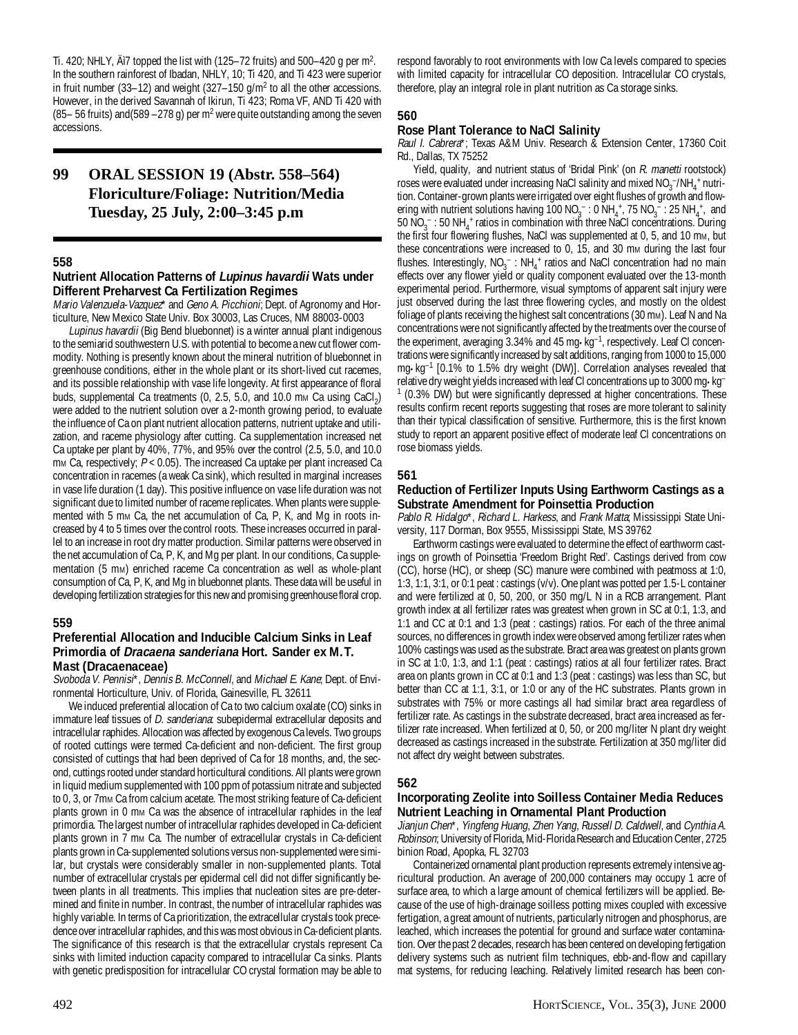Ti. 420; NHLY, Äì7 topped the list with (125–72 fruits) and 500–420 g per m$^2$. In the southern rainforest of Ibadan, NHLY, 10; Ti 420, and Ti 423 were superior in fruit number (33–12) and weight (327–150 g/m$^2$ to all the other accessions. However, in the derived Savannah of Ikirun, Ti 423; Roma VF, AND Ti 420 with (85– 56 fruits) and(589 –278 g) per m$^2$ were quite outstanding among the seven accessions.

# 99 ORAL SESSION 19 (Abstr. 558–564) Floriculture/Foliage: Nutrition/Media Tuesday, 25 July, 2:00–3:45 p.m

### 558

### Nutrient Allocation Patterns of *Lupinus havardii* Wats under Different Preharvest Ca Fertilization Regimes

*Mario Valenzuela-Vazquez*\* and *Geno A. Picchioni*; Dept. of Agronomy and Horticulture, New Mexico State Univ. Box 30003, Las Cruces, NM 88003-0003

*Lupinus havardii* (Big Bend bluebonnet) is a winter annual plant indigenous to the semiarid southwestern U.S. with potential to become a new cut flower commodity. Nothing is presently known about the mineral nutrition of bluebonnet in greenhouse conditions, either in the whole plant or its short-lived cut racemes, and its possible relationship with vase life longevity. At first appearance of floral buds, supplemental Ca treatments (0, 2.5, 5.0, and 10.0 mM Ca using $CaCl_2$) were added to the nutrient solution over a 2-month growing period, to evaluate the influence of Ca on plant nutrient allocation patterns, nutrient uptake and utilization, and raceme physiology after cutting. Ca supplementation increased net Ca uptake per plant by 40%, 77%, and 95% over the control (2.5, 5.0, and 10.0 mM Ca, respectively; $P < 0.05$). The increased Ca uptake per plant increased Ca concentration in racemes (a weak Ca sink), which resulted in marginal increases in vase life duration (1 day). This positive influence on vase life duration was not significant due to limited number of raceme replicates. When plants were supplemented with 5 mM Ca, the net accumulation of Ca, P, K, and Mg in roots increased by 4 to 5 times over the control roots. These increases occurred in parallel to an increase in root dry matter production. Similar patterns were observed in the net accumulation of Ca, P, K, and Mg per plant. In our conditions, Ca supplementation (5 mM) enriched raceme Ca concentration as well as whole-plant consumption of Ca, P, K, and Mg in bluebonnet plants. These data will be useful in developing fertilization strategies for this new and promising greenhouse floral crop.

### 559

### Preferential Allocation and Inducible Calcium Sinks in Leaf Primordia of *Dracaena sanderiana* Hort. Sander ex M.T. Mast (Dracaenaceae)

*Svoboda V. Pennisi*\*, *Dennis B. McConnell*, and *Michael E. Kane*; Dept. of Environmental Horticulture, Univ. of Florida, Gainesville, FL 32611

We induced preferential allocation of Ca to two calcium oxalate (CO) sinks in immature leaf tissues of *D. sanderiana*: subepidermal extracellular deposits and intracellular raphides. Allocation was affected by exogenous Ca levels. Two groups of rooted cuttings were termed Ca-deficient and non-deficient. The first group consisted of cuttings that had been deprived of Ca for 18 months, and, the second, cuttings rooted under standard horticultural conditions. All plants were grown in liquid medium supplemented with 100 ppm of potassium nitrate and subjected to 0, 3, or 7mM Ca from calcium acetate. The most striking feature of Ca-deficient plants grown in 0 mM Ca was the absence of intracellular raphides in the leaf primordia. The largest number of intracellular raphides developed in Ca-deficient plants grown in 7 mM Ca. The number of extracellular crystals in Ca-deficient plants grown in Ca-supplemented solutions versus non-supplemented were similar, but crystals were considerably smaller in non-supplemented plants. Total number of extracellular crystals per epidermal cell did not differ significantly between plants in all treatments. This implies that nucleation sites are pre-determined and finite in number. In contrast, the number of intracellular raphides was highly variable. In terms of Ca prioritization, the extracellular crystals took precedence over intracellular raphides, and this was most obvious in Ca-deficient plants. The significance of this research is that the extracellular crystals represent Ca sinks with limited induction capacity compared to intracellular Ca sinks. Plants with genetic predisposition for intracellular CO crystal formation may be able to respond favorably to root environments with low Ca levels compared to species with limited capacity for intracellular CO deposition. Intracellular CO crystals, therefore, play an integral role in plant nutrition as Ca storage sinks.

### 560

### Rose Plant Tolerance to NaCl Salinity

*Raul I. Cabrera*\*; Texas A&M Univ. Research & Extension Center, 17360 Coit Rd., Dallas, TX 75252

Yield, quality, and nutrient status of 'Bridal Pink' (on *R. manetti* rootstock) roses were evaluated under increasing NaCl salinity and mixed $NO_3^-/NH_4^+$ nutrition. Container-grown plants were irrigated over eight flushes of growth and flowering with nutrient solutions having 100 $NO_3^-$ : 0 $NH_4^+$, 75 $NO_3^-$ : 25 $NH_4^+$, and 50 $NO_3^-$ : 50 $NH_4^+$ ratios in combination with three NaCl concentrations. During the first four flowering flushes, NaCl was supplemented at 0, 5, and 10 mM, but these concentrations were increased to 0, 15, and 30 mM during the last four flushes. Interestingly, $NO_3^-$ : $NH_4^+$ ratios and NaCl concentration had no main effects over any flower yield or quality component evaluated over the 13-month experimental period. Furthermore, visual symptoms of apparent salt injury were just observed during the last three flowering cycles, and mostly on the oldest foliage of plants receiving the highest salt concentrations (30 mM). Leaf N and Na concentrations were not significantly affected by the treatments over the course of the experiment, averaging 3.34% and 45 mg·kg$^{-1}$, respectively. Leaf Cl concentrations were significantly increased by salt additions, ranging from 1000 to 15,000 mg·kg$^{-1}$ [0.1% to 1.5% dry weight (DW)]. Correlation analyses revealed that relative dry weight yields increased with leaf Cl concentrations up to 3000 mg·kg$^{-1}$ (0.3% DW) but were significantly depressed at higher concentrations. These results confirm recent reports suggesting that roses are more tolerant to salinity than their typical classification of sensitive. Furthermore, this is the first known study to report an apparent positive effect of moderate leaf Cl concentrations on rose biomass yields.

### 561

### Reduction of Fertilizer Inputs Using Earthworm Castings as a Substrate Amendment for Poinsettia Production

*Pablo R. Hidalgo*\*, *Richard L. Harkess*, and *Frank Matta*; Mississippi State University, 117 Dorman, Box 9555, Mississippi State, MS 39762

Earthworm castings were evaluated to determine the effect of earthworm castings on growth of Poinsettia 'Freedom Bright Red'. Castings derived from cow (CC), horse (HC), or sheep (SC) manure were combined with peatmoss at 1:0, 1:3, 1:1, 3:1, or 0:1 peat : castings (v/v). One plant was potted per 1.5-L container and were fertilized at 0, 50, 200, or 350 mg/L N in a RCB arrangement. Plant growth index at all fertilizer rates was greatest when grown in SC at 0:1, 1:3, and 1:1 and CC at 0:1 and 1:3 (peat : castings) ratios. For each of the three animal sources, no differences in growth index were observed among fertilizer rates when 100% castings was used as the substrate. Bract area was greatest on plants grown in SC at 1:0, 1:3, and 1:1 (peat : castings) ratios at all four fertilizer rates. Bract area on plants grown in CC at 0:1 and 1:3 (peat : castings) was less than SC, but better than CC at 1:1, 3:1, or 1:0 or any of the HC substrates. Plants grown in substrates with 75% or more castings all had similar bract area regardless of fertilizer rate. As castings in the substrate decreased, bract area increased as fertilizer rate increased. When fertilized at 0, 50, or 200 mg/liter N plant dry weight decreased as castings increased in the substrate. Fertilization at 350 mg/liter did not affect dry weight between substrates.

### 562

### Incorporating Zeolite into Soilless Container Media Reduces Nutrient Leaching in Ornamental Plant Production

*Jianjun Chen*\*, *Yingfeng Huang*, *Zhen Yang*, *Russell D. Caldwell*, and *Cynthia A. Robinson*; University of Florida, Mid-Florida Research and Education Center, 2725 binion Road, Apopka, FL 32703

Containerized ornamental plant production represents extremely intensive agricultural production. An average of 200,000 containers may occupy 1 acre of surface area, to which a large amount of chemical fertilizers will be applied. Because of the use of high-drainage soilless potting mixes coupled with excessive fertigation, a great amount of nutrients, particularly nitrogen and phosphorus, are leached, which increases the potential for ground and surface water contamination. Over the past 2 decades, research has been centered on developing fertigation delivery systems such as nutrient film techniques, ebb-and-flow and capillary mat systems, for reducing leaching. Relatively limited research has been con-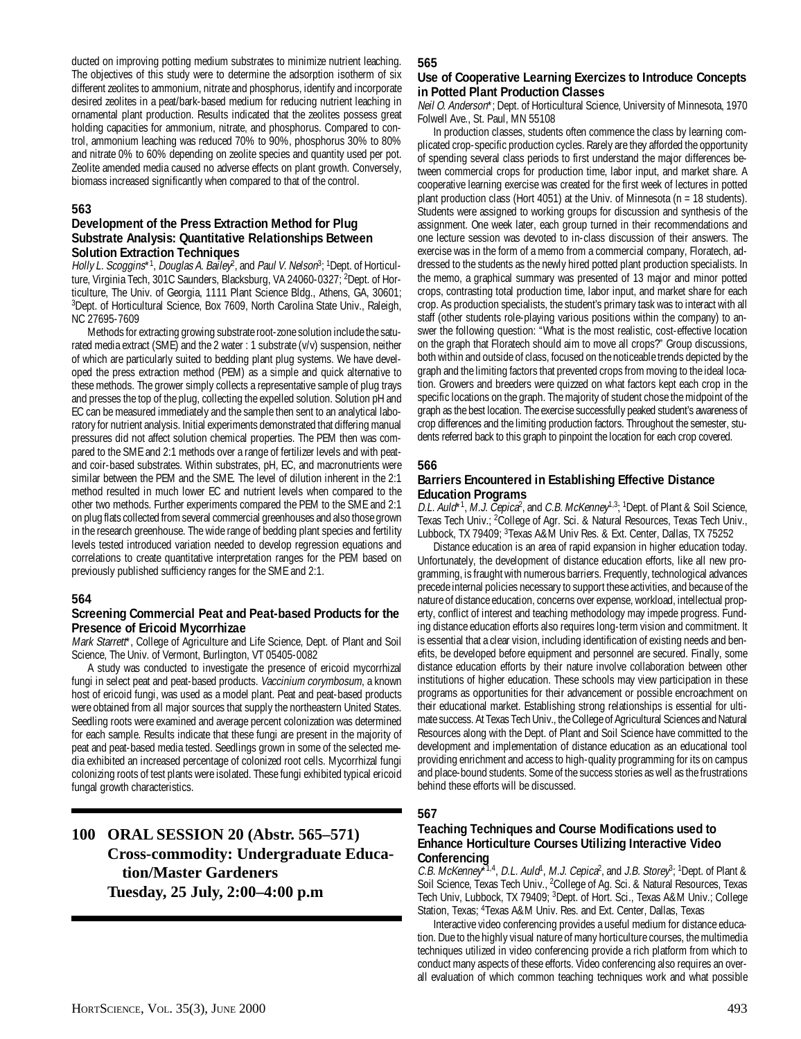ducted on improving potting medium substrates to minimize nutrient leaching. The objectives of this study were to determine the adsorption isotherm of six different zeolites to ammonium, nitrate and phosphorus, identify and incorporate desired zeolites in a peat/bark-based medium for reducing nutrient leaching in ornamental plant production. Results indicated that the zeolites possess great holding capacities for ammonium, nitrate, and phosphorus. Compared to control, ammonium leaching was reduced 70% to 90%, phosphorus 30% to 80% and nitrate 0% to 60% depending on zeolite species and quantity used per pot. Zeolite amended media caused no adverse effects on plant growth. Conversely, biomass increased significantly when compared to that of the control.

### 563

### Development of the Press Extraction Method for Plug Substrate Analysis: Quantitative Relationships Between Solution Extraction Techniques

*Holly L. Scoggins*\*[1], *Douglas A. Bailey*[2], and *Paul V. Nelson*[3]; [1]Dept. of Horticulture, Virginia Tech, 301C Saunders, Blacksburg, VA 24060-0327; [2]Dept. of Horticulture, The Univ. of Georgia, 1111 Plant Science Bldg., Athens, GA, 30601; [3]Dept. of Horticultural Science, Box 7609, North Carolina State Univ., Raleigh, NC 27695-7609

Methods for extracting growing substrate root-zone solution include the saturated media extract (SME) and the 2 water : 1 substrate (v/v) suspension, neither of which are particularly suited to bedding plant plug systems. We have developed the press extraction method (PEM) as a simple and quick alternative to these methods. The grower simply collects a representative sample of plug trays and presses the top of the plug, collecting the expelled solution. Solution pH and EC can be measured immediately and the sample then sent to an analytical laboratory for nutrient analysis. Initial experiments demonstrated that differing manual pressures did not affect solution chemical properties. The PEM then was compared to the SME and 2:1 methods over a range of fertilizer levels and with peat- and coir-based substrates. Within substrates, pH, EC, and macronutrients were similar between the PEM and the SME. The level of dilution inherent in the 2:1 method resulted in much lower EC and nutrient levels when compared to the other two methods. Further experiments compared the PEM to the SME and 2:1 on plug flats collected from several commercial greenhouses and also those grown in the research greenhouse. The wide range of bedding plant species and fertility levels tested introduced variation needed to develop regression equations and correlations to create quantitative interpretation ranges for the PEM based on previously published sufficiency ranges for the SME and 2:1.

### 564

### Screening Commercial Peat and Peat-based Products for the Presence of Ericoid Mycorrhizae

*Mark Starrett*\*, College of Agriculture and Life Science, Dept. of Plant and Soil Science, The Univ. of Vermont, Burlington, VT 05405-0082

A study was conducted to investigate the presence of ericoid mycorrhizal fungi in select peat and peat-based products. *Vaccinium corymbosum*, a known host of ericoid fungi, was used as a model plant. Peat and peat-based products were obtained from all major sources that supply the northeastern United States. Seedling roots were examined and average percent colonization was determined for each sample. Results indicate that these fungi are present in the majority of peat and peat-based media tested. Seedlings grown in some of the selected media exhibited an increased percentage of colonized root cells. Mycorrhizal fungi colonizing roots of test plants were isolated. These fungi exhibited typical ericoid fungal growth characteristics.

## 100 ORAL SESSION 20 (Abstr. 565–571) Cross-commodity: Undergraduate Education/Master Gardeners Tuesday, 25 July, 2:00–4:00 p.m

### 565

### Use of Cooperative Learning Exercizes to Introduce Concepts in Potted Plant Production Classes

*Neil O. Anderson*\*; Dept. of Horticultural Science, University of Minnesota, 1970 Folwell Ave., St. Paul, MN 55108

In production classes, students often commence the class by learning complicated crop-specific production cycles. Rarely are they afforded the opportunity of spending several class periods to first understand the major differences between commercial crops for production time, labor input, and market share. A cooperative learning exercise was created for the first week of lectures in potted plant production class (Hort 4051) at the Univ. of Minnesota (n = 18 students). Students were assigned to working groups for discussion and synthesis of the assignment. One week later, each group turned in their recommendations and one lecture session was devoted to in-class discussion of their answers. The exercise was in the form of a memo from a commercial company, Floratech, addressed to the students as the newly hired potted plant production specialists. In the memo, a graphical summary was presented of 13 major and minor potted crops, contrasting total production time, labor input, and market share for each crop. As production specialists, the student's primary task was to interact with all staff (other students role-playing various positions within the company) to answer the following question: "What is the most realistic, cost-effective location on the graph that Floratech should aim to move all crops?" Group discussions, both within and outside of class, focused on the noticeable trends depicted by the graph and the limiting factors that prevented crops from moving to the ideal location. Growers and breeders were quizzed on what factors kept each crop in the specific locations on the graph. The majority of student chose the midpoint of the graph as the best location. The exercise successfully peaked student's awareness of crop differences and the limiting production factors. Throughout the semester, students referred back to this graph to pinpoint the location for each crop covered.

### 566

### Barriers Encountered in Establishing Effective Distance Education Programs

*D.L. Auld*\*[1], *M.J. Cepica*[2], and *C.B. McKenney*[1,3]; [1]Dept. of Plant & Soil Science, Texas Tech Univ.; [2]College of Agr. Sci. & Natural Resources, Texas Tech Univ., Lubbock, TX 79409; [3]Texas A&M Univ Res. & Ext. Center, Dallas, TX 75252

Distance education is an area of rapid expansion in higher education today. Unfortunately, the development of distance education efforts, like all new programming, is fraught with numerous barriers. Frequently, technological advances precede internal policies necessary to support these activities, and because of the nature of distance education, concerns over expense, workload, intellectual property, conflict of interest and teaching methodology may impede progress. Funding distance education efforts also requires long-term vision and commitment. It is essential that a clear vision, including identification of existing needs and benefits, be developed before equipment and personnel are secured. Finally, some distance education efforts by their nature involve collaboration between other institutions of higher education. These schools may view participation in these programs as opportunities for their advancement or possible encroachment on their educational market. Establishing strong relationships is essential for ultimate success. At Texas Tech Univ., the College of Agricultural Sciences and Natural Resources along with the Dept. of Plant and Soil Science have committed to the development and implementation of distance education as an educational tool providing enrichment and access to high-quality programming for its on campus and place-bound students. Some of the success stories as well as the frustrations behind these efforts will be discussed.

### 567

### Teaching Techniques and Course Modifications used to Enhance Horticulture Courses Utilizing Interactive Video Conferencing

*C.B. McKenney*\*[1,4], *D.L. Auld*[1], *M.J. Cepica*[2], and *J.B. Storey*[3]; [1]Dept. of Plant & Soil Science, Texas Tech Univ., [2]College of Ag. Sci. & Natural Resources, Texas Tech Univ, Lubbock, TX 79409; [3]Dept. of Hort. Sci., Texas A&M Univ.; College Station, Texas; [4]Texas A&M Univ. Res. and Ext. Center, Dallas, Texas

Interactive video conferencing provides a useful medium for distance education. Due to the highly visual nature of many horticulture courses, the multimedia techniques utilized in video conferencing provide a rich platform from which to conduct many aspects of these efforts. Video conferencing also requires an overall evaluation of which common teaching techniques work and what possible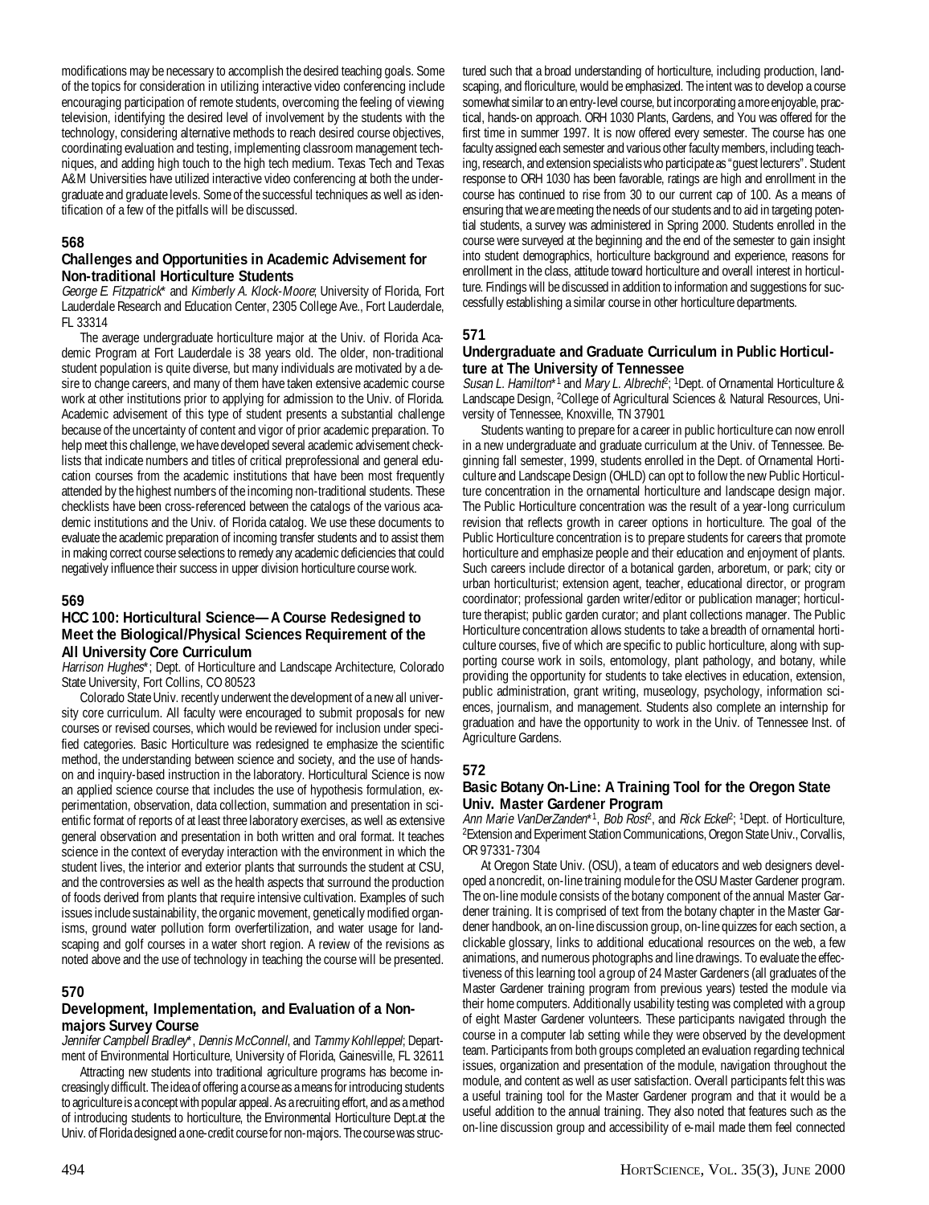modifications may be necessary to accomplish the desired teaching goals. Some of the topics for consideration in utilizing interactive video conferencing include encouraging participation of remote students, overcoming the feeling of viewing television, identifying the desired level of involvement by the students with the technology, considering alternative methods to reach desired course objectives, coordinating evaluation and testing, implementing classroom management techniques, and adding high touch to the high tech medium. Texas Tech and Texas A&M Universities have utilized interactive video conferencing at both the undergraduate and graduate levels. Some of the successful techniques as well as identification of a few of the pitfalls will be discussed.

### 568

### Challenges and Opportunities in Academic Advisement for Non-traditional Horticulture Students

*George E. Fitzpatrick** and *Kimberly A. Klock-Moore*; University of Florida, Fort Lauderdale Research and Education Center, 2305 College Ave., Fort Lauderdale, FL 33314

The average undergraduate horticulture major at the Univ. of Florida Academic Program at Fort Lauderdale is 38 years old. The older, non-traditional student population is quite diverse, but many individuals are motivated by a desire to change careers, and many of them have taken extensive academic course work at other institutions prior to applying for admission to the Univ. of Florida. Academic advisement of this type of student presents a substantial challenge because of the uncertainty of content and vigor of prior academic preparation. To help meet this challenge, we have developed several academic advisement checklists that indicate numbers and titles of critical preprofessional and general education courses from the academic institutions that have been most frequently attended by the highest numbers of the incoming non-traditional students. These checklists have been cross-referenced between the catalogs of the various academic institutions and the Univ. of Florida catalog. We use these documents to evaluate the academic preparation of incoming transfer students and to assist them in making correct course selections to remedy any academic deficiencies that could negatively influence their success in upper division horticulture course work.

### 569

### HCC 100: Horticultural Science—A Course Redesigned to Meet the Biological/Physical Sciences Requirement of the All University Core Curriculum

*Harrison Hughes**; Dept. of Horticulture and Landscape Architecture, Colorado State University, Fort Collins, CO 80523

Colorado State Univ. recently underwent the development of a new all university core curriculum. All faculty were encouraged to submit proposals for new courses or revised courses, which would be reviewed for inclusion under specified categories. Basic Horticulture was redesigned te emphasize the scientific method, the understanding between science and society, and the use of hands-on and inquiry-based instruction in the laboratory. Horticultural Science is now an applied science course that includes the use of hypothesis formulation, experimentation, observation, data collection, summation and presentation in scientific format of reports of at least three laboratory exercises, as well as extensive general observation and presentation in both written and oral format. It teaches science in the context of everyday interaction with the environment in which the student lives, the interior and exterior plants that surrounds the student at CSU, and the controversies as well as the health aspects that surround the production of foods derived from plants that require intensive cultivation. Examples of such issues include sustainability, the organic movement, genetically modified organisms, ground water pollution form overfertilization, and water usage for landscaping and golf courses in a water short region. A review of the revisions as noted above and the use of technology in teaching the course will be presented.

### 570

### Development, Implementation, and Evaluation of a Non-majors Survey Course

*Jennifer Campbell Bradley**, *Dennis McConnell*, and *Tammy Kohlleppel*; Department of Environmental Horticulture, University of Florida, Gainesville, FL 32611

Attracting new students into traditional agriculture programs has become increasingly difficult. The idea of offering a course as a means for introducing students to agriculture is a concept with popular appeal. As a recruiting effort, and as a method of introducing students to horticulture, the Environmental Horticulture Dept.at the Univ. of Florida designed a one-credit course for non-majors. The course was structured such that a broad understanding of horticulture, including production, landscaping, and floriculture, would be emphasized. The intent was to develop a course somewhat similar to an entry-level course, but incorporating a more enjoyable, practical, hands-on approach. ORH 1030 Plants, Gardens, and You was offered for the first time in summer 1997. It is now offered every semester. The course has one faculty assigned each semester and various other faculty members, including teaching, research, and extension specialists who participate as "guest lecturers". Student response to ORH 1030 has been favorable, ratings are high and enrollment in the course has continued to rise from 30 to our current cap of 100. As a means of ensuring that we are meeting the needs of our students and to aid in targeting potential students, a survey was administered in Spring 2000. Students enrolled in the course were surveyed at the beginning and the end of the semester to gain insight into student demographics, horticulture background and experience, reasons for enrollment in the class, attitude toward horticulture and overall interest in horticulture. Findings will be discussed in addition to information and suggestions for successfully establishing a similar course in other horticulture departments.

### 571

### Undergraduate and Graduate Curriculum in Public Horticulture at The University of Tennessee

*Susan L. Hamilton**[1] and *Mary L. Albrecht*[2]; [1]Dept. of Ornamental Horticulture & Landscape Design, [2]College of Agricultural Sciences & Natural Resources, University of Tennessee, Knoxville, TN 37901

Students wanting to prepare for a career in public horticulture can now enroll in a new undergraduate and graduate curriculum at the Univ. of Tennessee. Beginning fall semester, 1999, students enrolled in the Dept. of Ornamental Horticulture and Landscape Design (OHLD) can opt to follow the new Public Horticulture concentration in the ornamental horticulture and landscape design major. The Public Horticulture concentration was the result of a year-long curriculum revision that reflects growth in career options in horticulture. The goal of the Public Horticulture concentration is to prepare students for careers that promote horticulture and emphasize people and their education and enjoyment of plants. Such careers include director of a botanical garden, arboretum, or park; city or urban horticulturist; extension agent, teacher, educational director, or program coordinator; professional garden writer/editor or publication manager; horticulture therapist; public garden curator; and plant collections manager. The Public Horticulture concentration allows students to take a breadth of ornamental horticulture courses, five of which are specific to public horticulture, along with supporting course work in soils, entomology, plant pathology, and botany, while providing the opportunity for students to take electives in education, extension, public administration, grant writing, museology, psychology, information sciences, journalism, and management. Students also complete an internship for graduation and have the opportunity to work in the Univ. of Tennessee Inst. of Agriculture Gardens.

### 572

### Basic Botany On-Line: A Training Tool for the Oregon State Univ. Master Gardener Program

*Ann Marie VanDerZanden**[1], *Bob Rost*[2], and *Rick Eckel*[2]; [1]Dept. of Horticulture, [2]Extension and Experiment Station Communications, Oregon State Univ., Corvallis, OR 97331-7304

At Oregon State Univ. (OSU), a team of educators and web designers developed a noncredit, on-line training module for the OSU Master Gardener program. The on-line module consists of the botany component of the annual Master Gardener training. It is comprised of text from the botany chapter in the Master Gardener handbook, an on-line discussion group, on-line quizzes for each section, a clickable glossary, links to additional educational resources on the web, a few animations, and numerous photographs and line drawings. To evaluate the effectiveness of this learning tool a group of 24 Master Gardeners (all graduates of the Master Gardener training program from previous years) tested the module via their home computers. Additionally usability testing was completed with a group of eight Master Gardener volunteers. These participants navigated through the course in a computer lab setting while they were observed by the development team. Participants from both groups completed an evaluation regarding technical issues, organization and presentation of the module, navigation throughout the module, and content as well as user satisfaction. Overall participants felt this was a useful training tool for the Master Gardener program and that it would be a useful addition to the annual training. They also noted that features such as the on-line discussion group and accessibility of e-mail made them feel connected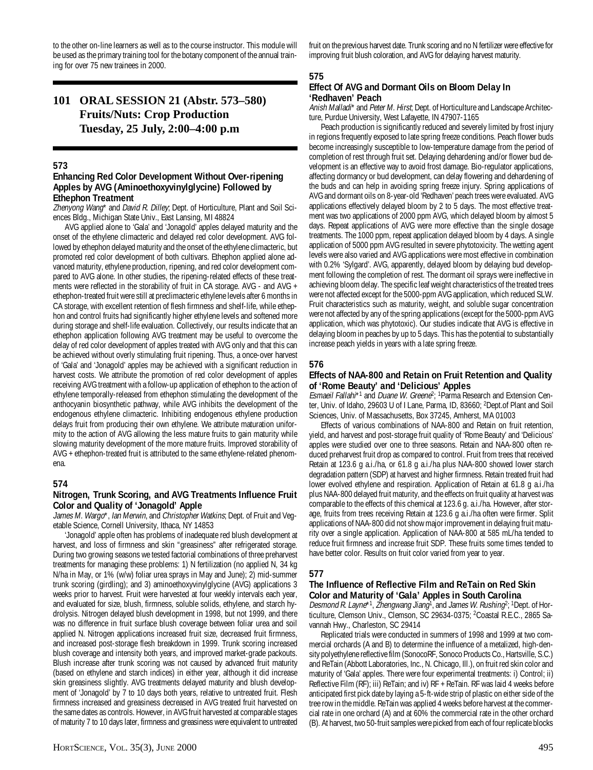to the other on-line learners as well as to the course instructor. This module will be used as the primary training tool for the botany component of the annual training for over 75 new trainees in 2000.

## 101 ORAL SESSION 21 (Abstr. 573–580) Fruits/Nuts: Crop Production Tuesday, 25 July, 2:00–4:00 p.m

### 573

### Enhancing Red Color Development Without Over-ripening Apples by AVG (Aminoethoxyvinylglycine) Followed by Ethephon Treatment

*Zhenyong Wang** and *David R. Dilley*; Dept. of Horticulture, Plant and Soil Sciences Bldg., Michigan State Univ., East Lansing, MI 48824

AVG applied alone to 'Gala' and 'Jonagold' apples delayed maturity and the onset of the ethylene climacteric and delayed red color development. AVG followed by ethephon delayed maturity and the onset of the ethylene climacteric, but promoted red color development of both cultivars. Ethephon applied alone advanced maturity, ethylene production, ripening, and red color development compared to AVG alone. In other studies, the ripening-related effects of these treatments were reflected in the storability of fruit in CA storage. AVG - and AVG + ethephon-treated fruit were still at preclimacteric ethylene levels after 6 months in CA storage, with excellent retention of flesh firmness and shelf-life, while ethephon and control fruits had significantly higher ethylene levels and softened more during storage and shelf-life evaluation. Collectively, our results indicate that an ethephon application following AVG treatment may be useful to overcome the delay of red color development of apples treated with AVG only and that this can be achieved without overly stimulating fruit ripening. Thus, a once-over harvest of 'Gala' and 'Jonagold' apples may be achieved with a significant reduction in harvest costs. We attribute the promotion of red color development of apples receiving AVG treatment with a follow-up application of ethephon to the action of ethylene temporally-released from ethephon stimulating the development of the anthocyanin biosynthetic pathway, while AVG inhibits the development of the endogenous ethylene climacteric. Inhibiting endogenous ethylene production delays fruit from producing their own ethylene. We attribute maturation uniformity to the action of AVG allowing the less mature fruits to gain maturity while slowing maturity development of the more mature fruits. Improved storability of AVG + ethephon-treated fruit is attributed to the same ethylene-related phenomena.

### 574

### Nitrogen, Trunk Scoring, and AVG Treatments Influence Fruit Color and Quality of 'Jonagold' Apple

*James M. Wargo**, *Ian Merwin*, and *Christopher Watkins*; Dept. of Fruit and Vegetable Science, Cornell University, Ithaca, NY 14853

'Jonagold' apple often has problems of inadequate red blush development at harvest, and loss of firmness and skin "greasiness" after refrigerated storage. During two growing seasons we tested factorial combinations of three preharvest treatments for managing these problems: 1) N fertilization (no applied N, 34 kg N/ha in May, or 1% (w/w) foliar urea sprays in May and June); 2) mid-summer trunk scoring (girdling); and 3) aminoethoxyvinylglycine (AVG) applications 3 weeks prior to harvest. Fruit were harvested at four weekly intervals each year, and evaluated for size, blush, firmness, soluble solids, ethylene, and starch hydrolysis. Nitrogen delayed blush development in 1998, but not 1999, and there was no difference in fruit surface blush coverage between foliar urea and soil applied N. Nitrogen applications increased fruit size, decreased fruit firmness, and increased post-storage flesh breakdown in 1999. Trunk scoring increased blush coverage and intensity both years, and improved market-grade packouts. Blush increase after trunk scoring was not caused by advanced fruit maturity (based on ethylene and starch indices) in either year, although it did increase skin greasiness slightly. AVG treatments delayed maturity and blush development of 'Jonagold' by 7 to 10 days both years, relative to untreated fruit. Flesh firmness increased and greasiness decreased in AVG treated fruit harvested on the same dates as controls. However, in AVG fruit harvested at comparable stages of maturity 7 to 10 days later, firmness and greasiness were equivalent to untreated fruit on the previous harvest date. Trunk scoring and no N fertilizer were effective for improving fruit blush coloration, and AVG for delaying harvest maturity.

### 575

### Effect Of AVG and Dormant Oils on Bloom Delay In 'Redhaven' Peach

*Anish Malladi** and *Peter M. Hirst*; Dept. of Horticulture and Landscape Architecture, Purdue University, West Lafayette, IN 47907-1165

Peach production is significantly reduced and severely limited by frost injury in regions frequently exposed to late spring freeze conditions. Peach flower buds become increasingly susceptible to low-temperature damage from the period of completion of rest through fruit set. Delaying dehardening and/or flower bud development is an effective way to avoid frost damage. Bio-regulator applications, affecting dormancy or bud development, can delay flowering and dehardening of the buds and can help in avoiding spring freeze injury. Spring applications of AVG and dormant oils on 8-year-old 'Redhaven' peach trees were evaluated. AVG applications effectively delayed bloom by 2 to 5 days. The most effective treatment was two applications of 2000 ppm AVG, which delayed bloom by almost 5 days. Repeat applications of AVG were more effective than the single dosage treatments. The 1000 ppm, repeat application delayed bloom by 4 days. A single application of 5000 ppm AVG resulted in severe phytotoxicity. The wetting agent levels were also varied and AVG applications were most effective in combination with 0.2% 'Sylgard'. AVG, apparently, delayed bloom by delaying bud development following the completion of rest. The dormant oil sprays were ineffective in achieving bloom delay. The specific leaf weight characteristics of the treated trees were not affected except for the 5000-ppm AVG application, which reduced SLW. Fruit characteristics such as maturity, weight, and soluble sugar concentration were not affected by any of the spring applications (except for the 5000-ppm AVG application, which was phytotoxic). Our studies indicate that AVG is effective in delaying bloom in peaches by up to 5 days. This has the potential to substantially increase peach yields in years with a late spring freeze.

### 576

### Effects of NAA-800 and Retain on Fruit Retention and Quality of 'Rome Beauty' and 'Delicious' Apples

*Esmaeil Fallahi**[1] and *Duane W. Greene*[2]; [1]Parma Research and Extension Center, Univ. of Idaho, 29603 U of I Lane, Parma, ID, 83660; [2]Dept.of Plant and Soil Sciences, Univ. of Massachusetts, Box 37245, Amherst, MA 01003

Effects of various combinations of NAA-800 and Retain on fruit retention, yield, and harvest and post-storage fruit quality of 'Rome Beauty' and 'Delicious' apples were studied over one to three seasons. Retain and NAA-800 often reduced preharvest fruit drop as compared to control. Fruit from trees that received Retain at 123.6 g a.i./ha, or 61.8 g a.i./ha plus NAA-800 showed lower starch degradation pattern (SDP) at harvest and higher firmness. Retain treated fruit had lower evolved ethylene and respiration. Application of Retain at 61.8 g a.i./ha plus NAA-800 delayed fruit maturity, and the effects on fruit quality at harvest was comparable to the effects of this chemical at 123.6 g. a.i./ha. However, after storage, fruits from trees receiving Retain at 123.6 g a.i./ha often were firmer. Split applications of NAA-800 did not show major improvement in delaying fruit maturity over a single application. Application of NAA-800 at 585 mL/ha tended to reduce fruit firmness and increase fruit SDP. These fruits some times tended to have better color. Results on fruit color varied from year to year.

### 577

### The Influence of Reflective Film and ReTain on Red Skin Color and Maturity of 'Gala' Apples in South Carolina

*Desmond R. Layne**[1], *Zhengwang Jiang*[1], and *James W. Rushing*[2]; [1]Dept. of Horticulture, Clemson Univ., Clemson, SC 29634-0375; [2]Coastal R.E.C., 2865 Savannah Hwy., Charleston, SC 29414

Replicated trials were conducted in summers of 1998 and 1999 at two commercial orchards (A and B) to determine the influence of a metalized, high-density polyethylene reflective film (SonocoRF, Sonoco Products Co., Hartsville, S.C.) and ReTain (Abbott Laboratories, Inc., N. Chicago, Ill.), on fruit red skin color and maturity of 'Gala' apples. There were four experimental treatments: i) Control; ii) Reflective Film (RF); iii) ReTain; and iv) RF + ReTain. RF was laid 4 weeks before anticipated first pick date by laying a 5-ft-wide strip of plastic on either side of the tree row in the middle. ReTain was applied 4 weeks before harvest at the commercial rate in one orchard (A) and at 60% the commercial rate in the other orchard (B). At harvest, two 50-fruit samples were picked from each of four replicate blocks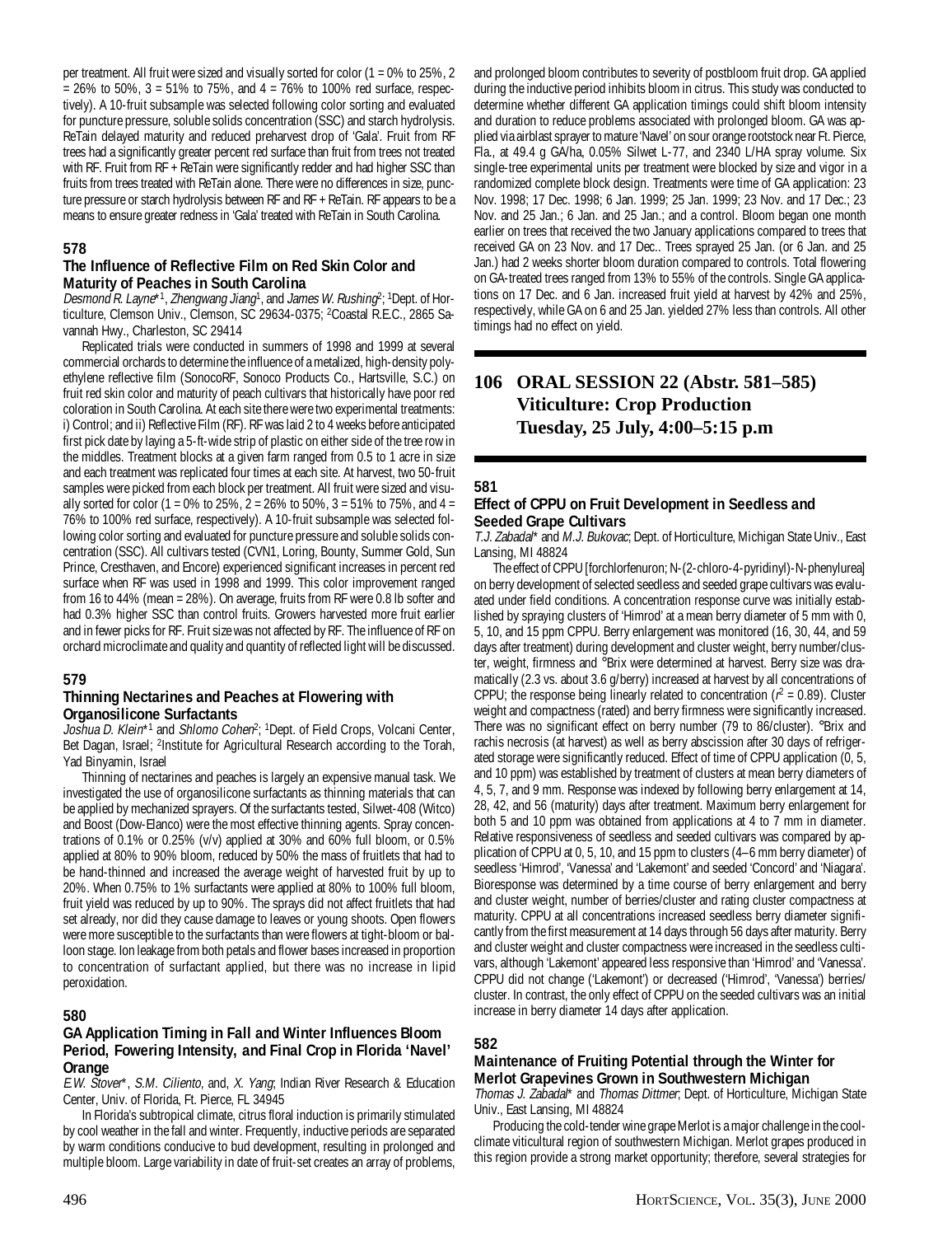per treatment. All fruit were sized and visually sorted for color (1 = 0% to 25%, 2 = 26% to 50%, 3 = 51% to 75%, and 4 = 76% to 100% red surface, respectively). A 10-fruit subsample was selected following color sorting and evaluated for puncture pressure, soluble solids concentration (SSC) and starch hydrolysis. ReTain delayed maturity and reduced preharvest drop of 'Gala'. Fruit from RF trees had a significantly greater percent red surface than fruit from trees not treated with RF. Fruit from RF + ReTain were significantly redder and had higher SSC than fruits from trees treated with ReTain alone. There were no differences in size, puncture pressure or starch hydrolysis between RF and RF + ReTain. RF appears to be a means to ensure greater redness in 'Gala' treated with ReTain in South Carolina.

### 578

### The Influence of Reflective Film on Red Skin Color and Maturity of Peaches in South Carolina

*Desmond R. Layne**[1], *Zhengwang Jiang*[1], and *James W. Rushing*[2]; [1]Dept. of Horticulture, Clemson Univ., Clemson, SC 29634-0375; [2]Coastal R.E.C., 2865 Savannah Hwy., Charleston, SC 29414

Replicated trials were conducted in summers of 1998 and 1999 at several commercial orchards to determine the influence of a metalized, high-density polyethylene reflective film (SonocoRF, Sonoco Products Co., Hartsville, S.C.) on fruit red skin color and maturity of peach cultivars that historically have poor red coloration in South Carolina. At each site there were two experimental treatments: i) Control; and ii) Reflective Film (RF). RF was laid 2 to 4 weeks before anticipated first pick date by laying a 5-ft-wide strip of plastic on either side of the tree row in the middles. Treatment blocks at a given farm ranged from 0.5 to 1 acre in size and each treatment was replicated four times at each site. At harvest, two 50-fruit samples were picked from each block per treatment. All fruit were sized and visually sorted for color (1 = 0% to 25%, 2 = 26% to 50%, 3 = 51% to 75%, and 4 = 76% to 100% red surface, respectively). A 10-fruit subsample was selected following color sorting and evaluated for puncture pressure and soluble solids concentration (SSC). All cultivars tested (CVN1, Loring, Bounty, Summer Gold, Sun Prince, Cresthaven, and Encore) experienced significant increases in percent red surface when RF was used in 1998 and 1999. This color improvement ranged from 16 to 44% (mean = 28%). On average, fruits from RF were 0.8 lb softer and had 0.3% higher SSC than control fruits. Growers harvested more fruit earlier and in fewer picks for RF. Fruit size was not affected by RF. The influence of RF on orchard microclimate and quality and quantity of reflected light will be discussed.

### 579

### Thinning Nectarines and Peaches at Flowering with Organosilicone Surfactants

*Joshua D. Klein**[1] and *Shlomo Cohen*[2]; [1]Dept. of Field Crops, Volcani Center, Bet Dagan, Israel; [2]Institute for Agricultural Research according to the Torah, Yad Binyamin, Israel

Thinning of nectarines and peaches is largely an expensive manual task. We investigated the use of organosilicone surfactants as thinning materials that can be applied by mechanized sprayers. Of the surfactants tested, Silwet-408 (Witco) and Boost (Dow-Elanco) were the most effective thinning agents. Spray concentrations of 0.1% or 0.25% (v/v) applied at 30% and 60% full bloom, or 0.5% applied at 80% to 90% bloom, reduced by 50% the mass of fruitlets that had to be hand-thinned and increased the average weight of harvested fruit by up to 20%. When 0.75% to 1% surfactants were applied at 80% to 100% full bloom, fruit yield was reduced by up to 90%. The sprays did not affect fruitlets that had set already, nor did they cause damage to leaves or young shoots. Open flowers were more susceptible to the surfactants than were flowers at tight-bloom or balloon stage. Ion leakage from both petals and flower bases increased in proportion to concentration of surfactant applied, but there was no increase in lipid peroxidation.

### 580

### GA Application Timing in Fall and Winter Influences Bloom Period, Fowering Intensity, and Final Crop in Florida 'Navel' Orange

*E.W. Stover**, *S.M. Ciliento*, and, *X. Yang*; Indian River Research & Education Center, Univ. of Florida, Ft. Pierce, FL 34945

In Florida's subtropical climate, citrus floral induction is primarily stimulated by cool weather in the fall and winter. Frequently, inductive periods are separated by warm conditions conducive to bud development, resulting in prolonged and multiple bloom. Large variability in date of fruit-set creates an array of problems, and prolonged bloom contributes to severity of postbloom fruit drop. GA applied during the inductive period inhibits bloom in citrus. This study was conducted to determine whether different GA application timings could shift bloom intensity and duration to reduce problems associated with prolonged bloom. GA was applied via airblast sprayer to mature 'Navel' on sour orange rootstock near Ft. Pierce, Fla., at 49.4 g GA/ha, 0.05% Silwet L-77, and 2340 L/HA spray volume. Six single-tree experimental units per treatment were blocked by size and vigor in a randomized complete block design. Treatments were time of GA application: 23 Nov. 1998; 17 Dec. 1998; 6 Jan. 1999; 25 Jan. 1999; 23 Nov. and 17 Dec.; 23 Nov. and 25 Jan.; 6 Jan. and 25 Jan.; and a control. Bloom began one month earlier on trees that received the two January applications compared to trees that received GA on 23 Nov. and 17 Dec.. Trees sprayed 25 Jan. (or 6 Jan. and 25 Jan.) had 2 weeks shorter bloom duration compared to controls. Total flowering on GA-treated trees ranged from 13% to 55% of the controls. Single GA applications on 17 Dec. and 6 Jan. increased fruit yield at harvest by 42% and 25%, respectively, while GA on 6 and 25 Jan. yielded 27% less than controls. All other timings had no effect on yield.

## 106 ORAL SESSION 22 (Abstr. 581–585) Viticulture: Crop Production Tuesday, 25 July, 4:00–5:15 p.m

### 581

### Effect of CPPU on Fruit Development in Seedless and Seeded Grape Cultivars

*T.J. Zabadal** and *M.J. Bukovac*; Dept. of Horticulture, Michigan State Univ., East Lansing, MI 48824

The effect of CPPU [forchlorfenuron; N-(2-chloro-4-pyridinyl)-N-phenylurea] on berry development of selected seedless and seeded grape cultivars was evaluated under field conditions. A concentration response curve was initially established by spraying clusters of 'Himrod' at a mean berry diameter of 5 mm with 0, 5, 10, and 15 ppm CPPU. Berry enlargement was monitored (16, 30, 44, and 59 days after treatment) during development and cluster weight, berry number/cluster, weight, firmness and °Brix were determined at harvest. Berry size was dramatically (2.3 vs. about 3.6 g/berry) increased at harvest by all concentrations of CPPU; the response being linearly related to concentration ($r^2 = 0.89$). Cluster weight and compactness (rated) and berry firmness were significantly increased. There was no significant effect on berry number (79 to 86/cluster). °Brix and rachis necrosis (at harvest) as well as berry abscission after 30 days of refrigerated storage were significantly reduced. Effect of time of CPPU application (0, 5, and 10 ppm) was established by treatment of clusters at mean berry diameters of 4, 5, 7, and 9 mm. Response was indexed by following berry enlargement at 14, 28, 42, and 56 (maturity) days after treatment. Maximum berry enlargement for both 5 and 10 ppm was obtained from applications at 4 to 7 mm in diameter. Relative responsiveness of seedless and seeded cultivars was compared by application of CPPU at 0, 5, 10, and 15 ppm to clusters (4–6 mm berry diameter) of seedless 'Himrod', 'Vanessa' and 'Lakemont' and seeded 'Concord' and 'Niagara'. Bioresponse was determined by a time course of berry enlargement and berry and cluster weight, number of berries/cluster and rating cluster compactness at maturity. CPPU at all concentrations increased seedless berry diameter significantly from the first measurement at 14 days through 56 days after maturity. Berry and cluster weight and cluster compactness were increased in the seedless cultivars, although 'Lakemont' appeared less responsive than 'Himrod' and 'Vanessa'. CPPU did not change ('Lakemont') or decreased ('Himrod', 'Vanessa') berries/cluster. In contrast, the only effect of CPPU on the seeded cultivars was an initial increase in berry diameter 14 days after application.

### 582

### Maintenance of Fruiting Potential through the Winter for Merlot Grapevines Grown in Southwestern Michigan

*Thomas J. Zabadal** and *Thomas Dittmer*; Dept. of Horticulture, Michigan State Univ., East Lansing, MI 48824

Producing the cold-tender wine grape Merlot is a major challenge in the cool-climate viticultural region of southwestern Michigan. Merlot grapes produced in this region provide a strong market opportunity; therefore, several strategies for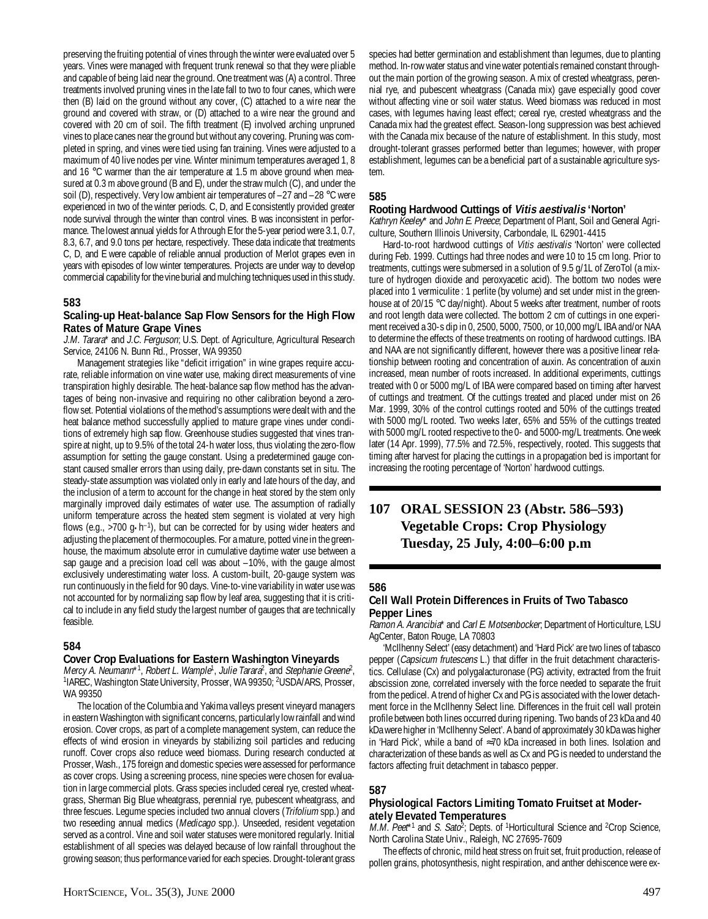preserving the fruiting potential of vines through the winter were evaluated over 5 years. Vines were managed with frequent trunk renewal so that they were pliable and capable of being laid near the ground. One treatment was (A) a control. Three treatments involved pruning vines in the late fall to two to four canes, which were then (B) laid on the ground without any cover, (C) attached to a wire near the ground and covered with straw, or (D) attached to a wire near the ground and covered with 20 cm of soil. The fifth treatment (E) involved arching unpruned vines to place canes near the ground but without any covering. Pruning was completed in spring, and vines were tied using fan training. Vines were adjusted to a maximum of 40 live nodes per vine. Winter minimum temperatures averaged 1, 8 and 16 °C warmer than the air temperature at 1.5 m above ground when measured at 0.3 m above ground (B and E), under the straw mulch (C), and under the soil (D), respectively. Very low ambient air temperatures of –27 and –28 °C were experienced in two of the winter periods. C, D, and E consistently provided greater node survival through the winter than control vines. B was inconsistent in performance. The lowest annual yields for A through E for the 5-year period were 3.1, 0.7, 8.3, 6.7, and 9.0 tons per hectare, respectively. These data indicate that treatments C, D, and E were capable of reliable annual production of Merlot grapes even in years with episodes of low winter temperatures. Projects are under way to develop commercial capability for the vine burial and mulching techniques used in this study.

### 583

### Scaling-up Heat-balance Sap Flow Sensors for the High Flow Rates of Mature Grape Vines

*J.M. Tarara** and *J.C. Ferguson*; U.S. Dept. of Agriculture, Agricultural Research Service, 24106 N. Bunn Rd., Prosser, WA 99350

Management strategies like "deficit irrigation" in wine grapes require accurate, reliable information on vine water use, making direct measurements of vine transpiration highly desirable. The heat-balance sap flow method has the advantages of being non-invasive and requiring no other calibration beyond a zero-flow set. Potential violations of the method's assumptions were dealt with and the heat balance method successfully applied to mature grape vines under conditions of extremely high sap flow. Greenhouse studies suggested that vines transpire at night, up to 9.5% of the total 24-h water loss, thus violating the zero-flow assumption for setting the gauge constant. Using a predetermined gauge constant caused smaller errors than using daily, pre-dawn constants set in situ. The steady-state assumption was violated only in early and late hours of the day, and the inclusion of a term to account for the change in heat stored by the stem only marginally improved daily estimates of water use. The assumption of radially uniform temperature across the heated stem segment is violated at very high flows (e.g., >700 g•h$^{-1}$), but can be corrected for by using wider heaters and adjusting the placement of thermocouples. For a mature, potted vine in the greenhouse, the maximum absolute error in cumulative daytime water use between a sap gauge and a precision load cell was about –10%, with the gauge almost exclusively underestimating water loss. A custom-built, 20-gauge system was run continuously in the field for 90 days. Vine-to-vine variability in water use was not accounted for by normalizing sap flow by leaf area, suggesting that it is critical to include in any field study the largest number of gauges that are technically feasible.

### 584

### Cover Crop Evaluations for Eastern Washington Vineyards

*Mercy A. Neumann**[1], *Robert L. Wample*[1], *Julie Tarara*[2], and *Stephanie Greene*[2], [1]IAREC, Washington State University, Prosser, WA 99350; [2]USDA/ARS, Prosser, WA 99350

The location of the Columbia and Yakima valleys present vineyard managers in eastern Washington with significant concerns, particularly low rainfall and wind erosion. Cover crops, as part of a complete management system, can reduce the effects of wind erosion in vineyards by stabilizing soil particles and reducing runoff. Cover crops also reduce weed biomass. During research conducted at Prosser, Wash., 175 foreign and domestic species were assessed for performance as cover crops. Using a screening process, nine species were chosen for evaluation in large commercial plots. Grass species included cereal rye, crested wheatgrass, Sherman Big Blue wheatgrass, perennial rye, pubescent wheatgrass, and three fescues. Legume species included two annual clovers (*Trifolium* spp.) and two reseeding annual medics (*Medicago* spp.). Unseeded, resident vegetation served as a control. Vine and soil water statuses were monitored regularly. Initial establishment of all species was delayed because of low rainfall throughout the growing season; thus performance varied for each species. Drought-tolerant grass species had better germination and establishment than legumes, due to planting method. In-row water status and vine water potentials remained constant throughout the main portion of the growing season. A mix of crested wheatgrass, perennial rye, and pubescent wheatgrass (Canada mix) gave especially good cover without affecting vine or soil water status. Weed biomass was reduced in most cases, with legumes having least effect; cereal rye, crested wheatgrass and the Canada mix had the greatest effect. Season-long suppression was best achieved with the Canada mix because of the nature of establishment. In this study, most drought-tolerant grasses performed better than legumes; however, with proper establishment, legumes can be a beneficial part of a sustainable agriculture system.

### 585

### Rooting Hardwood Cuttings of *Vitis aestivalis* 'Norton'

*Kathryn Keeley** and *John E. Preece*; Department of Plant, Soil and General Agriculture, Southern Illinois University, Carbondale, IL 62901-4415

Hard-to-root hardwood cuttings of *Vitis aestivalis* 'Norton' were collected during Feb. 1999. Cuttings had three nodes and were 10 to 15 cm long. Prior to treatments, cuttings were submersed in a solution of 9.5 g/1L of ZeroTol (a mixture of hydrogen dioxide and peroxyacetic acid). The bottom two nodes were placed into 1 vermiculite : 1 perlite (by volume) and set under mist in the greenhouse at of 20/15 °C day/night). About 5 weeks after treatment, number of roots and root length data were collected. The bottom 2 cm of cuttings in one experiment received a 30-s dip in 0, 2500, 5000, 7500, or 10,000 mg/L IBA and/or NAA to determine the effects of these treatments on rooting of hardwood cuttings. IBA and NAA are not significantly different, however there was a positive linear relationship between rooting and concentration of auxin. As concentration of auxin increased, mean number of roots increased. In additional experiments, cuttings treated with 0 or 5000 mg/L of IBA were compared based on timing after harvest of cuttings and treatment. Of the cuttings treated and placed under mist on 26 Mar. 1999, 30% of the control cuttings rooted and 50% of the cuttings treated with 5000 mg/L rooted. Two weeks later, 65% and 55% of the cuttings treated with 5000 mg/L rooted respective to the 0- and 5000-mg/L treatments. One week later (14 Apr. 1999), 77.5% and 72.5%, respectively, rooted. This suggests that timing after harvest for placing the cuttings in a propagation bed is important for increasing the rooting percentage of 'Norton' hardwood cuttings.

## 107 ORAL SESSION 23 (Abstr. 586–593) Vegetable Crops: Crop Physiology Tuesday, 25 July, 4:00–6:00 p.m

### 586

### Cell Wall Protein Differences in Fruits of Two Tabasco Pepper Lines

*Ramon A. Arancibia** and *Carl E. Motsenbocker*; Department of Horticulture, LSU AgCenter, Baton Rouge, LA 70803

'McIlhenny Select' (easy detachment) and 'Hard Pick' are two lines of tabasco pepper (*Capsicum frutescens* L.) that differ in the fruit detachment characteristics. Cellulase (Cx) and polygalacturonase (PG) activity, extracted from the fruit abscission zone, correlated inversely with the force needed to separate the fruit from the pedicel. A trend of higher Cx and PG is associated with the lower detachment force in the McIlhenny Select line. Differences in the fruit cell wall protein profile between both lines occurred during ripening. Two bands of 23 kDa and 40 kDa were higher in 'McIlhenny Select'. A band of approximately 30 kDa was higher in 'Hard Pick', while a band of ≈70 kDa increased in both lines. Isolation and characterization of these bands as well as Cx and PG is needed to understand the factors affecting fruit detachment in tabasco pepper.

### 587

### Physiological Factors Limiting Tomato Fruitset at Moderately Elevated Temperatures

*M.M. Peet**[1] and *S. Sato*[2]; Depts. of [1]Horticultural Science and [2]Crop Science, North Carolina State Univ., Raleigh, NC 27695-7609

The effects of chronic, mild heat stress on fruit set, fruit production, release of pollen grains, photosynthesis, night respiration, and anther dehiscence were ex-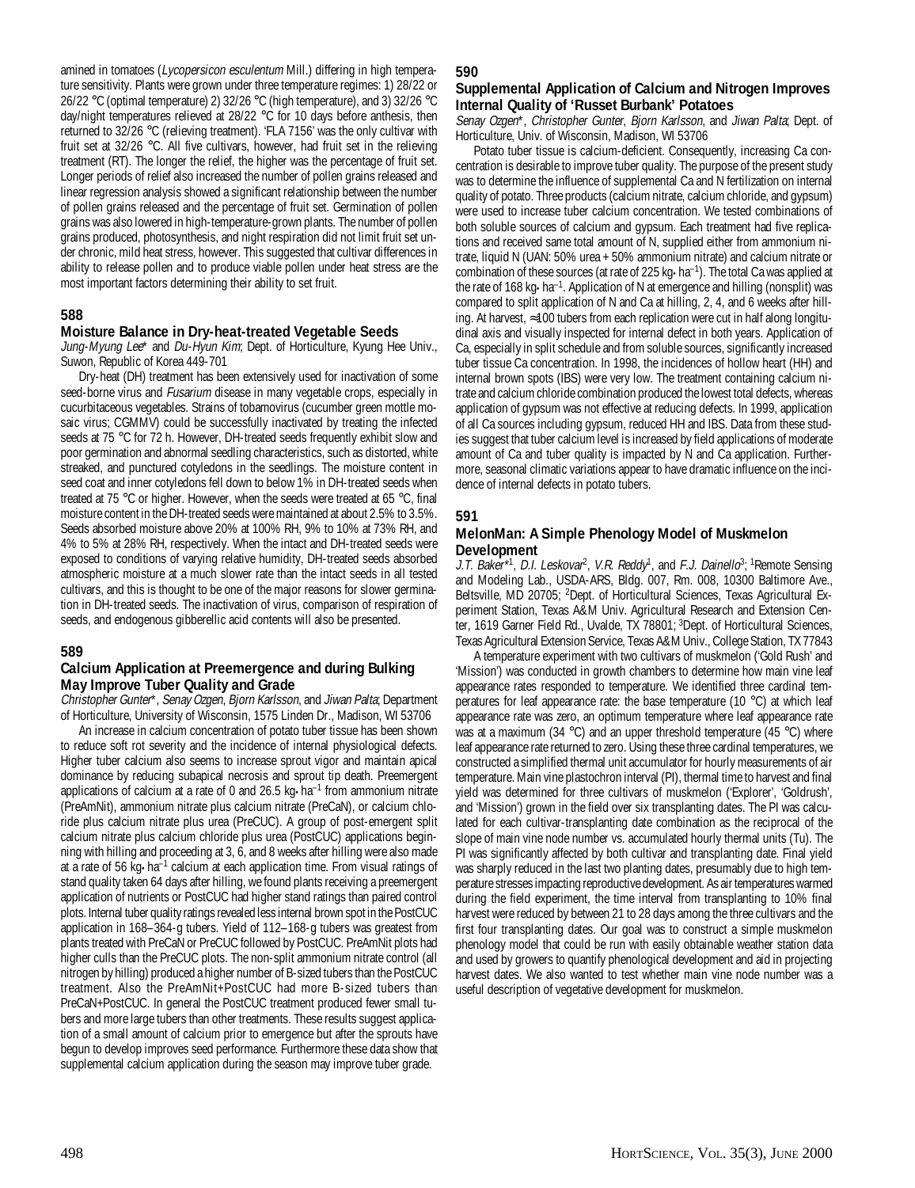amined in tomatoes (*Lycopersicon esculentum* Mill.) differing in high temperature sensitivity. Plants were grown under three temperature regimes: 1) 28/22 or 26/22 °C (optimal temperature) 2) 32/26 °C (high temperature), and 3) 32/26 °C day/night temperatures relieved at 28/22 °C for 10 days before anthesis, then returned to 32/26 °C (relieving treatment). 'FLA 7156' was the only cultivar with fruit set at 32/26 °C. All five cultivars, however, had fruit set in the relieving treatment (RT). The longer the relief, the higher was the percentage of fruit set. Longer periods of relief also increased the number of pollen grains released and linear regression analysis showed a significant relationship between the number of pollen grains released and the percentage of fruit set. Germination of pollen grains was also lowered in high-temperature-grown plants. The number of pollen grains produced, photosynthesis, and night respiration did not limit fruit set under chronic, mild heat stress, however. This suggested that cultivar differences in ability to release pollen and to produce viable pollen under heat stress are the most important factors determining their ability to set fruit.

## 588

### Moisture Balance in Dry-heat-treated Vegetable Seeds

*Jung-Myung Lee\** and *Du-Hyun Kim*; Dept. of Horticulture, Kyung Hee Univ., Suwon, Republic of Korea 449-701

Dry-heat (DH) treatment has been extensively used for inactivation of some seed-borne virus and *Fusarium* disease in many vegetable crops, especially in cucurbitaceous vegetables. Strains of tobamovirus (cucumber green mottle mosaic virus; CGMMV) could be successfully inactivated by treating the infected seeds at 75 °C for 72 h. However, DH-treated seeds frequently exhibit slow and poor germination and abnormal seedling characteristics, such as distorted, white streaked, and punctured cotyledons in the seedlings. The moisture content in seed coat and inner cotyledons fell down to below 1% in DH-treated seeds when treated at 75 °C or higher. However, when the seeds were treated at 65 °C, final moisture content in the DH-treated seeds were maintained at about 2.5% to 3.5%. Seeds absorbed moisture above 20% at 100% RH, 9% to 10% at 73% RH, and 4% to 5% at 28% RH, respectively. When the intact and DH-treated seeds were exposed to conditions of varying relative humidity, DH-treated seeds absorbed atmospheric moisture at a much slower rate than the intact seeds in all tested cultivars, and this is thought to be one of the major reasons for slower germination in DH-treated seeds. The inactivation of virus, comparison of respiration of seeds, and endogenous gibberellic acid contents will also be presented.

## 589

### Calcium Application at Preemergence and during Bulking May Improve Tuber Quality and Grade

*Christopher Gunter\**, *Senay Ozgen*, *Bjorn Karlsson*, and *Jiwan Palta*; Department of Horticulture, University of Wisconsin, 1575 Linden Dr., Madison, WI 53706

An increase in calcium concentration of potato tuber tissue has been shown to reduce soft rot severity and the incidence of internal physiological defects. Higher tuber calcium also seems to increase sprout vigor and maintain apical dominance by reducing subapical necrosis and sprout tip death. Preemergent applications of calcium at a rate of 0 and 26.5 kg·ha$^{-1}$ from ammonium nitrate (PreAmNit), ammonium nitrate plus calcium nitrate (PreCaN), or calcium chloride plus calcium nitrate plus urea (PreCUC). A group of post-emergent split calcium nitrate plus calcium chloride plus urea (PostCUC) applications beginning with hilling and proceeding at 3, 6, and 8 weeks after hilling were also made at a rate of 56 kg·ha$^{-1}$ calcium at each application time. From visual ratings of stand quality taken 64 days after hilling, we found plants receiving a preemergent application of nutrients or PostCUC had higher stand ratings than paired control plots. Internal tuber quality ratings revealed less internal brown spot in the PostCUC application in 168–364-g tubers. Yield of 112–168-g tubers was greatest from plants treated with PreCaN or PreCUC followed by PostCUC. PreAmNit plots had higher culls than the PreCUC plots. The non-split ammonium nitrate control (all nitrogen by hilling) produced a higher number of B-sized tubers than the PostCUC treatment. Also the PreAmNit+PostCUC had more B-sized tubers than PreCaN+PostCUC. In general the PostCUC treatment produced fewer small tubers and more large tubers than other treatments. These results suggest application of a small amount of calcium prior to emergence but after the sprouts have begun to develop improves seed performance. Furthermore these data show that supplemental calcium application during the season may improve tuber grade.

## 590

### Supplemental Application of Calcium and Nitrogen Improves Internal Quality of 'Russet Burbank' Potatoes

*Senay Ozgen\**, *Christopher Gunter*, *Bjorn Karlsson*, and *Jiwan Palta*; Dept. of Horticulture, Univ. of Wisconsin, Madison, WI 53706

Potato tuber tissue is calcium-deficient. Consequently, increasing Ca concentration is desirable to improve tuber quality. The purpose of the present study was to determine the influence of supplemental Ca and N fertilization on internal quality of potato. Three products (calcium nitrate, calcium chloride, and gypsum) were used to increase tuber calcium concentration. We tested combinations of both soluble sources of calcium and gypsum. Each treatment had five replications and received same total amount of N, supplied either from ammonium nitrate, liquid N (UAN: 50% urea + 50% ammonium nitrate) and calcium nitrate or combination of these sources (at rate of 225 kg·ha$^{-1}$). The total Ca was applied at the rate of 168 kg·ha$^{-1}$. Application of N at emergence and hilling (nonsplit) was compared to split application of N and Ca at hilling, 2, 4, and 6 weeks after hilling. At harvest, ≈100 tubers from each replication were cut in half along longitudinal axis and visually inspected for internal defect in both years. Application of Ca, especially in split schedule and from soluble sources, significantly increased tuber tissue Ca concentration. In 1998, the incidences of hollow heart (HH) and internal brown spots (IBS) were very low. The treatment containing calcium nitrate and calcium chloride combination produced the lowest total defects, whereas application of gypsum was not effective at reducing defects. In 1999, application of all Ca sources including gypsum, reduced HH and IBS. Data from these studies suggest that tuber calcium level is increased by field applications of moderate amount of Ca and tuber quality is impacted by N and Ca application. Furthermore, seasonal climatic variations appear to have dramatic influence on the incidence of internal defects in potato tubers.

## 591

### MelonMan: A Simple Phenology Model of Muskmelon Development

*J.T. Baker\**[1], *D.I. Leskovar*[2], *V.R. Reddy*[1], and *F.J. Dainello*[3]; [1]Remote Sensing and Modeling Lab., USDA-ARS, Bldg. 007, Rm. 008, 10300 Baltimore Ave., Beltsville, MD 20705; [2]Dept. of Horticultural Sciences, Texas Agricultural Experiment Station, Texas A&M Univ. Agricultural Research and Extension Center, 1619 Garner Field Rd., Uvalde, TX 78801; [3]Dept. of Horticultural Sciences, Texas Agricultural Extension Service, Texas A&M Univ., College Station, TX 77843

A temperature experiment with two cultivars of muskmelon ('Gold Rush' and 'Mission') was conducted in growth chambers to determine how main vine leaf appearance rates responded to temperature. We identified three cardinal temperatures for leaf appearance rate: the base temperature (10 °C) at which leaf appearance rate was zero, an optimum temperature where leaf appearance rate was at a maximum (34 °C) and an upper threshold temperature (45 °C) where leaf appearance rate returned to zero. Using these three cardinal temperatures, we constructed a simplified thermal unit accumulator for hourly measurements of air temperature. Main vine plastochron interval (PI), thermal time to harvest and final yield was determined for three cultivars of muskmelon ('Explorer', 'Goldrush', and 'Mission') grown in the field over six transplanting dates. The PI was calculated for each cultivar-transplanting date combination as the reciprocal of the slope of main vine node number vs. accumulated hourly thermal units (Tu). The PI was significantly affected by both cultivar and transplanting date. Final yield was sharply reduced in the last two planting dates, presumably due to high temperature stresses impacting reproductive development. As air temperatures warmed during the field experiment, the time interval from transplanting to 10% final harvest were reduced by between 21 to 28 days among the three cultivars and the first four transplanting dates. Our goal was to construct a simple muskmelon phenology model that could be run with easily obtainable weather station data and used by growers to quantify phenological development and aid in projecting harvest dates. We also wanted to test whether main vine node number was a useful description of vegetative development for muskmelon.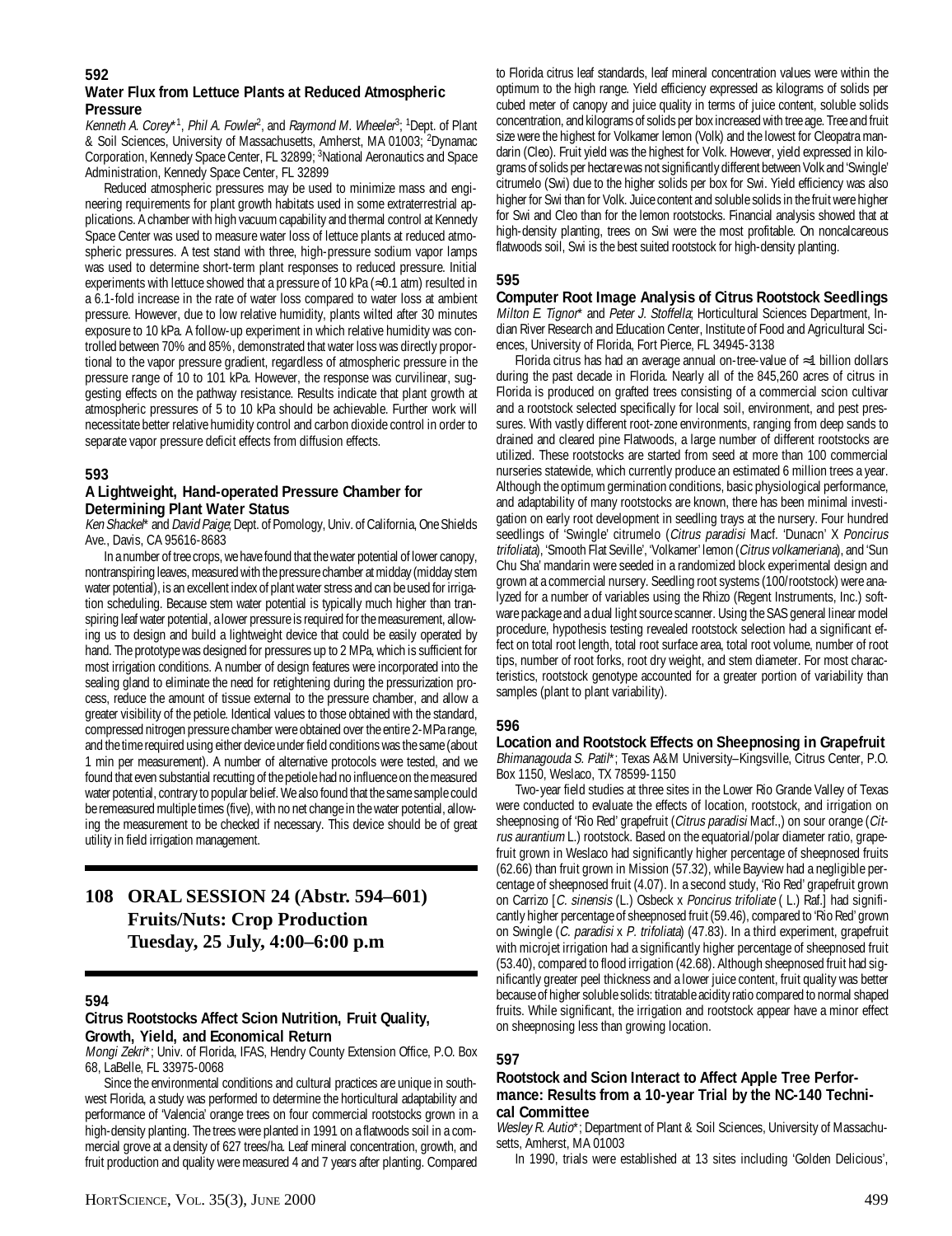### 592

### Water Flux from Lettuce Plants at Reduced Atmospheric Pressure

*Kenneth A. Corey*\*[1], *Phil A. Fowler*[2], and *Raymond M. Wheeler*[3]; [1]Dept. of Plant & Soil Sciences, University of Massachusetts, Amherst, MA 01003; [2]Dynamac Corporation, Kennedy Space Center, FL 32899; [3]National Aeronautics and Space Administration, Kennedy Space Center, FL 32899

Reduced atmospheric pressures may be used to minimize mass and engineering requirements for plant growth habitats used in some extraterrestrial applications. A chamber with high vacuum capability and thermal control at Kennedy Space Center was used to measure water loss of lettuce plants at reduced atmospheric pressures. A test stand with three, high-pressure sodium vapor lamps was used to determine short-term plant responses to reduced pressure. Initial experiments with lettuce showed that a pressure of 10 kPa (≈0.1 atm) resulted in a 6.1-fold increase in the rate of water loss compared to water loss at ambient pressure. However, due to low relative humidity, plants wilted after 30 minutes exposure to 10 kPa. A follow-up experiment in which relative humidity was controlled between 70% and 85%, demonstrated that water loss was directly proportional to the vapor pressure gradient, regardless of atmospheric pressure in the pressure range of 10 to 101 kPa. However, the response was curvilinear, suggesting effects on the pathway resistance. Results indicate that plant growth at atmospheric pressures of 5 to 10 kPa should be achievable. Further work will necessitate better relative humidity control and carbon dioxide control in order to separate vapor pressure deficit effects from diffusion effects.

### 593

### A Lightweight, Hand-operated Pressure Chamber for Determining Plant Water Status

*Ken Shackel*\* and *David Paige*; Dept. of Pomology, Univ. of California, One Shields Ave., Davis, CA 95616-8683

In a number of tree crops, we have found that the water potential of lower canopy, nontranspiring leaves, measured with the pressure chamber at midday (midday stem water potential), is an excellent index of plant water stress and can be used for irrigation scheduling. Because stem water potential is typically much higher than transpiring leaf water potential, a lower pressure is required for the measurement, allowing us to design and build a lightweight device that could be easily operated by hand. The prototype was designed for pressures up to 2 MPa, which is sufficient for most irrigation conditions. A number of design features were incorporated into the sealing gland to eliminate the need for retightening during the pressurization process, reduce the amount of tissue external to the pressure chamber, and allow a greater visibility of the petiole. Identical values to those obtained with the standard, compressed nitrogen pressure chamber were obtained over the entire 2-MPa range, and the time required using either device under field conditions was the same (about 1 min per measurement). A number of alternative protocols were tested, and we found that even substantial recutting of the petiole had no influence on the measured water potential, contrary to popular belief. We also found that the same sample could be remeasured multiple times (five), with no net change in the water potential, allowing the measurement to be checked if necessary. This device should be of great utility in field irrigation management.

## 108 ORAL SESSION 24 (Abstr. 594–601) Fruits/Nuts: Crop Production Tuesday, 25 July, 4:00–6:00 p.m

### 594

### Citrus Rootstocks Affect Scion Nutrition, Fruit Quality, Growth, Yield, and Economical Return

*Mongi Zekri*\*; Univ. of Florida, IFAS, Hendry County Extension Office, P.O. Box 68, LaBelle, FL 33975-0068

Since the environmental conditions and cultural practices are unique in southwest Florida, a study was performed to determine the horticultural adaptability and performance of 'Valencia' orange trees on four commercial rootstocks grown in a high-density planting. The trees were planted in 1991 on a flatwoods soil in a commercial grove at a density of 627 trees/ha. Leaf mineral concentration, growth, and fruit production and quality were measured 4 and 7 years after planting. Compared to Florida citrus leaf standards, leaf mineral concentration values were within the optimum to the high range. Yield efficiency expressed as kilograms of solids per cubed meter of canopy and juice quality in terms of juice content, soluble solids concentration, and kilograms of solids per box increased with tree age. Tree and fruit size were the highest for Volkamer lemon (Volk) and the lowest for Cleopatra mandarin (Cleo). Fruit yield was the highest for Volk. However, yield expressed in kilograms of solids per hectare was not significantly different between Volk and 'Swingle' citrumelo (Swi) due to the higher solids per box for Swi. Yield efficiency was also higher for Swi than for Volk. Juice content and soluble solids in the fruit were higher for Swi and Cleo than for the lemon rootstocks. Financial analysis showed that at high-density planting, trees on Swi were the most profitable. On noncalcareous flatwoods soil, Swi is the best suited rootstock for high-density planting.

### 595

### Computer Root Image Analysis of Citrus Rootstock Seedlings

*Milton E. Tignor*\* and *Peter J. Stoffella*; Horticultural Sciences Department, Indian River Research and Education Center, Institute of Food and Agricultural Sciences, University of Florida, Fort Pierce, FL 34945-3138

Florida citrus has had an average annual on-tree-value of ≈1 billion dollars during the past decade in Florida. Nearly all of the 845,260 acres of citrus in Florida is produced on grafted trees consisting of a commercial scion cultivar and a rootstock selected specifically for local soil, environment, and pest pressures. With vastly different root-zone environments, ranging from deep sands to drained and cleared pine Flatwoods, a large number of different rootstocks are utilized. These rootstocks are started from seed at more than 100 commercial nurseries statewide, which currently produce an estimated 6 million trees a year. Although the optimum germination conditions, basic physiological performance, and adaptability of many rootstocks are known, there has been minimal investigation on early root development in seedling trays at the nursery. Four hundred seedlings of 'Swingle' citrumelo (*Citrus paradisi* Macf. 'Dunacn' X *Poncirus trifoliata*), 'Smooth Flat Seville', 'Volkamer' lemon (*Citrus volkameriana*), and 'Sun Chu Sha' mandarin were seeded in a randomized block experimental design and grown at a commercial nursery. Seedling root systems (100/rootstock) were analyzed for a number of variables using the Rhizo (Regent Instruments, Inc.) software package and a dual light source scanner. Using the SAS general linear model procedure, hypothesis testing revealed rootstock selection had a significant effect on total root length, total root surface area, total root volume, number of root tips, number of root forks, root dry weight, and stem diameter. For most characteristics, rootstock genotype accounted for a greater portion of variability than samples (plant to plant variability).

### 596

### Location and Rootstock Effects on Sheepnosing in Grapefruit

*Bhimanagouda S. Patil*\*; Texas A&M University–Kingsville, Citrus Center, P.O. Box 1150, Weslaco, TX 78599-1150

Two-year field studies at three sites in the Lower Rio Grande Valley of Texas were conducted to evaluate the effects of location, rootstock, and irrigation on sheepnosing of 'Rio Red' grapefruit (*Citrus paradisi* Macf.,) on sour orange (*Citrus aurantium* L.) rootstock. Based on the equatorial/polar diameter ratio, grapefruit grown in Weslaco had significantly higher percentage of sheepnosed fruits (62.66) than fruit grown in Mission (57.32), while Bayview had a negligible percentage of sheepnosed fruit (4.07). In a second study, 'Rio Red' grapefruit grown on Carrizo [*C. sinensis* (L.) Osbeck x *Poncirus trifoliate* ( L.) Raf.] had significantly higher percentage of sheepnosed fruit (59.46), compared to 'Rio Red' grown on Swingle (*C. paradisi* x *P. trifoliata*) (47.83). In a third experiment, grapefruit with microjet irrigation had a significantly higher percentage of sheepnosed fruit (53.40), compared to flood irrigation (42.68). Although sheepnosed fruit had significantly greater peel thickness and a lower juice content, fruit quality was better because of higher soluble solids: titratable acidity ratio compared to normal shaped fruits. While significant, the irrigation and rootstock appear have a minor effect on sheepnosing less than growing location.

### 597

### Rootstock and Scion Interact to Affect Apple Tree Performance: Results from a 10-year Trial by the NC-140 Technical Committee

*Wesley R. Autio*\*; Department of Plant & Soil Sciences, University of Massachusetts, Amherst, MA 01003

In 1990, trials were established at 13 sites including 'Golden Delicious',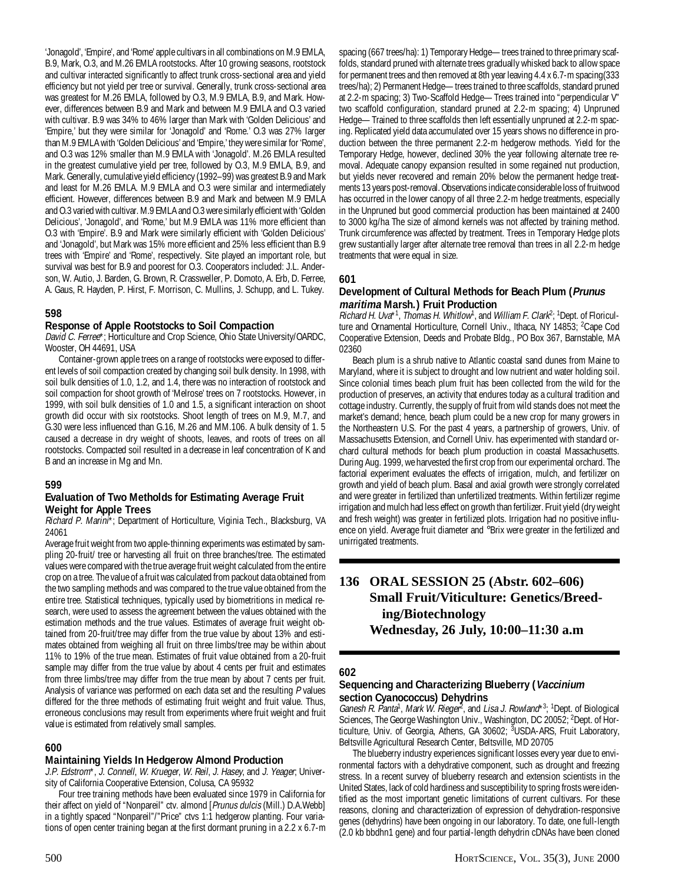'Jonagold', 'Empire', and 'Rome' apple cultivars in all combinations on M.9 EMLA, B.9, Mark, O.3, and M.26 EMLA rootstocks. After 10 growing seasons, rootstock and cultivar interacted significantly to affect trunk cross-sectional area and yield efficiency but not yield per tree or survival. Generally, trunk cross-sectional area was greatest for M.26 EMLA, followed by O.3, M.9 EMLA, B.9, and Mark. However, differences between B.9 and Mark and between M.9 EMLA and O.3 varied with cultivar. B.9 was 34% to 46% larger than Mark with 'Golden Delicious' and 'Empire,' but they were similar for 'Jonagold' and 'Rome.' O.3 was 27% larger than M.9 EMLA with 'Golden Delicious' and 'Empire,' they were similar for 'Rome', and O.3 was 12% smaller than M.9 EMLA with 'Jonagold'. M.26 EMLA resulted in the greatest cumulative yield per tree, followed by O.3, M.9 EMLA, B.9, and Mark. Generally, cumulative yield efficiency (1992–99) was greatest B.9 and Mark and least for M.26 EMLA. M.9 EMLA and O.3 were similar and intermediately efficient. However, differences between B.9 and Mark and between M.9 EMLA and O.3 varied with cultivar. M.9 EMLA and O.3 were similarly efficient with 'Golden Delicious', 'Jonagold', and 'Rome,' but M.9 EMLA was 11% more efficient than O.3 with 'Empire'. B.9 and Mark were similarly efficient with 'Golden Delicious' and 'Jonagold', but Mark was 15% more efficient and 25% less efficient than B.9 trees with 'Empire' and 'Rome', respectively. Site played an important role, but survival was best for B.9 and poorest for O.3. Cooperators included: J.L. Anderson, W. Autio, J. Barden, G. Brown, R. Crassweller, P. Domoto, A. Erb, D. Ferree, A. Gaus, R. Hayden, P. Hirst, F. Morrison, C. Mullins, J. Schupp, and L. Tukey.

### 598

### Response of Apple Rootstocks to Soil Compaction

*David C. Ferree**; Horticulture and Crop Science, Ohio State University/OARDC, Wooster, OH 44691, USA

Container-grown apple trees on a range of rootstocks were exposed to different levels of soil compaction created by changing soil bulk density. In 1998, with soil bulk densities of 1.0, 1.2, and 1.4, there was no interaction of rootstock and soil compaction for shoot growth of 'Melrose' trees on 7 rootstocks. However, in 1999, with soil bulk densities of 1.0 and 1.5, a significant interaction on shoot growth did occur with six rootstocks. Shoot length of trees on M.9, M.7, and G.30 were less influenced than G.16, M.26 and MM.106. A bulk density of 1. 5 caused a decrease in dry weight of shoots, leaves, and roots of trees on all rootstocks. Compacted soil resulted in a decrease in leaf concentration of K and B and an increase in Mg and Mn.

### 599

### Evaluation of Two Metholds for Estimating Average Fruit Weight for Apple Trees

*Richard P. Marini**; Department of Horticulture, Viginia Tech., Blacksburg, VA 24061

Average fruit weight from two apple-thinning experiments was estimated by sampling 20-fruit/ tree or harvesting all fruit on three branches/tree. The estimated values were compared with the true average fruit weight calculated from the entire crop on a tree. The value of a fruit was calculated from packout data obtained from the two sampling methods and was compared to the true value obtained from the entire tree. Statistical techniques, typically used by biometritions in medical research, were used to assess the agreement between the values obtained with the estimation methods and the true values. Estimates of average fruit weight obtained from 20-fruit/tree may differ from the true value by about 13% and estimates obtained from weighing all fruit on three limbs/tree may be within about 11% to 19% of the true mean. Estimates of fruit value obtained from a 20-fruit sample may differ from the true value by about 4 cents per fruit and estimates from three limbs/tree may differ from the true mean by about 7 cents per fruit. Analysis of variance was performed on each data set and the resulting $P$ values differed for the three methods of estimating fruit weight and fruit value. Thus, erroneous conclusions may result from experiments where fruit weight and fruit value is estimated from relatively small samples.

### 600

### Maintaining Yields In Hedgerow Almond Production

*J.P. Edstrom**, *J. Connell*, *W. Krueger*, *W. Reil*, *J. Hasey*, and *J. Yeager*; University of California Cooperative Extension, Colusa, CA 95932

Four tree training methods have been evaluated since 1979 in California for their affect on yield of "Nonpareil" ctv. almond [*Prunus dulcis* (Mill.) D.A.Webb] in a tightly spaced "Nonpareil"/"Price" ctvs 1:1 hedgerow planting. Four variations of open center training began at the first dormant pruning in a 2.2 x 6.7-m spacing (667 trees/ha): 1) Temporary Hedge— trees trained to three primary scaffolds, standard pruned with alternate trees gradually whisked back to allow space for permanent trees and then removed at 8th year leaving 4.4 x 6.7-m spacing(333 trees/ha); 2) Permanent Hedge— trees trained to three scaffolds, standard pruned at 2.2-m spacing; 3) Two-Scaffold Hedge— Trees trained into "perpendicular V" two scaffold configuration, standard pruned at 2.2-m spacing; 4) Unpruned Hedge— Trained to three scaffolds then left essentially unpruned at 2.2-m spacing. Replicated yield data accumulated over 15 years shows no difference in production between the three permanent 2.2-m hedgerow methods. Yield for the Temporary Hedge, however, declined 30% the year following alternate tree removal. Adequate canopy expansion resulted in some regained nut production, but yields never recovered and remain 20% below the permanent hedge treatments 13 years post-removal. Observations indicate considerable loss of fruitwood has occurred in the lower canopy of all three 2.2-m hedge treatments, especially in the Unpruned but good commercial production has been maintained at 2400 to 3000 kg/ha The size of almond kernels was not affected by training method. Trunk circumference was affected by treatment. Trees in Temporary Hedge plots grew sustantially larger after alternate tree removal than trees in all 2.2-m hedge treatments that were equal in size.

### 601

### Development of Cultural Methods for Beach Plum (*Prunus maritima* Marsh.) Fruit Production

*Richard H. Uva**[1], *Thomas H. Whitlow*[1], and *William F. Clark*[2]; [1]Dept. of Floriculture and Ornamental Horticulture, Cornell Univ., Ithaca, NY 14853; [2]Cape Cod Cooperative Extension, Deeds and Probate Bldg., PO Box 367, Barnstable, MA 02360

Beach plum is a shrub native to Atlantic coastal sand dunes from Maine to Maryland, where it is subject to drought and low nutrient and water holding soil. Since colonial times beach plum fruit has been collected from the wild for the production of preserves, an activity that endures today as a cultural tradition and cottage industry. Currently, the supply of fruit from wild stands does not meet the market's demand; hence, beach plum could be a new crop for many growers in the Northeastern U.S. For the past 4 years, a partnership of growers, Univ. of Massachusetts Extension, and Cornell Univ. has experimented with standard orchard cultural methods for beach plum production in coastal Massachusetts. During Aug. 1999, we harvested the first crop from our experimental orchard. The factorial experiment evaluates the effects of irrigation, mulch, and fertilizer on growth and yield of beach plum. Basal and axial growth were strongly correlated and were greater in fertilized than unfertilized treatments. Within fertilizer regime irrigation and mulch had less effect on growth than fertilizer. Fruit yield (dry weight and fresh weight) was greater in fertilized plots. Irrigation had no positive influence on yield. Average fruit diameter and °Brix were greater in the fertilized and unirrigated treatments.

## 136 ORAL SESSION 25 (Abstr. 602–606) Small Fruit/Viticulture: Genetics/Breeding/Biotechnology Wednesday, 26 July, 10:00–11:30 a.m

### 602

### Sequencing and Characterizing Blueberry (*Vaccinium* section Cyanococcus) Dehydrins

*Ganesh R. Panta*[1], *Mark W. Rieger*[2], and *Lisa J. Rowland**[3]; [1]Dept. of Biological Sciences, The George Washington Univ., Washington, DC 20052; [2]Dept. of Horticulture, Univ. of Georgia, Athens, GA 30602; [3]USDA-ARS, Fruit Laboratory, Beltsville Agricultural Research Center, Beltsville, MD 20705

The blueberry industry experiences significant losses every year due to environmental factors with a dehydrative component, such as drought and freezing stress. In a recent survey of blueberry research and extension scientists in the United States, lack of cold hardiness and susceptibility to spring frosts were identified as the most important genetic limitations of current cultivars. For these reasons, cloning and characterization of expression of dehydration-responsive genes (dehydrins) have been ongoing in our laboratory. To date, one full-length (2.0 kb bbdhn1 gene) and four partial-length dehydrin cDNAs have been cloned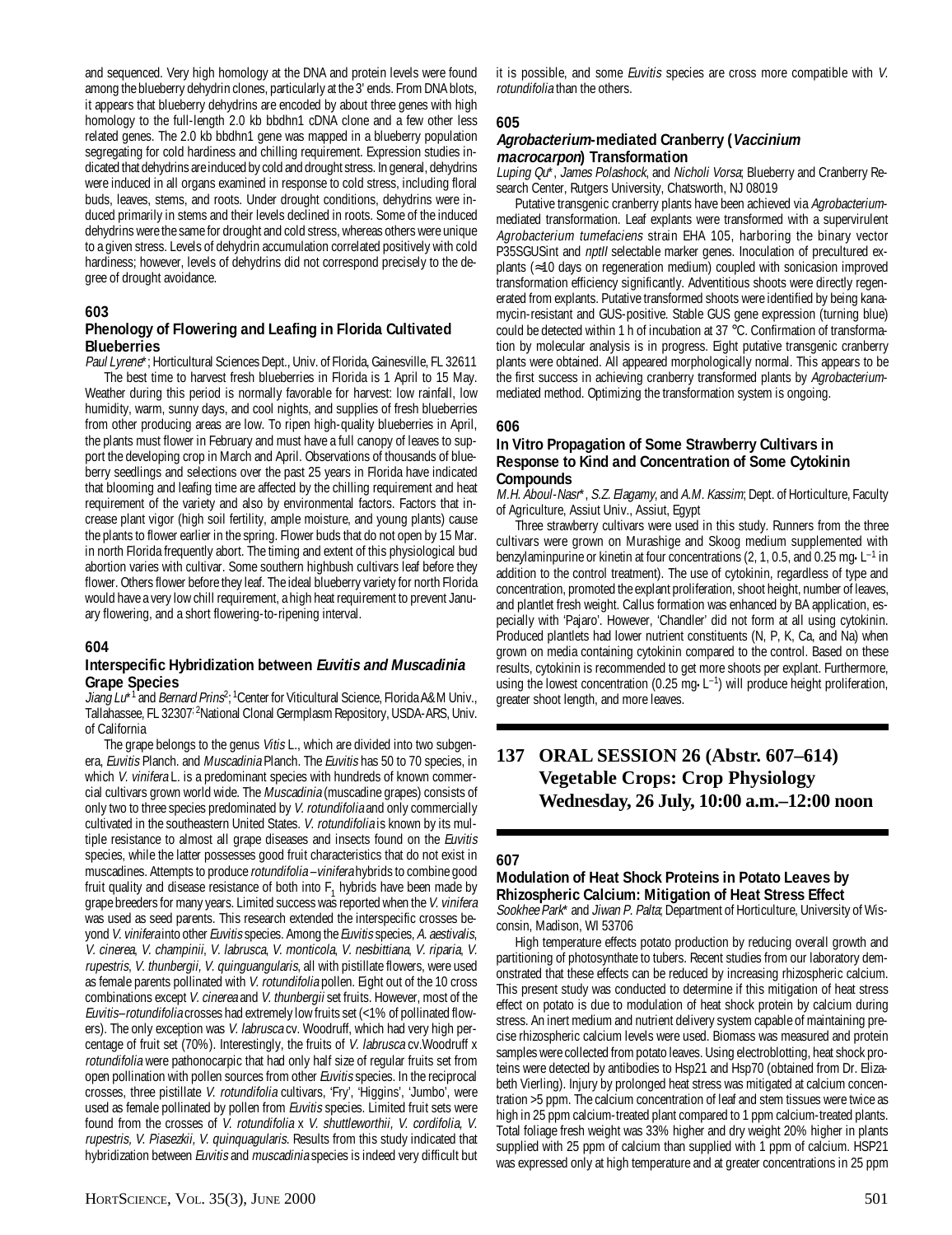and sequenced. Very high homology at the DNA and protein levels were found among the blueberry dehydrin clones, particularly at the 3' ends. From DNA blots, it appears that blueberry dehydrins are encoded by about three genes with high homology to the full-length 2.0 kb bbdhn1 cDNA clone and a few other less related genes. The 2.0 kb bbdhn1 gene was mapped in a blueberry population segregating for cold hardiness and chilling requirement. Expression studies indicated that dehydrins are induced by cold and drought stress. In general, dehydrins were induced in all organs examined in response to cold stress, including floral buds, leaves, stems, and roots. Under drought conditions, dehydrins were induced primarily in stems and their levels declined in roots. Some of the induced dehydrins were the same for drought and cold stress, whereas others were unique to a given stress. Levels of dehydrin accumulation correlated positively with cold hardiness; however, levels of dehydrins did not correspond precisely to the degree of drought avoidance.

### 603

### Phenology of Flowering and Leafing in Florida Cultivated Blueberries

*Paul Lyrene**; Horticultural Sciences Dept., Univ. of Florida, Gainesville, FL 32611

The best time to harvest fresh blueberries in Florida is 1 April to 15 May. Weather during this period is normally favorable for harvest: low rainfall, low humidity, warm, sunny days, and cool nights, and supplies of fresh blueberries from other producing areas are low. To ripen high-quality blueberries in April, the plants must flower in February and must have a full canopy of leaves to support the developing crop in March and April. Observations of thousands of blueberry seedlings and selections over the past 25 years in Florida have indicated that blooming and leafing time are affected by the chilling requirement and heat requirement of the variety and also by environmental factors. Factors that increase plant vigor (high soil fertility, ample moisture, and young plants) cause the plants to flower earlier in the spring. Flower buds that do not open by 15 Mar. in north Florida frequently abort. The timing and extent of this physiological bud abortion varies with cultivar. Some southern highbush cultivars leaf before they flower. Others flower before they leaf. The ideal blueberry variety for north Florida would have a very low chill requirement, a high heat requirement to prevent January flowering, and a short flowering-to-ripening interval.

### 604

### Interspecific Hybridization between *Euvitis* and *Muscadinia* Grape Species

*Jiang Lu**[1] and *Bernard Prins*[2]; [1]Center for Viticultural Science, Florida A&M Univ., Tallahassee, FL 32307; [2]National Clonal Germplasm Repository, USDA-ARS, Univ. of California

The grape belongs to the genus *Vitis* L., which are divided into two subgenera, *Euvitis* Planch. and *Muscadinia* Planch. The *Euvitis* has 50 to 70 species, in which *V. vinifera* L. is a predominant species with hundreds of known commercial cultivars grown world wide. The *Muscadinia* (muscadine grapes) consists of only two to three species predominated by *V. rotundifolia* and only commercially cultivated in the southeastern United States. *V. rotundifolia* is known by its multiple resistance to almost all grape diseases and insects found on the *Euvitis* species, while the latter possesses good fruit characteristics that do not exist in muscadines. Attempts to produce *rotundifolia–vinifera* hybrids to combine good fruit quality and disease resistance of both into $F_1$ hybrids have been made by grape breeders for many years. Limited success was reported when the *V. vinifera* was used as seed parents. This research extended the interspecific crosses beyond *V. vinifera* into other *Euvitis* species. Among the *Euvitis* species, *A. aestivalis*, *V. cinerea*, *V. champinii*, *V. labrusca*, *V. monticola*, *V. nesbittiana*, *V. riparia*, *V. rupestris*, *V. thunbergii*, *V. quinguangularis*, all with pistillate flowers, were used as female parents pollinated with *V. rotundifolia* pollen. Eight out of the 10 cross combinations except *V. cinerea* and *V. thunbergii* set fruits. However, most of the *Euvitis–rotundifolia* crosses had extremely low fruits set (<1% of pollinated flowers). The only exception was *V. labrusca* cv. Woodruff, which had very high percentage of fruit set (70%). Interestingly, the fruits of *V. labrusca* cv.Woodruff x *rotundifolia* were pathonocarpic that had only half size of regular fruits set from open pollination with pollen sources from other *Euvitis* species. In the reciprocal crosses, three pistillate *V. rotundifolia* cultivars, 'Fry', 'Higgins', 'Jumbo', were used as female pollinated by pollen from *Euvitis* species. Limited fruit sets were found from the crosses of *V. rotundifolia* x *V. shuttleworthii*, *V. cordifolia*, *V. rupestris*, *V. Piasezkii*, *V. quinquagularis*. Results from this study indicated that hybridization between *Euvitis* and *muscadinia* species is indeed very difficult but it is possible, and some *Euvitis* species are cross more compatible with *V. rotundifolia* than the others.

### 605

### *Agrobacterium*-mediated Cranberry (*Vaccinium macrocarpon*) Transformation

*Luping Qu**, *James Polashock*, and *Nicholi Vorsa*; Blueberry and Cranberry Research Center, Rutgers University, Chatsworth, NJ 08019

Putative transgenic cranberry plants have been achieved via *Agrobacterium*-mediated transformation. Leaf explants were transformed with a supervirulent *Agrobacterium tumefaciens* strain EHA 105, harboring the binary vector P35SGUSint and *nptII* selectable marker genes. Inoculation of precultured explants (≈10 days on regeneration medium) coupled with sonicasion improved transformation efficiency significantly. Adventitious shoots were directly regenerated from explants. Putative transformed shoots were identified by being kanamycin-resistant and GUS-positive. Stable GUS gene expression (turning blue) could be detected within 1 h of incubation at 37 °C. Confirmation of transformation by molecular analysis is in progress. Eight putative transgenic cranberry plants were obtained. All appeared morphologically normal. This appears to be the first success in achieving cranberry transformed plants by *Agrobacterium*-mediated method. Optimizing the transformation system is ongoing.

### 606

### In Vitro Propagation of Some Strawberry Cultivars in Response to Kind and Concentration of Some Cytokinin Compounds

*M.H. Aboul-Nasr**, *S.Z. Elagamy*, and *A.M. Kassim*; Dept. of Horticulture, Faculty of Agriculture, Assiut Univ., Assiut, Egypt

Three strawberry cultivars were used in this study. Runners from the three cultivars were grown on Murashige and Skoog medium supplemented with benzylaminpurine or kinetin at four concentrations (2, 1, 0.5, and 0.25 mg·L$^{-1}$ in addition to the control treatment). The use of cytokinin, regardless of type and concentration, promoted the explant proliferation, shoot height, number of leaves, and plantlet fresh weight. Callus formation was enhanced by BA application, especially with 'Pajaro'. However, 'Chandler' did not form at all using cytokinin. Produced plantlets had lower nutrient constituents (N, P, K, Ca, and Na) when grown on media containing cytokinin compared to the control. Based on these results, cytokinin is recommended to get more shoots per explant. Furthermore, using the lowest concentration (0.25 mg·L$^{-1}$) will produce height proliferation, greater shoot length, and more leaves.

## 137 ORAL SESSION 26 (Abstr. 607–614) Vegetable Crops: Crop Physiology Wednesday, 26 July, 10:00 a.m.–12:00 noon

### 607

### Modulation of Heat Shock Proteins in Potato Leaves by Rhizospheric Calcium: Mitigation of Heat Stress Effect

*Sookhee Park** and *Jiwan P. Palta*; Department of Horticulture, University of Wisconsin, Madison, WI 53706

High temperature effects potato production by reducing overall growth and partitioning of photosynthate to tubers. Recent studies from our laboratory demonstrated that these effects can be reduced by increasing rhizospheric calcium. This present study was conducted to determine if this mitigation of heat stress effect on potato is due to modulation of heat shock protein by calcium during stress. An inert medium and nutrient delivery system capable of maintaining precise rhizospheric calcium levels were used. Biomass was measured and protein samples were collected from potato leaves. Using electroblotting, heat shock proteins were detected by antibodies to Hsp21 and Hsp70 (obtained from Dr. Elizabeth Vierling). Injury by prolonged heat stress was mitigated at calcium concentration >5 ppm. The calcium concentration of leaf and stem tissues were twice as high in 25 ppm calcium-treated plant compared to 1 ppm calcium-treated plants. Total foliage fresh weight was 33% higher and dry weight 20% higher in plants supplied with 25 ppm of calcium than supplied with 1 ppm of calcium. HSP21 was expressed only at high temperature and at greater concentrations in 25 ppm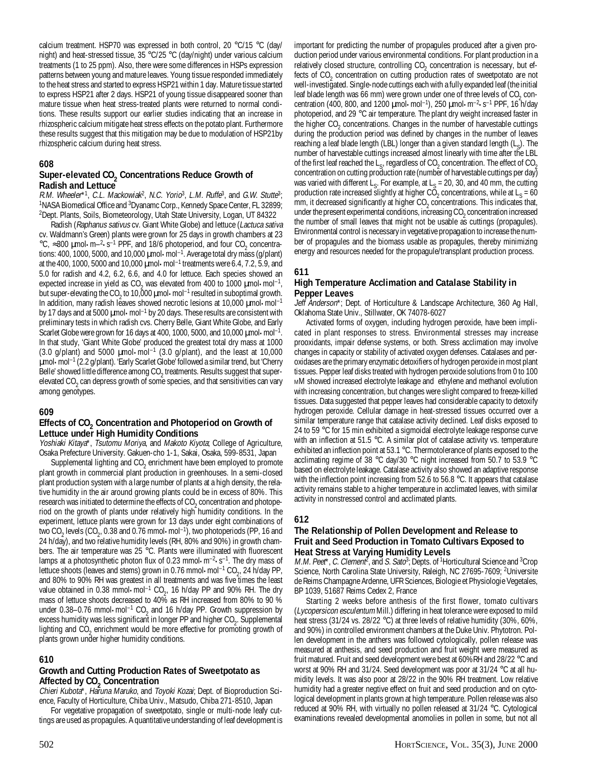calcium treatment. HSP70 was expressed in both control, 20 °C/15 °C (day/night) and heat-stressed tissue, 35 °C/25 °C (day/night) under various calcium treatments (1 to 25 ppm). Also, there were some differences in HSPs expression patterns between young and mature leaves. Young tissue responded immediately to the heat stress and started to express HSP21 within 1 day. Mature tissue started to express HSP21 after 2 days. HSP21 of young tissue disappeared sooner than mature tissue when heat stress-treated plants were returned to normal conditions. These results support our earlier studies indicating that an increase in rhizospheric calcium mitigate heat stress effects on the potato plant. Furthermore these results suggest that this mitigation may be due to modulation of HSP21by rhizospheric calcium during heat stress.

**608**

### Super-elevated $CO_2$ Concentrations Reduce Growth of Radish and Lettuce

*R.M. Wheeler*\*[1], *C.L. Mackowiak*[2], *N.C. Yorio*[3], *L.M. Ruffe*[3], and *G.W. Stutte*[3]; [1]NASA Biomedical Office and [3]Dyanamc Corp., Kennedy Space Center, FL 32899; [2]Dept. Plants, Soils, Biometeorology, Utah State University, Logan, UT 84322

Radish (*Raphanus sativus* cv. Giant White Globe) and lettuce (*Lactuca sativa* cv. Waldmann's Green) plants were grown for 25 days in growth chambers at 23 °C, ≈300 μmol·m$^{-2}$·s$^{-1}$ PPF, and 18/6 photoperiod, and four $CO_2$ concentrations: 400, 1000, 5000, and 10,000 μmol·mol$^{-1}$. Average total dry mass (g/plant) at the 400, 1000, 5000 and 10,000 μmol·mol$^{-1}$ treatments were 6.4, 7.2, 5.9, and 5.0 for radish and 4.2, 6.2, 6.6, and 4.0 for lettuce. Each species showed an expected increase in yield as $CO_2$ was elevated from 400 to 1000 μmol·mol$^{-1}$, but super-elevating the $CO_2$ to 10,000 μmol·mol$^{-1}$ resulted in suboptimal growth. In addition, many radish leaves showed necrotic lesions at 10,000 μmol·mol$^{-1}$ by 17 days and at 5000 μmol·mol$^{-1}$ by 20 days. These results are consistent with preliminary tests in which radish cvs. Cherry Belle, Giant White Globe, and Early Scarlet Globe were grown for 16 days at 400, 1000, 5000, and 10,000 μmol·mol$^{-1}$. In that study, 'Giant White Globe' produced the greatest total dry mass at 1000 (3.0 g/plant) and 5000 μmol·mol$^{-1}$ (3.0 g/plant), and the least at 10,000 μmol·mol$^{-1}$ (2.2 g/plant). 'Early Scarlet Globe' followed a similar trend, but 'Cherry Belle' showed little difference among $CO_2$ treatments. Results suggest that super-elevated $CO_2$ can depress growth of some species, and that sensitivities can vary among genotypes.

**609**

### Effects of $CO_2$ Concentration and Photoperiod on Growth of Lettuce under High Humidity Conditions

*Yoshiaki Kitaya*\*, *Tsutomu Moriya*, and *Makoto Kiyota*; College of Agriculture, Osaka Prefecture University. Gakuen-cho 1-1, Sakai, Osaka, 599-8531, Japan

Supplemental lighting and $CO_2$ enrichment have been employed to promote plant growth in commercial plant production in greenhouses. In a semi-closed plant production system with a large number of plants at a high density, the relative humidity in the air around growing plants could be in excess of 80%. This research was initiated to determine the effects of $CO_2$ concentration and photoperiod on the growth of plants under relatively high humidity conditions. In the experiment, lettuce plants were grown for 13 days under eight combinations of two $CO_2$ levels ($CO_2$, 0.38 and 0.76 mmol·mol$^{-1}$), two photoperiods (PP, 16 and 24 h/day), and two relative humidity levels (RH, 80% and 90%) in growth chambers. The air temperature was 25 °C. Plants were illuminated with fluorescent lamps at a photosynthetic photon flux of 0.23 mmol·m$^{-2}$·s$^{-1}$. The dry mass of lettuce shoots (leaves and stems) grown in 0.76 mmol·mol$^{-1}$ $CO_2$, 24 h/day PP, and 80% to 90% RH was greatest in all treatments and was five times the least value obtained in 0.38 mmol·mol$^{-1}$ $CO_2$, 16 h/day PP and 90% RH. The dry mass of lettuce shoots decreased to 40% as RH increased from 80% to 90 % under 0.38–0.76 mmol·mol$^{-1}$ $CO_2$ and 16 h/day PP. Growth suppression by excess humidity was less significant in longer PP and higher $CO_2$. Supplemental lighting and $CO_2$ enrichment would be more effective for promoting growth of plants grown under higher humidity conditions.

**610**

### Growth and Cutting Production Rates of Sweetpotato as Affected by $CO_2$ Concentration

*Chieri Kubota*\*, *Haruna Maruko*, and *Toyoki Kozai*; Dept. of Bioproduction Science, Faculty of Horticulture, Chiba Univ., Matsudo, Chiba 271-8510, Japan

For vegetative propagation of sweetpotato, single or multi-node leafy cuttings are used as propagules. A quantitative understanding of leaf development is important for predicting the number of propagules produced after a given production period under various environmental conditions. For plant production in a relatively closed structure, controlling $CO_2$ concentration is necessary, but effects of $CO_2$ concentration on cutting production rates of sweetpotato are not well-investigated. Single-node cuttings each with a fully expanded leaf (the initial leaf blade length was 66 mm) were grown under one of three levels of $CO_2$ concentration (400, 800, and 1200 μmol·mol$^{-1}$), 250 μmol·m$^{-2}$·s$^{-1}$ PPF, 16 h/day photoperiod, and 29 °C air temperature. The plant dry weight increased faster in the higher $CO_2$ concentrations. Changes in the number of harvestable cuttings during the production period was defined by changes in the number of leaves reaching a leaf blade length (LBL) longer than a given standard length ($L_S$). The number of harvestable cuttings increased almost linearly with time after the LBL of the first leaf reached the $L_S$, regardless of $CO_2$ concentration. The effect of $CO_2$ concentration on cutting production rate (number of harvestable cuttings per day) was varied with different $L_S$. For example, at $L_S$ = 20, 30, and 40 mm, the cutting production rate increased slightly at higher $CO_2$ concentrations, while at $L_S$ = 60 mm, it decreased significantly at higher $CO_2$ concentrations. This indicates that, under the present experimental conditions, increasing $CO_2$ concentration increased the number of small leaves that might not be usable as cuttings (propagules). Environmental control is necessary in vegetative propagation to increase the number of propagules and the biomass usable as propagules, thereby minimizing energy and resources needed for the propagule/transplant production process.

**611**

### High Temperature Acclimation and Catalase Stability in Pepper Leaves

*Jeff Anderson*\*; Dept. of Horticulture & Landscape Architecture, 360 Ag Hall, Oklahoma State Univ., Stillwater, OK 74078-6027

Activated forms of oxygen, including hydrogen peroxide, have been implicated in plant responses to stress. Environmental stresses may increase prooxidants, impair defense systems, or both. Stress acclimation may involve changes in capacity or stability of activated oxygen defenses. Catalases and peroxidases are the primary enzymatic detoxifiers of hydrogen peroxide in most plant tissues. Pepper leaf disks treated with hydrogen peroxide solutions from 0 to 100 mM showed increased electrolyte leakage and ethylene and methanol evolution with increasing concentration, but changes were slight compared to freeze-killed tissues. Data suggested that pepper leaves had considerable capacity to detoxify hydrogen peroxide. Cellular damage in heat-stressed tissues occurred over a similar temperature range that catalase activity declined. Leaf disks exposed to 24 to 59 °C for 15 min exhibited a sigmoidal electrolyte leakage response curve with an inflection at 51.5 °C. A similar plot of catalase activity vs. temperature exhibited an inflection point at 53.1 °C. Thermotolerance of plants exposed to the acclimating regime of 38 °C day/30 °C night increased from 50.7 to 53.9 °C based on electrolyte leakage. Catalase activity also showed an adaptive response with the inflection point increasing from 52.6 to 56.8 °C. It appears that catalase activity remains stable to a higher temperature in acclimated leaves, with similar activity in nonstressed control and acclimated plants.

**612**

### The Relationship of Pollen Development and Release to Fruit and Seed Production in Tomato Cultivars Exposed to Heat Stress at Varying Humidity Levels

*M.M. Peet*\*, *C. Clement*[2], and *S. Sato*[3]; Depts. of [1]Horticultural Science and [3]Crop Science, North Carolina State University, Raleigh, NC 27695-7609; [2]Universite de Reims Champagne Ardenne, UFR Sciences, Biologie et Physiologie Vegetales, BP 1039, 51687 Reims Cedex 2, France

Starting 2 weeks before anthesis of the first flower, tomato cultivars (*Lycopersicon esculentum* Mill.) differing in heat tolerance were exposed to mild heat stress (31/24 vs. 28/22 °C) at three levels of relative humidity (30%, 60%, and 90%) in controlled environment chambers at the Duke Univ. Phytotron. Pollen development in the anthers was followed cytologically, pollen release was measured at anthesis, and seed production and fruit weight were measured as fruit matured. Fruit and seed development were best at 60% RH and 28/22 °C and worst at 90% RH and 31/24. Seed development was poor at 31/24 °C at all humidity levels. It was also poor at 28/22 in the 90% RH treatment. Low relative humidity had a greater negtive effect on fruit and seed production and on cytological development in plants grown at high temperature. Pollen release was also reduced at 90% RH, with virtually no pollen released at 31/24 °C. Cytological examinations revealed developmental anomolies in pollen in some, but not all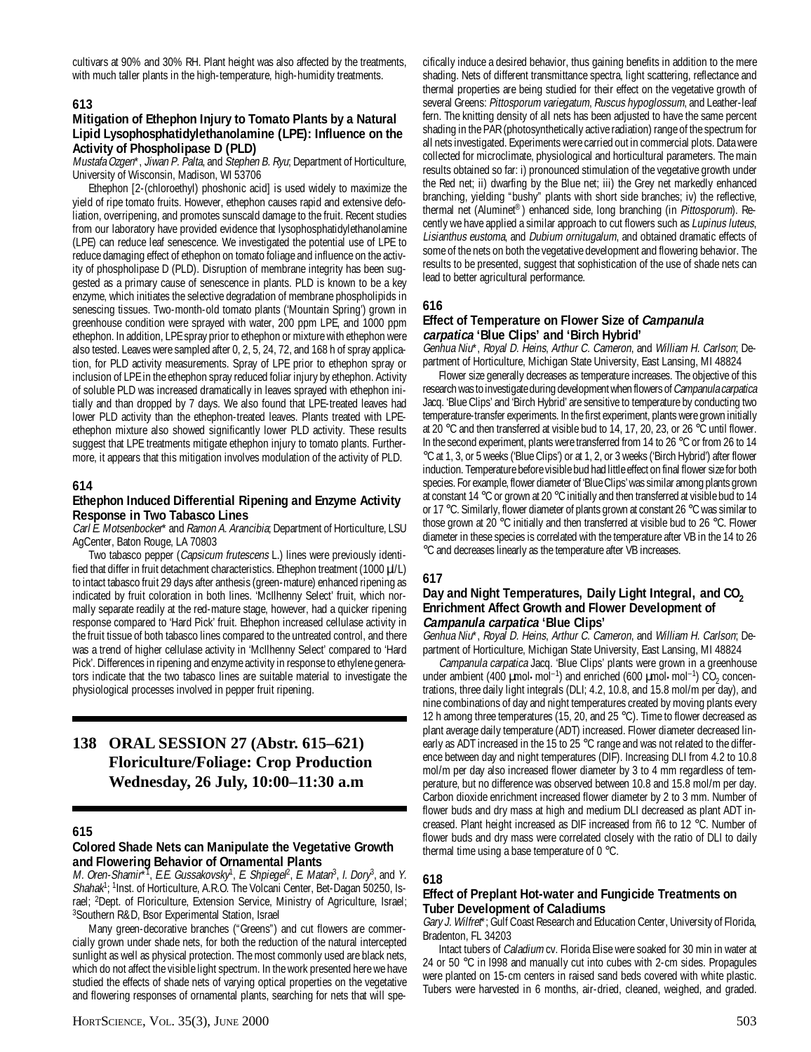cultivars at 90% and 30% RH. Plant height was also affected by the treatments, with much taller plants in the high-temperature, high-humidity treatments.

### 613

### Mitigation of Ethephon Injury to Tomato Plants by a Natural Lipid Lysophosphatidylethanolamine (LPE): Influence on the Activity of Phospholipase D (PLD)

*Mustafa Ozgen*\*, *Jiwan P. Palta*, and *Stephen B. Ryu*; Department of Horticulture, University of Wisconsin, Madison, WI 53706

Ethephon [2-(chloroethyl) phoshonic acid] is used widely to maximize the yield of ripe tomato fruits. However, ethephon causes rapid and extensive defoliation, overripening, and promotes sunscald damage to the fruit. Recent studies from our laboratory have provided evidence that lysophosphatidylethanolamine (LPE) can reduce leaf senescence. We investigated the potential use of LPE to reduce damaging effect of ethephon on tomato foliage and influence on the activity of phospholipase D (PLD). Disruption of membrane integrity has been suggested as a primary cause of senescence in plants. PLD is known to be a key enzyme, which initiates the selective degradation of membrane phospholipids in senescing tissues. Two-month-old tomato plants ('Mountain Spring') grown in greenhouse condition were sprayed with water, 200 ppm LPE, and 1000 ppm ethephon. In addition, LPE spray prior to ethephon or mixture with ethephon were also tested. Leaves were sampled after 0, 2, 5, 24, 72, and 168 h of spray application, for PLD activity measurements. Spray of LPE prior to ethephon spray or inclusion of LPE in the ethephon spray reduced foliar injury by ethephon. Activity of soluble PLD was increased dramatically in leaves sprayed with ethephon initially and than dropped by 7 days. We also found that LPE-treated leaves had lower PLD activity than the ethephon-treated leaves. Plants treated with LPE-ethephon mixture also showed significantly lower PLD activity. These results suggest that LPE treatments mitigate ethephon injury to tomato plants. Furthermore, it appears that this mitigation involves modulation of the activity of PLD.

### 614

### Ethephon Induced Differential Ripening and Enzyme Activity Response in Two Tabasco Lines

*Carl E. Motsenbocker*\* and *Ramon A. Arancibia*; Department of Horticulture, LSU AgCenter, Baton Rouge, LA 70803

Two tabasco pepper (*Capsicum frutescens* L.) lines were previously identified that differ in fruit detachment characteristics. Ethephon treatment (1000 µl/L) to intact tabasco fruit 29 days after anthesis (green-mature) enhanced ripening as indicated by fruit coloration in both lines. 'McIlhenny Select' fruit, which normally separate readily at the red-mature stage, however, had a quicker ripening response compared to 'Hard Pick' fruit. Ethephon increased cellulase activity in the fruit tissue of both tabasco lines compared to the untreated control, and there was a trend of higher cellulase activity in 'McIlhenny Select' compared to 'Hard Pick'. Differences in ripening and enzyme activity in response to ethylene generators indicate that the two tabasco lines are suitable material to investigate the physiological processes involved in pepper fruit ripening.

## 138 ORAL SESSION 27 (Abstr. 615–621) Floriculture/Foliage: Crop Production Wednesday, 26 July, 10:00–11:30 a.m

### 615

### Colored Shade Nets can Manipulate the Vegetative Growth and Flowering Behavior of Ornamental Plants

*M. Oren-Shamir*\*[1], *E.E. Gussakovsky*[1], *E. Shpiegel*[2], *E. Matan*[3], *I. Dory*[3], and *Y. Shahak*[1]; [1]Inst. of Horticulture, A.R.O. The Volcani Center, Bet-Dagan 50250, Israel; [2]Dept. of Floriculture, Extension Service, Ministry of Agriculture, Israel; [3]Southern R&D, Bsor Experimental Station, Israel

Many green-decorative branches ("Greens") and cut flowers are commercially grown under shade nets, for both the reduction of the natural intercepted sunlight as well as physical protection. The most commonly used are black nets, which do not affect the visible light spectrum. In the work presented here we have studied the effects of shade nets of varying optical properties on the vegetative and flowering responses of ornamental plants, searching for nets that will specifically induce a desired behavior, thus gaining benefits in addition to the mere shading. Nets of different transmittance spectra, light scattering, reflectance and thermal properties are being studied for their effect on the vegetative growth of several Greens: *Pittosporum variegatum*, *Ruscus hypoglossum*, and Leather-leaf fern. The knitting density of all nets has been adjusted to have the same percent shading in the PAR (photosynthetically active radiation) range of the spectrum for all nets investigated. Experiments were carried out in commercial plots. Data were collected for microclimate, physiological and horticultural parameters. The main results obtained so far: i) pronounced stimulation of the vegetative growth under the Red net; ii) dwarfing by the Blue net; iii) the Grey net markedly enhanced branching, yielding "bushy" plants with short side branches; iv) the reflective, thermal net (Aluminet®) enhanced side, long branching (in *Pittosporum*). Recently we have applied a similar approach to cut flowers such as *Lupinus luteus*, *Lisianthus eustoma*, and *Dubium ornitugalum*, and obtained dramatic effects of some of the nets on both the vegetative development and flowering behavior. The results to be presented, suggest that sophistication of the use of shade nets can lead to better agricultural performance.

### 616

### Effect of Temperature on Flower Size of *Campanula carpatica* 'Blue Clips' and 'Birch Hybrid'

*Genhua Niu*\*, *Royal D. Heins*, *Arthur C. Cameron*, and *William H. Carlson*; Department of Horticulture, Michigan State University, East Lansing, MI 48824

Flower size generally decreases as temperature increases. The objective of this research was to investigate during development when flowers of *Campanula carpatica* Jacq. 'Blue Clips' and 'Birch Hybrid' are sensitive to temperature by conducting two temperature-transfer experiments. In the first experiment, plants were grown initially at 20 °C and then transferred at visible bud to 14, 17, 20, 23, or 26 °C until flower. In the second experiment, plants were transferred from 14 to 26 °C or from 26 to 14 °C at 1, 3, or 5 weeks ('Blue Clips') or at 1, 2, or 3 weeks ('Birch Hybrid') after flower induction. Temperature before visible bud had little effect on final flower size for both species. For example, flower diameter of 'Blue Clips' was similar among plants grown at constant 14 °C or grown at 20 °C initially and then transferred at visible bud to 14 or 17 °C. Similarly, flower diameter of plants grown at constant 26 °C was similar to those grown at 20 °C initially and then transferred at visible bud to 26 °C. Flower diameter in these species is correlated with the temperature after VB in the 14 to 26 °C and decreases linearly as the temperature after VB increases.

### 617

### Day and Night Temperatures, Daily Light Integral, and $CO_2$ Enrichment Affect Growth and Flower Development of *Campanula carpatica* 'Blue Clips'

*Genhua Niu*\*, *Royal D. Heins*, *Arthur C. Cameron*, and *William H. Carlson*; Department of Horticulture, Michigan State University, East Lansing, MI 48824

*Campanula carpatica* Jacq. 'Blue Clips' plants were grown in a greenhouse under ambient (400 $\mu$mol·mol$^{-1}$) and enriched (600 $\mu$mol·mol$^{-1}$) $CO_2$ concentrations, three daily light integrals (DLI; 4.2, 10.8, and 15.8 mol/m per day), and nine combinations of day and night temperatures created by moving plants every 12 h among three temperatures (15, 20, and 25 °C). Time to flower decreased as plant average daily temperature (ADT) increased. Flower diameter decreased linearly as ADT increased in the 15 to 25 °C range and was not related to the difference between day and night temperatures (DIF). Increasing DLI from 4.2 to 10.8 mol/m per day also increased flower diameter by 3 to 4 mm regardless of temperature, but no difference was observed between 10.8 and 15.8 mol/m per day. Carbon dioxide enrichment increased flower diameter by 2 to 3 mm. Number of flower buds and dry mass at high and medium DLI decreased as plant ADT increased. Plant height increased as DIF increased from ñ6 to 12 °C. Number of flower buds and dry mass were correlated closely with the ratio of DLI to daily thermal time using a base temperature of 0 °C.

### 618

### Effect of Preplant Hot-water and Fungicide Treatments on Tuber Development of Caladiums

*Gary J. Wilfret*\*; Gulf Coast Research and Education Center, University of Florida, Bradenton, FL 34203

Intact tubers of *Caladium* cv. Florida Elise were soaked for 30 min in water at 24 or 50 °C in l998 and manually cut into cubes with 2-cm sides. Propagules were planted on 15-cm centers in raised sand beds covered with white plastic. Tubers were harvested in 6 months, air-dried, cleaned, weighed, and graded.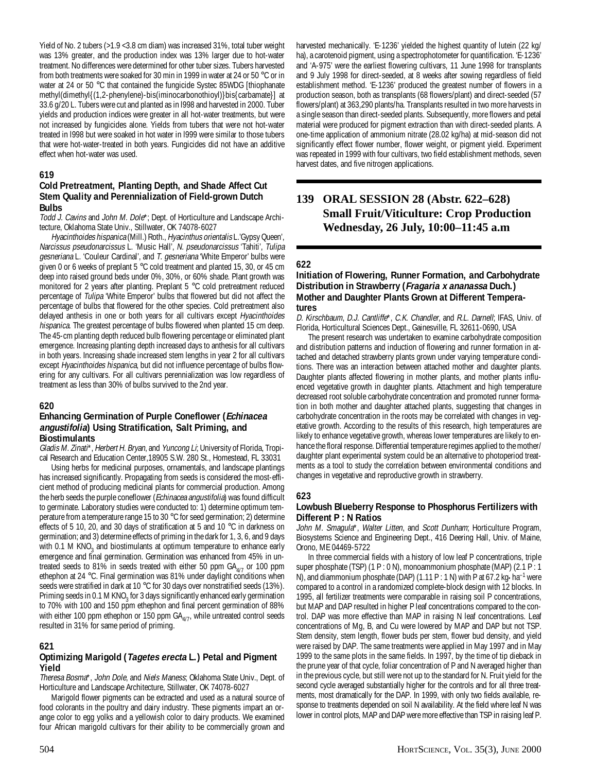Yield of No. 2 tubers (>1.9 <3.8 cm diam) was increased 31%, total tuber weight was 13% greater, and the production index was 13% larger due to hot-water treatment. No differences were determined for other tuber sizes. Tubers harvested from both treatments were soaked for 30 min in 1999 in water at 24 or 50 °C or in water at 24 or 50 °C that contained the fungicide Systec 85WDG [thiophanate methyl(dimethyl{(1,2-phenylene)-bis(iminocarbonothioyl)}bis{carbamate}] at 33.6 g/20 L. Tubers were cut and planted as in l998 and harvested in 2000. Tuber yields and production indices were greater in all hot-water treatments, but were not increased by fungicides alone. Yields from tubers that were not hot-water treated in l998 but were soaked in hot water in l999 were similar to those tubers that were hot-water-treated in both years. Fungicides did not have an additive effect when hot-water was used.

### 619

### Cold Pretreatment, Planting Depth, and Shade Affect Cut Stem Quality and Perennialization of Field-grown Dutch Bulbs

*Todd J. Cavins* and *John M. Dole*\*; Dept. of Horticulture and Landscape Architecture, Oklahoma State Univ., Stillwater, OK 74078-6027

*Hyacinthoides hispanica* (Mill.) Roth., *Hyacinthus orientalis* L.'Gypsy Queen', *Narcissus pseudonarcissus* L. 'Music Hall', *N. pseudonarcissus* 'Tahiti', *Tulipa gesneriana* L. 'Couleur Cardinal', and *T. gesneriana* 'White Emperor' bulbs were given 0 or 6 weeks of preplant 5 °C cold treatment and planted 15, 30, or 45 cm deep into raised ground beds under 0%, 30%, or 60% shade. Plant growth was monitored for 2 years after planting. Preplant 5 °C cold pretreatment reduced percentage of *Tulipa* 'White Emperor' bulbs that flowered but did not affect the percentage of bulbs that flowered for the other species. Cold pretreatment also delayed anthesis in one or both years for all cultivars except *Hyacinthoides hispanica*. The greatest percentage of bulbs flowered when planted 15 cm deep. The 45-cm planting depth reduced bulb flowering percentage or eliminated plant emergence. Increasing planting depth increased days to anthesis for all cultivars in both years. Increasing shade increased stem lengths in year 2 for all cultivars except *Hyacinthoides hispanica*, but did not influence percentage of bulbs flowering for any cultivars. For all cultivars perennialization was low regardless of treatment as less than 30% of bulbs survived to the 2nd year.

### 620

### Enhancing Germination of Purple Coneflower (*Echinacea angustifolia*) Using Stratification, Salt Priming, and Biostimulants

*Gladis M. Zinati*\*, *Herbert H. Bryan*, and *Yuncong Li*; University of Florida, Tropical Research and Education Center,18905 S.W. 280 St., Homestead, FL 33031

Using herbs for medicinal purposes, ornamentals, and landscape plantings has increased significantly. Propagating from seeds is considered the most-efficient method of producing medicinal plants for commercial production. Among the herb seeds the purple coneflower (*Echinacea angustifolia*) was found difficult to germinate. Laboratory studies were conducted to: 1) determine optimum temperature from a temperature range 15 to 30 °C for seed germination; 2) determine effects of 5 10, 20, and 30 days of stratification at 5 and 10 °C in darkness on germination; and 3) determine effects of priming in the dark for 1, 3, 6, and 9 days with 0.1 M $KNO_3$ and biostimulants at optimum temperature to enhance early emergence and final germination. Germination was enhanced from 45% in untreated seeds to 81% in seeds treated with either 50 ppm $GA_{4/7}$ or 100 ppm ethephon at 24 °C. Final germination was 81% under daylight conditions when seeds were stratified in dark at 10 °C for 30 days over nonstratified seeds (13%). Priming seeds in 0.1 M $KNO_3$ for 3 days significantly enhanced early germination to 70% with 100 and 150 ppm ethephon and final percent germination of 88% with either 100 ppm ethephon or 150 ppm $GA_{4/7}$, while untreated control seeds resulted in 31% for same period of priming.

### 621

### Optimizing Marigold (*Tagetes erecta* L.) Petal and Pigment Yield

*Theresa Bosma*\*, *John Dole*, and *Niels Maness*; Oklahoma State Univ., Dept. of Horticulture and Landscape Architecture, Stillwater, OK 74078-6027

Marigold flower pigments can be extracted and used as a natural source of food colorants in the poultry and dairy industry. These pigments impart an orange color to egg yolks and a yellowish color to dairy products. We examined four African marigold cultivars for their ability to be commercially grown and harvested mechanically. 'E-1236' yielded the highest quantity of lutein (22 kg/ha), a carotenoid pigment, using a spectrophotometer for quantification. 'E-1236' and 'A-975' were the earliest flowering cultivars, 11 June 1998 for transplants and 9 July 1998 for direct-seeded, at 8 weeks after sowing regardless of field establishment method. 'E-1236' produced the greatest number of flowers in a production season, both as transplants (68 flowers/plant) and direct-seeded (57 flowers/plant) at 363,290 plants/ha. Transplants resulted in two more harvests in a single season than direct-seeded plants. Subsequently, more flowers and petal material were produced for pigment extraction than with direct-seeded plants. A one-time application of ammonium nitrate (28.02 kg/ha) at mid-season did not significantly effect flower number, flower weight, or pigment yield. Experiment was repeated in 1999 with four cultivars, two field establishment methods, seven harvest dates, and five nitrogen applications.

## 139 ORAL SESSION 28 (Abstr. 622–628) Small Fruit/Viticulture: Crop Production Wednesday, 26 July, 10:00–11:45 a.m

### 622

### Initiation of Flowering, Runner Formation, and Carbohydrate Distribution in Strawberry (*Fragaria x ananassa* Duch.) Mother and Daughter Plants Grown at Different Temperatures

*D. Kirschbaum*, *D.J. Cantliffe*\*, *C.K. Chandler*, and *R.L. Darnell*; IFAS, Univ. of Florida, Horticultural Sciences Dept., Gainesville, FL 32611-0690, USA

The present research was undertaken to examine carbohydrate composition and distribution patterns and induction of flowering and runner formation in attached and detached strawberry plants grown under varying temperature conditions. There was an interaction between attached mother and daughter plants. Daughter plants affected flowering in mother plants, and mother plants influenced vegetative growth in daughter plants. Attachment and high temperature decreased root soluble carbohydrate concentration and promoted runner formation in both mother and daughter attached plants, suggesting that changes in carbohydrate concentration in the roots may be correlated with changes in vegetative growth. According to the results of this research, high temperatures are likely to enhance vegetative growth, whereas lower temperatures are likely to enhance the floral response. Differential temperature regimes applied to the mother/daughter plant experimental system could be an alternative to photoperiod treatments as a tool to study the correlation between environmental conditions and changes in vegetative and reproductive growth in strawberry.

### 623

### Lowbush Blueberry Response to Phosphorus Fertilizers with Different P : N Ratios

*John M. Smagula*\*, *Walter Litten*, and *Scott Dunham*; Horticulture Program, Biosystems Science and Engineering Dept., 416 Deering Hall, Univ. of Maine, Orono, ME 04469-5722

In three commercial fields with a history of low leaf P concentrations, triple super phosphate (TSP) (1 P : 0 N), monoammonium phosphate (MAP) (2.1 P : 1 N), and diammonium phosphate (DAP) (1.11 P : 1 N) with P at 67.2 kg·ha$^{-1}$ were compared to a control in a randomized complete-block design with 12 blocks. In 1995, all fertilizer treatments were comparable in raising soil P concentrations, but MAP and DAP resulted in higher P leaf concentrations compared to the control. DAP was more effective than MAP in raising N leaf concentrations. Leaf concentrations of Mg, B, and Cu were lowered by MAP and DAP but not TSP. Stem density, stem length, flower buds per stem, flower bud density, and yield were raised by DAP. The same treatments were applied in May 1997 and in May 1999 to the same plots in the same fields. In 1997, by the time of tip dieback in the prune year of that cycle, foliar concentration of P and N averaged higher than in the previous cycle, but still were not up to the standard for N. Fruit yield for the second cycle averaged substantially higher for the controls and for all three treatments, most dramatically for the DAP. In 1999, with only two fields available, response to treatments depended on soil N availability. At the field where leaf N was lower in control plots, MAP and DAP were more effective than TSP in raising leaf P.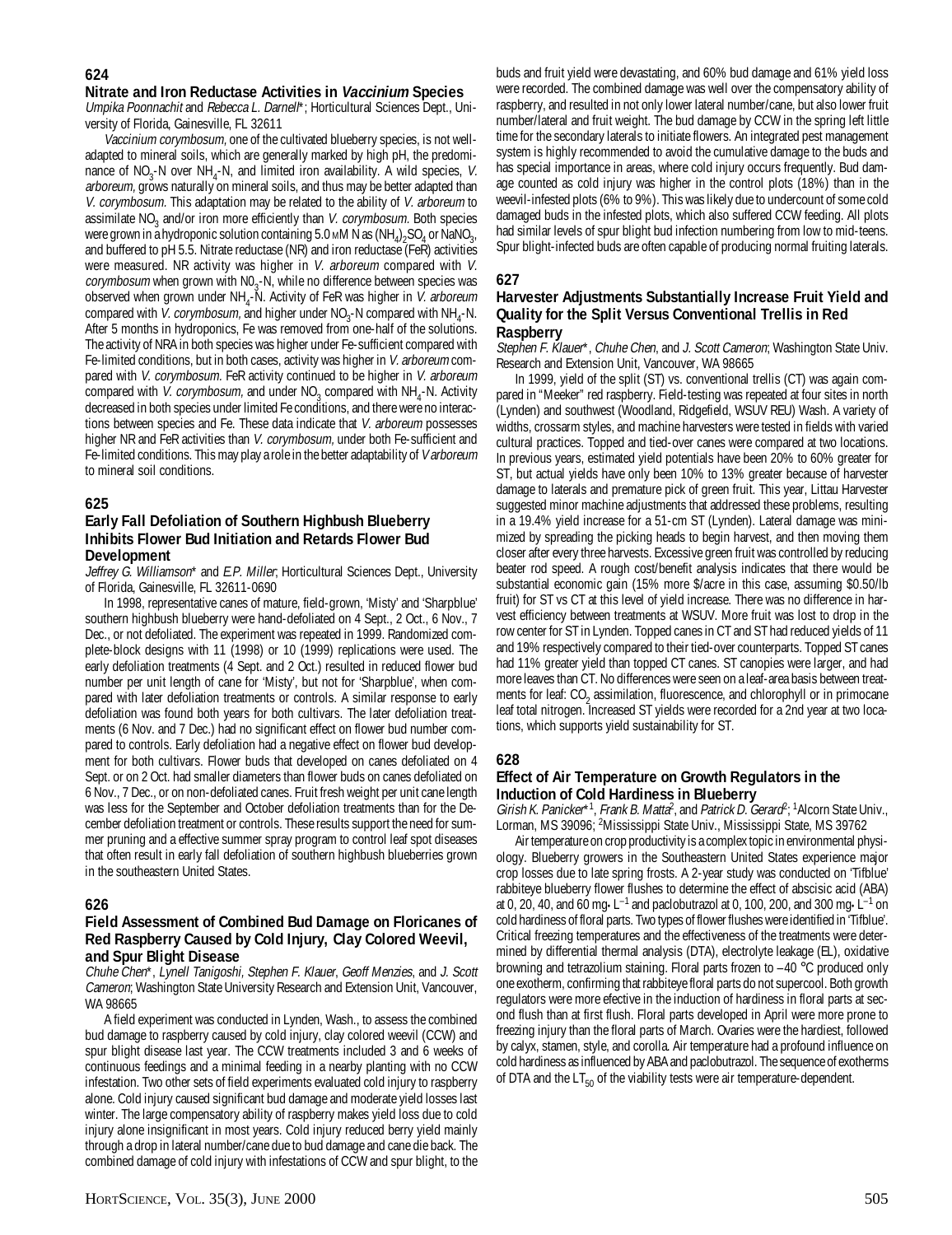## 624

### Nitrate and Iron Reductase Activities in *Vaccinium* Species

*Umpika Poonnachit* and *Rebecca L. Darnell*\*; Horticultural Sciences Dept., University of Florida, Gainesville, FL 32611

*Vaccinium corymbosum*, one of the cultivated blueberry species, is not well-adapted to mineral soils, which are generally marked by high pH, the predominance of $NO_3$-N over $NH_4$-N, and limited iron availability. A wild species, *V. arboreum*, grows naturally on mineral soils, and thus may be better adapted than *V. corymbosum*. This adaptation may be related to the ability of *V. arboreum* to assimilate $NO_3$ and/or iron more efficiently than *V. corymbosum*. Both species were grown in a hydroponic solution containing 5.0 mM N as $(NH_4)_2SO_4$ or $NaNO_3$, and buffered to pH 5.5. Nitrate reductase (NR) and iron reductase (FeR) activities were measured. NR activity was higher in *V. arboreum* compared with *V. corymbosum* when grown with $NO_3$-N, while no difference between species was observed when grown under $NH_4$-N. Activity of FeR was higher in *V. arboreum* compared with *V. corymbosum*, and higher under $NO_3$-N compared with $NH_4$-N. After 5 months in hydroponics, Fe was removed from one-half of the solutions. The activity of NRA in both species was higher under Fe-sufficient compared with Fe-limited conditions, but in both cases, activity was higher in *V. arboreum* compared with *V. corymbosum*. FeR activity continued to be higher in *V. arboreum* compared with *V. corymbosum*, and under $NO_3$ compared with $NH_4$-N. Activity decreased in both species under limited Fe conditions, and there were no interactions between species and Fe. These data indicate that *V. arboreum* possesses higher NR and FeR activities than *V. corymbosum*, under both Fe-sufficient and Fe-limited conditions. This may play a role in the better adaptability of *V arboreum* to mineral soil conditions.

## 625

### Early Fall Defoliation of Southern Highbush Blueberry Inhibits Flower Bud Initiation and Retards Flower Bud Development

*Jeffrey G. Williamson*\* and *E.P. Miller*; Horticultural Sciences Dept., University of Florida, Gainesville, FL 32611-0690

In 1998, representative canes of mature, field-grown, 'Misty' and 'Sharpblue' southern highbush blueberry were hand-defoliated on 4 Sept., 2 Oct., 6 Nov., 7 Dec., or not defoliated. The experiment was repeated in 1999. Randomized complete-block designs with 11 (1998) or 10 (1999) replications were used. The early defoliation treatments (4 Sept. and 2 Oct.) resulted in reduced flower bud number per unit length of cane for 'Misty', but not for 'Sharpblue', when compared with later defoliation treatments or controls. A similar response to early defoliation was found both years for both cultivars. The later defoliation treatments (6 Nov. and 7 Dec.) had no significant effect on flower bud number compared to controls. Early defoliation had a negative effect on flower bud development for both cultivars. Flower buds that developed on canes defoliated on 4 Sept. or on 2 Oct. had smaller diameters than flower buds on canes defoliated on 6 Nov., 7 Dec., or on non-defoliated canes. Fruit fresh weight per unit cane length was less for the September and October defoliation treatments than for the December defoliation treatment or controls. These results support the need for summer pruning and a effective summer spray program to control leaf spot diseases that often result in early fall defoliation of southern highbush blueberries grown in the southeastern United States.

## 626

### Field Assessment of Combined Bud Damage on Floricanes of Red Raspberry Caused by Cold Injury, Clay Colored Weevil, and Spur Blight Disease

*Chuhe Chen*\*, *Lynell Tanigoshi*, *Stephen F. Klauer*, *Geoff Menzies*, and *J. Scott Cameron*; Washington State University Research and Extension Unit, Vancouver, WA 98665

A field experiment was conducted in Lynden, Wash., to assess the combined bud damage to raspberry caused by cold injury, clay colored weevil (CCW) and spur blight disease last year. The CCW treatments included 3 and 6 weeks of continuous feedings and a minimal feeding in a nearby planting with no CCW infestation. Two other sets of field experiments evaluated cold injury to raspberry alone. Cold injury caused significant bud damage and moderate yield losses last winter. The large compensatory ability of raspberry makes yield loss due to cold injury alone insignificant in most years. Cold injury reduced berry yield mainly through a drop in lateral number/cane due to bud damage and cane die back. The combined damage of cold injury with infestations of CCW and spur blight, to the buds and fruit yield were devastating, and 60% bud damage and 61% yield loss were recorded. The combined damage was well over the compensatory ability of raspberry, and resulted in not only lower lateral number/cane, but also lower fruit number/lateral and fruit weight. The bud damage by CCW in the spring left little time for the secondary laterals to initiate flowers. An integrated pest management system is highly recommended to avoid the cumulative damage to the buds and has special importance in areas, where cold injury occurs frequently. Bud damage counted as cold injury was higher in the control plots (18%) than in the weevil-infested plots (6% to 9%). This was likely due to undercount of some cold damaged buds in the infested plots, which also suffered CCW feeding. All plots had similar levels of spur blight bud infection numbering from low to mid-teens. Spur blight-infected buds are often capable of producing normal fruiting laterals.

## 627

### Harvester Adjustments Substantially Increase Fruit Yield and Quality for the Split Versus Conventional Trellis in Red Raspberry

*Stephen F. Klauer*\*, *Chuhe Chen*, and *J. Scott Cameron*; Washington State Univ. Research and Extension Unit, Vancouver, WA 98665

In 1999, yield of the split (ST) vs. conventional trellis (CT) was again compared in "Meeker" red raspberry. Field-testing was repeated at four sites in north (Lynden) and southwest (Woodland, Ridgefield, WSUV REU) Wash. A variety of widths, crossarm styles, and machine harvesters were tested in fields with varied cultural practices. Topped and tied-over canes were compared at two locations. In previous years, estimated yield potentials have been 20% to 60% greater for ST, but actual yields have only been 10% to 13% greater because of harvester damage to laterals and premature pick of green fruit. This year, Littau Harvester suggested minor machine adjustments that addressed these problems, resulting in a 19.4% yield increase for a 51-cm ST (Lynden). Lateral damage was minimized by spreading the picking heads to begin harvest, and then moving them closer after every three harvests. Excessive green fruit was controlled by reducing beater rod speed. A rough cost/benefit analysis indicates that there would be substantial economic gain (15% more \$/acre in this case, assuming \$0.50/lb fruit) for ST vs CT at this level of yield increase. There was no difference in harvest efficiency between treatments at WSUV. More fruit was lost to drop in the row center for ST in Lynden. Topped canes in CT and ST had reduced yields of 11 and 19% respectively compared to their tied-over counterparts. Topped ST canes had 11% greater yield than topped CT canes. ST canopies were larger, and had more leaves than CT. No differences were seen on a leaf-area basis between treatments for leaf: $CO_2$ assimilation, fluorescence, and chlorophyll or in primocane leaf total nitrogen. Increased ST yields were recorded for a 2nd year at two locations, which supports yield sustainability for ST.

## 628

### Effect of Air Temperature on Growth Regulators in the Induction of Cold Hardiness in Blueberry

*Girish K. Panicker*\*[1], *Frank B. Matta*[2], and *Patrick D. Gerard*[2]; [1]Alcorn State Univ., Lorman, MS 39096; [2]Mississippi State Univ., Mississippi State, MS 39762

Air temperature on crop productivity is a complex topic in environmental physiology. Blueberry growers in the Southeastern United States experience major crop losses due to late spring frosts. A 2-year study was conducted on 'Tifblue' rabbiteye blueberry flower flushes to determine the effect of abscisic acid (ABA) at 0, 20, 40, and 60 $mg \cdot L^{-1}$ and paclobutrazol at 0, 100, 200, and 300 $mg \cdot L^{-1}$ on cold hardiness of floral parts. Two types of flower flushes were identified in 'Tifblue'. Critical freezing temperatures and the effectiveness of the treatments were determined by differential thermal analysis (DTA), electrolyte leakage (EL), oxidative browning and tetrazolium staining. Floral parts frozen to –40 °C produced only one exotherm, confirming that rabbiteye floral parts do not supercool. Both growth regulators were more efective in the induction of hardiness in floral parts at second flush than at first flush. Floral parts developed in April were more prone to freezing injury than the floral parts of March. Ovaries were the hardiest, followed by calyx, stamen, style, and corolla. Air temperature had a profound influence on cold hardiness as influenced by ABA and paclobutrazol. The sequence of exotherms of DTA and the $LT_{50}$ of the viability tests were air temperature-dependent.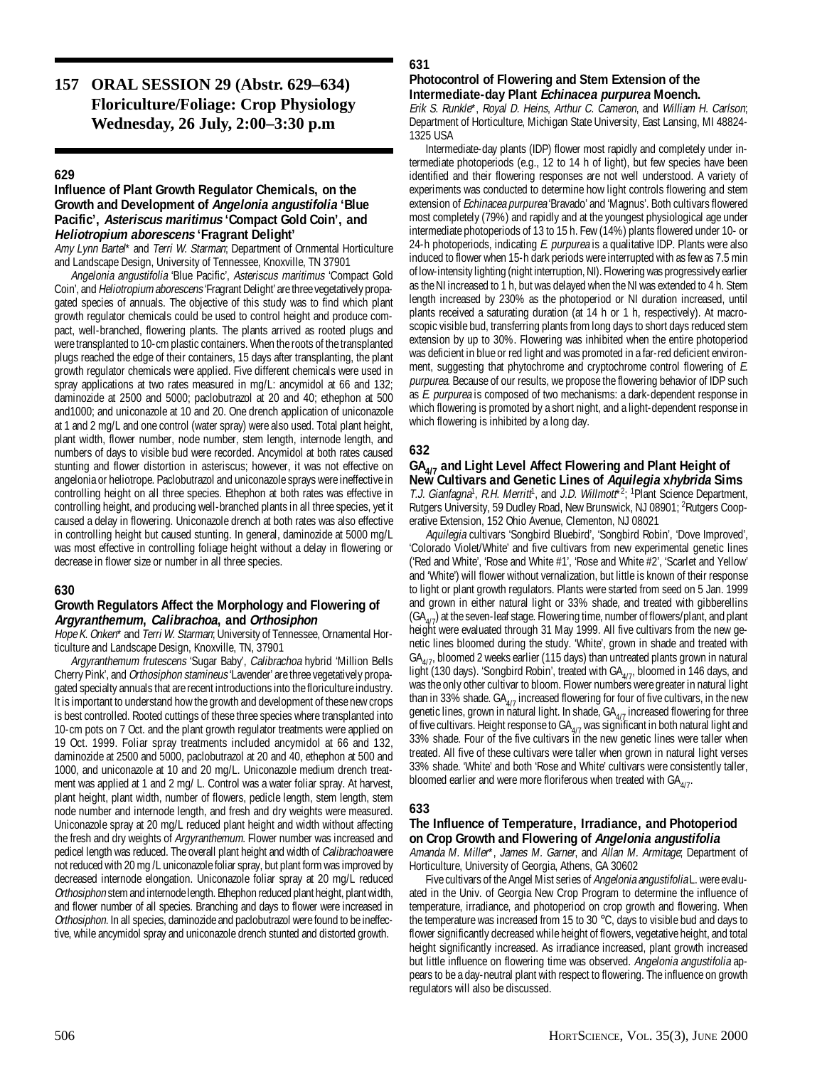# 157 ORAL SESSION 29 (Abstr. 629–634) Floriculture/Foliage: Crop Physiology Wednesday, 26 July, 2:00–3:30 p.m

### 629

### Influence of Plant Growth Regulator Chemicals, on the Growth and Development of *Angelonia angustifolia* 'Blue Pacific', *Asteriscus maritimus* 'Compact Gold Coin', and *Heliotropium aborescens* 'Fragrant Delight'

*Amy Lynn Bartel** and *Terri W. Starman*; Department of Ornmental Horticulture and Landscape Design, University of Tennessee, Knoxville, TN 37901

*Angelonia angustifolia* 'Blue Pacific', *Asteriscus maritimus* 'Compact Gold Coin', and *Heliotropium aborescens* 'Fragrant Delight' are three vegetatively propagated species of annuals. The objective of this study was to find which plant growth regulator chemicals could be used to control height and produce compact, well-branched, flowering plants. The plants arrived as rooted plugs and were transplanted to 10-cm plastic containers. When the roots of the transplanted plugs reached the edge of their containers, 15 days after transplanting, the plant growth regulator chemicals were applied. Five different chemicals were used in spray applications at two rates measured in mg/L: ancymidol at 66 and 132; daminozide at 2500 and 5000; paclobutrazol at 20 and 40; ethephon at 500 and1000; and uniconazole at 10 and 20. One drench application of uniconazole at 1 and 2 mg/L and one control (water spray) were also used. Total plant height, plant width, flower number, node number, stem length, internode length, and numbers of days to visible bud were recorded. Ancymidol at both rates caused stunting and flower distortion in asteriscus; however, it was not effective on angelonia or heliotrope. Paclobutrazol and uniconazole sprays were ineffective in controlling height on all three species. Ethephon at both rates was effective in controlling height, and producing well-branched plants in all three species, yet it caused a delay in flowering. Uniconazole drench at both rates was also effective in controlling height but caused stunting. In general, daminozide at 5000 mg/L was most effective in controlling foliage height without a delay in flowering or decrease in flower size or number in all three species.

### 630

### Growth Regulators Affect the Morphology and Flowering of *Argyranthemum*, *Calibrachoa*, and *Orthosiphon*

*Hope K. Onken** and *Terri W. Starman*; University of Tennessee, Ornamental Horticulture and Landscape Design, Knoxville, TN, 37901

*Argyranthemum frutescens* 'Sugar Baby', *Calibrachoa* hybrid 'Million Bells Cherry Pink', and *Orthosiphon stamineus* 'Lavender' are three vegetatively propagated specialty annuals that are recent introductions into the floriculture industry. It is important to understand how the growth and development of these new crops is best controlled. Rooted cuttings of these three species where transplanted into 10-cm pots on 7 Oct. and the plant growth regulator treatments were applied on 19 Oct. 1999. Foliar spray treatments included ancymidol at 66 and 132, daminozide at 2500 and 5000, paclobutrazol at 20 and 40, ethephon at 500 and 1000, and uniconazole at 10 and 20 mg/L. Uniconazole medium drench treatment was applied at 1 and 2 mg/ L. Control was a water foliar spray. At harvest, plant height, plant width, number of flowers, pedicle length, stem length, stem node number and internode length, and fresh and dry weights were measured. Uniconazole spray at 20 mg/L reduced plant height and width without affecting the fresh and dry weights of *Argyranthemum*. Flower number was increased and pedicel length was reduced. The overall plant height and width of *Calibrachoa* were not reduced with 20 mg /L uniconazole foliar spray, but plant form was improved by decreased internode elongation. Uniconazole foliar spray at 20 mg/L reduced *Orthosiphon* stem and internode length. Ethephon reduced plant height, plant width, and flower number of all species. Branching and days to flower were increased in *Orthosiphon*. In all species, daminozide and paclobutrazol were found to be ineffective, while ancymidol spray and uniconazole drench stunted and distorted growth.

### 631

### Photocontrol of Flowering and Stem Extension of the Intermediate-day Plant *Echinacea purpurea* Moench.

*Erik S. Runkle**, *Royal D. Heins*, *Arthur C. Cameron*, and *William H. Carlson*; Department of Horticulture, Michigan State University, East Lansing, MI 48824-1325 USA

Intermediate-day plants (IDP) flower most rapidly and completely under intermediate photoperiods (e.g., 12 to 14 h of light), but few species have been identified and their flowering responses are not well understood. A variety of experiments was conducted to determine how light controls flowering and stem extension of *Echinacea purpurea* 'Bravado' and 'Magnus'. Both cultivars flowered most completely (79%) and rapidly and at the youngest physiological age under intermediate photoperiods of 13 to 15 h. Few (14%) plants flowered under 10- or 24-h photoperiods, indicating *E. purpurea* is a qualitative IDP. Plants were also induced to flower when 15-h dark periods were interrupted with as few as 7.5 min of low-intensity lighting (night interruption, NI). Flowering was progressively earlier as the NI increased to 1 h, but was delayed when the NI was extended to 4 h. Stem length increased by 230% as the photoperiod or NI duration increased, until plants received a saturating duration (at 14 h or 1 h, respectively). At macroscopic visible bud, transferring plants from long days to short days reduced stem extension by up to 30%. Flowering was inhibited when the entire photoperiod was deficient in blue or red light and was promoted in a far-red deficient environment, suggesting that phytochrome and cryptochrome control flowering of *E. purpurea*. Because of our results, we propose the flowering behavior of IDP such as *E. purpurea* is composed of two mechanisms: a dark-dependent response in which flowering is promoted by a short night, and a light-dependent response in which flowering is inhibited by a long day.

### 632

### $GA_{4/7}$ and Light Level Affect Flowering and Plant Height of New Cultivars and Genetic Lines of *Aquilegia xhybrida* Sims

*T.J. Gianfagna*[1], *R.H. Merritt*[1], and *J.D. Willmott**[2]; [1]Plant Science Department, Rutgers University, 59 Dudley Road, New Brunswick, NJ 08901; [2]Rutgers Cooperative Extension, 152 Ohio Avenue, Clementon, NJ 08021

*Aquilegia* cultivars 'Songbird Bluebird', 'Songbird Robin', 'Dove Improved', 'Colorado Violet/White' and five cultivars from new experimental genetic lines ('Red and White', 'Rose and White #1', 'Rose and White #2', 'Scarlet and Yellow' and 'White') will flower without vernalization, but little is known of their response to light or plant growth regulators. Plants were started from seed on 5 Jan. 1999 and grown in either natural light or 33% shade, and treated with gibberellins ($GA_{4/7}$) at the seven-leaf stage. Flowering time, number of flowers/plant, and plant height were evaluated through 31 May 1999. All five cultivars from the new genetic lines bloomed during the study. 'White', grown in shade and treated with $GA_{4/7}$, bloomed 2 weeks earlier (115 days) than untreated plants grown in natural light (130 days). 'Songbird Robin', treated with $GA_{4/7}$, bloomed in 146 days, and was the only other cultivar to bloom. Flower numbers were greater in natural light than in 33% shade. $GA_{4/7}$ increased flowering for four of five cultivars, in the new genetic lines, grown in natural light. In shade, $GA_{4/7}$ increased flowering for three of five cultivars. Height response to $GA_{4/7}$ was significant in both natural light and 33% shade. Four of the five cultivars in the new genetic lines were taller when treated. All five of these cultivars were taller when grown in natural light verses 33% shade. 'White' and both 'Rose and White' cultivars were consistently taller, bloomed earlier and were more floriferous when treated with $GA_{4/7}$.

### 633

### The Influence of Temperature, Irradiance, and Photoperiod on Crop Growth and Flowering of *Angelonia angustifolia*

*Amanda M. Miller**, *James M. Garner*, and *Allan M. Armitage*; Department of Horticulture, University of Georgia, Athens, GA 30602

Five cultivars of the Angel Mist series of *Angelonia angustifolia* L. were evaluated in the Univ. of Georgia New Crop Program to determine the influence of temperature, irradiance, and photoperiod on crop growth and flowering. When the temperature was increased from 15 to 30 °C, days to visible bud and days to flower significantly decreased while height of flowers, vegetative height, and total height significantly increased. As irradiance increased, plant growth increased but little influence on flowering time was observed. *Angelonia angustifolia* appears to be a day-neutral plant with respect to flowering. The influence on growth regulators will also be discussed.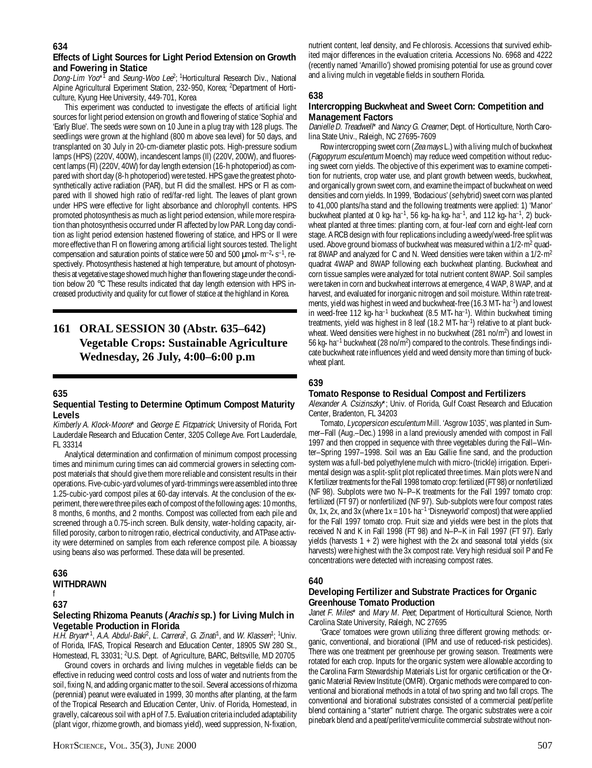## 634

### Effects of Light Sources for Light Period Extension on Growth and Fowering in Statice

*Dong-Lim Yoo**[1] and *Seung-Woo Lee*[2]; [1]Horticultural Research Div., National Alpine Agricultural Experiment Station, 232-950, Korea; [2]Department of Horticulture, Kyung Hee University, 449-701, Korea

This experiment was conducted to investigate the effects of artificial light sources for light period extension on growth and flowering of statice 'Sophia' and 'Early Blue'. The seeds were sown on 10 June in a plug tray with 128 plugs. The seedlings were grown at the highland (800 m above sea level) for 50 days, and transplanted on 30 July in 20-cm-diameter plastic pots. High-pressure sodium lamps (HPS) (220V, 400W), incandescent lamps (Il) (220V, 200W), and fluorescent lamps (Fl) (220V, 40W) for day length extension (16-h photoperiod) as compared with short day (8-h photoperiod) were tested. HPS gave the greatest photosynthetically active radiation (PAR), but Fl did the smallest. HPS or Fl as compared with Il showed high ratio of red/far-red light. The leaves of plant grown under HPS were effective for light absorbance and chlorophyll contents. HPS promoted photosynthesis as much as light period extension, while more respiration than photosynthesis occurred under Fl affected by low PAR. Long day condition as light period extension hastened flowering of statice, and HPS or Il were more effective than Fl on flowering among artificial light sources tested. The light compensation and saturation points of statice were 50 and 500 μmol•m$^{-2}$•s$^{-1}$, respectively. Photosynthesis hastened at high temperature, but amount of photosynthesis at vegetative stage showed much higher than flowering stage under the condition below 20 °C These results indicated that day length extension with HPS increased productivity and quality for cut flower of statice at the highland in Korea.

# 161 ORAL SESSION 30 (Abstr. 635–642) Vegetable Crops: Sustainable Agriculture Wednesday, 26 July, 4:00–6:00 p.m

## 635

### Sequential Testing to Determine Optimum Compost Maturity Levels

*Kimberly A. Klock-Moore** and *George E. Fitzpatrick*; University of Florida, Fort Lauderdale Research and Education Center, 3205 College Ave. Fort Lauderdale, FL 33314

Analytical determination and confirmation of minimum compost processing times and minimum curing times can aid commercial growers in selecting compost materials that should give them more reliable and consistent results in their operations. Five-cubic-yard volumes of yard-trimmings were assembled into three 1.25-cubic-yard compost piles at 60-day intervals. At the conclusion of the experiment, there were three piles each of compost of the following ages: 10 months, 8 months, 6 months, and 2 months. Compost was collected from each pile and screened through a 0.75-inch screen. Bulk density, water-holding capacity, air-filled porosity, carbon to nitrogen ratio, electrical conductivity, and ATPase activity were determined on samples from each reference compost pile. A bioassay using beans also was performed. These data will be presented.

## 636

### WITHDRAWN

f

## 637

### Selecting Rhizoma Peanuts (*Arachis* sp.) for Living Mulch in Vegetable Production in Florida

*H.H. Bryan**[1], *A.A. Abdul-Baki*[2], *L. Carrera*[2], *G. Zinati*[1], and *W. Klassen*[1]; [1]Univ. of Florida, IFAS, Tropical Research and Education Center, 18905 SW 280 St., Homestead, FL 33031; [2]U.S. Dept. of Agriculture, BARC, Beltsville, MD 20705

Ground covers in orchards and living mulches in vegetable fields can be effective in reducing weed control costs and loss of water and nutrients from the soil, fixing N, and adding organic matter to the soil. Several accessions of rhizoma (perennial) peanut were evaluated in 1999, 30 months after planting, at the farm of the Tropical Research and Education Center, Univ. of Florida, Homestead, in gravelly, calcareous soil with a pH of 7.5. Evaluation criteria included adaptability (plant vigor, rhizome growth, and biomass yield), weed suppression, N-fixation, nutrient content, leaf density, and Fe chlorosis. Accessions that survived exhibited major differences in the evaluation criteria. Accessions No. 6968 and 4222 (recently named 'Amarillo') showed promising potential for use as ground cover and a living mulch in vegetable fields in southern Florida.

## 638

### Intercropping Buckwheat and Sweet Corn: Competition and Management Factors

*Danielle D. Treadwell** and *Nancy G. Creamer*; Dept. of Horticulture, North Carolina State Univ., Raleigh, NC 27695-7609

Row intercropping sweet corn (*Zea mays* L.) with a living mulch of buckwheat (*Fagopyrum esculentum* Moench) may reduce weed competition without reducing sweet corn yields. The objective of this experiment was to examine competition for nutrients, crop water use, and plant growth between weeds, buckwheat, and organically grown sweet corn, and examine the impact of buckwheat on weed densities and corn yields. In 1999, 'Bodacious' (*se* hybrid) sweet corn was planted to 41,000 plants/ha stand and the following treatments were applied: 1) 'Manor' buckwheat planted at 0 kg•ha$^{-1}$, 56 kg•ha kg•ha$^{-1}$, and 112 kg•ha$^{-1}$, 2) buckwheat planted at three times: planting corn, at four-leaf corn and eight-leaf corn stage. A RCB design with four replications including a weedy/weed-free split was used. Above ground biomass of buckwheat was measured within a 1/2-m$^2$ quadrat 8WAP and analyzed for C and N. Weed densities were taken within a 1/2-m$^2$ quadrat 4WAP and 8WAP following each buckwheat planting. Buckwheat and corn tissue samples were analyzed for total nutrient content 8WAP. Soil samples were taken in corn and buckwheat interrows at emergence, 4 WAP, 8 WAP, and at harvest, and evaluated for inorganic nitrogen and soil moisture. Within rate treatments, yield was highest in weed and buckwheat-free (16.3 MT•ha$^{-1}$) and lowest in weed-free 112 kg•ha$^{-1}$ buckwheat (8.5 MT•ha$^{-1}$). Within buckwheat timing treatments, yield was highest in 8 leaf (18.2 MT•ha$^{-1}$) relative to at plant buckwheat. Weed densities were highest in no buckwheat (281 no/m$^2$) and lowest in 56 kg•ha$^{-1}$ buckwheat (28 no/m$^2$) compared to the controls. These findings indicate buckwheat rate influences yield and weed density more than timing of buckwheat plant.

## 639

### Tomato Response to Residual Compost and Fertilizers

*Alexander A. Csizinszky**; Univ. of Florida, Gulf Coast Research and Education Center, Bradenton, FL 34203

Tomato, *Lycopersicon esculentum* Mill. 'Asgrow 1035', was planted in Summer–Fall (Aug.–Dec.) 1998 in a land previously amended with compost in Fall 1997 and then cropped in sequence with three vegetables during the Fall–Winter–Spring 1997–1998. Soil was an Eau Gallie fine sand, and the production system was a full-bed polyethylene mulch with micro-(trickle) irrigation. Experimental design was a split-split plot replicated three times. Main plots were N and K fertilizer treatments for the Fall 1998 tomato crop: fertilized (FT 98) or nonfertilized (NF 98). Subplots were two N–P–K treatments for the Fall 1997 tomato crop: fertilized (FT 97) or nonfertilized (NF 97). Sub-subplots were four compost rates 0x, 1x, 2x, and 3x (where 1x = 10 t•ha$^{-1}$ 'Disneyworld' compost) that were applied for the Fall 1997 tomato crop. Fruit size and yields were best in the plots that received N and K in Fall 1998 (FT 98) and N–P–K in Fall 1997 (FT 97). Early yields (harvests 1 + 2) were highest with the 2x and seasonal total yields (six harvests) were highest with the 3x compost rate. Very high residual soil P and Fe concentrations were detected with increasing compost rates.

## 640

### Developing Fertilizer and Substrate Practices for Organic Greenhouse Tomato Production

*Janet F. Miles** and *Mary M. Peet*; Department of Horticultural Science, North Carolina State University, Raleigh, NC 27695

'Grace' tomatoes were grown utilizing three different growing methods: organic, conventional, and biorational (IPM and use of reduced-risk pesticides). There was one treatment per greenhouse per growing season. Treatments were rotated for each crop. Inputs for the organic system were allowable according to the Carolina Farm Stewardship Materials List for organic certification or the Organic Material Review Institute (OMRI). Organic methods were compared to conventional and biorational methods in a total of two spring and two fall crops. The conventional and biorational substrates consisted of a commercial peat/perlite blend containing a "starter" nutrient charge. The organic substrates were a coir pinebark blend and a peat/perlite/vermiculite commercial substrate without non-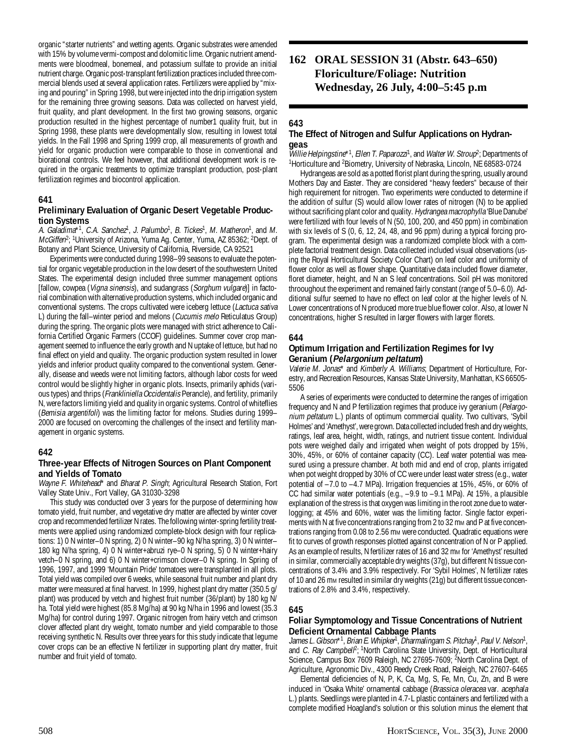organic "starter nutrients" and wetting agents. Organic substrates were amended with 15% by volume vermi-compost and dolomitic lime. Organic nutrient amendments were bloodmeal, bonemeal, and potassium sulfate to provide an initial nutrient charge. Organic post-transplant fertilization practices included three commercial blends used at several application rates. Fertilizers were applied by "mixing and pouring" in Spring 1998, but were injected into the drip irrigation system for the remaining three growing seasons. Data was collected on harvest yield, fruit quality, and plant development. In the first two growing seasons, organic production resulted in the highest percentage of number1 quality fruit, but in Spring 1998, these plants were developmentally slow, resulting in lowest total yields. In the Fall 1998 and Spring 1999 crop, all measurements of growth and yield for organic production were comparable to those in conventional and biorational controls. We feel however, that additional development work is required in the organic treatments to optimize transplant production, post-plant fertilization regimes and biocontrol application.

### 641

#### Preliminary Evaluation of Organic Desert Vegetable Production Systems

*A. Galadima*\*[1], *C.A. Sanchez*[1], *J. Palumbo*[1], *B. Tickes*[1], *M. Matheron*[1], and *M. McGiffen*[2]; [1]University of Arizona, Yuma Ag. Center, Yuma, AZ 85362; [2]Dept. of Botany and Plant Science, University of California, Riverside, CA 92521

Experiments were conducted during 1998–99 seasons to evaluate the potential for organic vegetable production in the low desert of the southwestern United States. The experimental design included three summer management options [fallow, cowpea (*Vigna sinensis*), and sudangrass (*Sorghum vulgare*)] in factorial combination with alternative production systems, which included organic and conventional systems. The crops cultivated were iceberg lettuce (*Lactuca sativa* L) during the fall–winter period and melons (*Cucumis melo* Reticulatus Group) during the spring. The organic plots were managed with strict adherence to California Certified Organic Farmers (CCOF) guidelines. Summer cover crop management seemed to influence the early growth and N uptake of lettuce, but had no final effect on yield and quality. The organic production system resulted in lower yields and inferior product quality compared to the conventional system. Generally, disease and weeds were not limiting factors, although labor costs for weed control would be slightly higher in organic plots. Insects, primarily aphids (various types) and thrips (*Frankliniella Occidentalis* Perancle), and fertility, primarily N, were factors limiting yield and quality in organic systems. Control of whiteflies (*Bemisia argentifoli*) was the limiting factor for melons. Studies during 1999–2000 are focused on overcoming the challenges of the insect and fertility management in organic systems.

### 642

#### Three-year Effects of Nitrogen Sources on Plant Component and Yields of Tomato

*Wayne F. Whitehead*\* and *Bharat P. Singh*; Agricultural Research Station, Fort Valley State Univ., Fort Valley, GA 31030-3298

This study was conducted over 3 years for the purpose of determining how tomato yield, fruit number, and vegetative dry matter are affected by winter cover crop and recommended fertilizer N rates. The following winter-spring fertility treatments were applied using randomized complete-block design with four replications: 1) 0 N winter–0 N spring, 2) 0 N winter–90 kg N/ha spring, 3) 0 N winter–180 kg N/ha spring, 4) 0 N winter+abruzi rye–0 N spring, 5) 0 N winter+hairy vetch–0 N spring, and 6) 0 N winter+crimson clover–0 N spring. In Spring of 1996, 1997, and 1999 'Mountain Pride' tomatoes were transplanted in all plots. Total yield was compiled over 6 weeks, while seasonal fruit number and plant dry matter were measured at final harvest. In 1999, highest plant dry matter (350.5 g/plant) was produced by vetch and highest fruit number (36/plant) by 180 kg N/ha. Total yield were highest (85.8 Mg/ha) at 90 kg N/ha in 1996 and lowest (35.3 Mg/ha) for control during 1997. Organic nitrogen from hairy vetch and crimson clover affected plant dry weight, tomato number and yield comparable to those receiving synthetic N. Results over three years for this study indicate that legume cover crops can be an effective N fertilizer in supporting plant dry matter, fruit number and fruit yield of tomato.

## 162 ORAL SESSION 31 (Abstr. 643–650) Floriculture/Foliage: Nutrition Wednesday, 26 July, 4:00–5:45 p.m

### 643

#### The Effect of Nitrogen and Sulfur Applications on Hydrangeas

*Willie Helpingstine*\*[1], *Ellen T. Paparozzi*[1], and *Walter W. Stroup*[2]; Departments of [1]Horticulture and [2]Biometry, University of Nebraska, Lincoln, NE 68583-0724

Hydrangeas are sold as a potted florist plant during the spring, usually around Mothers Day and Easter. They are considered "heavy feeders" because of their high requirement for nitrogen. Two experiments were conducted to determine if the addition of sulfur (S) would allow lower rates of nitrogen (N) to be applied without sacrificing plant color and quality. *Hydrangea macrophylla* 'Blue Danube' were fertilized with four levels of N (50, 100, 200, and 450 ppm) in combination with six levels of S (0, 6, 12, 24, 48, and 96 ppm) during a typical forcing program. The experimental design was a randomized complete block with a complete factorial treatment design. Data collected included visual observations (using the Royal Horticultural Society Color Chart) on leaf color and uniformity of flower color as well as flower shape. Quantitative data included flower diameter, floret diameter, height, and N an S leaf concentrations. Soil pH was monitored throoughout the experiment and remained fairly constant (range of 5.0–6.0). Additional sulfur seemed to have no effect on leaf color at the higher levels of N. Lower concentrations of N produced more true blue flower color. Also, at lower N concentrations, higher S resulted in larger flowers with larger florets.

### 644

#### Optimum Irrigation and Fertilization Regimes for Ivy Geranium (*Pelargonium peltatum*)

*Valerie M. Jonas*\* and *Kimberly A. Williams*; Department of Horticulture, Forestry, and Recreation Resources, Kansas State University, Manhattan, KS 66505-5506

A series of experiments were conducted to determine the ranges of irrigation frequency and N and P fertilization regimes that produce ivy geranium (*Pelargonium peltatum* L.) plants of optimum commercial quality. Two cultivars, 'Sybil Holmes' and 'Amethyst', were grown. Data collected included fresh and dry weights, ratings, leaf area, height, width, ratings, and nutrient tissue content. Individual pots were weighed daily and irrigated when weight of pots dropped by 15%, 30%, 45%, or 60% of container capacity (CC). Leaf water potential was measured using a pressure chamber. At both mid and end of crop, plants irrigated when pot weight dropped by 30% of CC were under least water stress (e.g., water potential of –7.0 to –4.7 MPa). Irrigation frequencies at 15%, 45%, or 60% of CC had similar water potentials (e.g., –9.9 to –9.1 MPa). At 15%, a plausible explanation of the stress is that oxygen was limiting in the root zone due to waterlogging; at 45% and 60%, water was the limiting factor. Single factor experiments with N at five concentrations ranging from 2 to 32 mM and P at five concentrations ranging from 0.08 to 2.56 mM were conducted. Quadratic equations were fit to curves of growth responses plotted against concentration of N or P applied. As an example of results, N fertilizer rates of 16 and 32 mM for 'Amethyst' resulted in similar, commercially acceptable dry weights (37g), but different N tissue concentrations of 3.4% and 3.9% respectively. For 'Sybil Holmes', N fertilizer rates of 10 and 26 mM resulted in similar dry weights (21g) but different tissue concentrations of 2.8% and 3.4%, respectively.

### 645

#### Foliar Symptomology and Tissue Concentrations of Nutrient Deficient Ornamental Cabbage Plants

*James L. Gibson*\*[1], *Brian E. Whipker*[1], *Dharmalingam S. Pitchay*[1], *Paul V. Nelson*[1], and *C. Ray Campbell*[2]; [1]North Carolina State University, Dept. of Horticultural Science, Campus Box 7609 Raleigh, NC 27695-7609; [2]North Carolina Dept. of Agriculture, Agronomic Div., 4300 Reedy Creek Road, Raleigh, NC 27607-6465

Elemental deficiencies of N, P, K, Ca, Mg, S, Fe, Mn, Cu, Zn, and B were induced in 'Osaka White' ornamental cabbage (*Brassica oleracea* var. *acephala* L.) plants. Seedlings were planted in 4.7-L plastic containers and fertilized with a complete modified Hoagland's solution or this solution minus the element that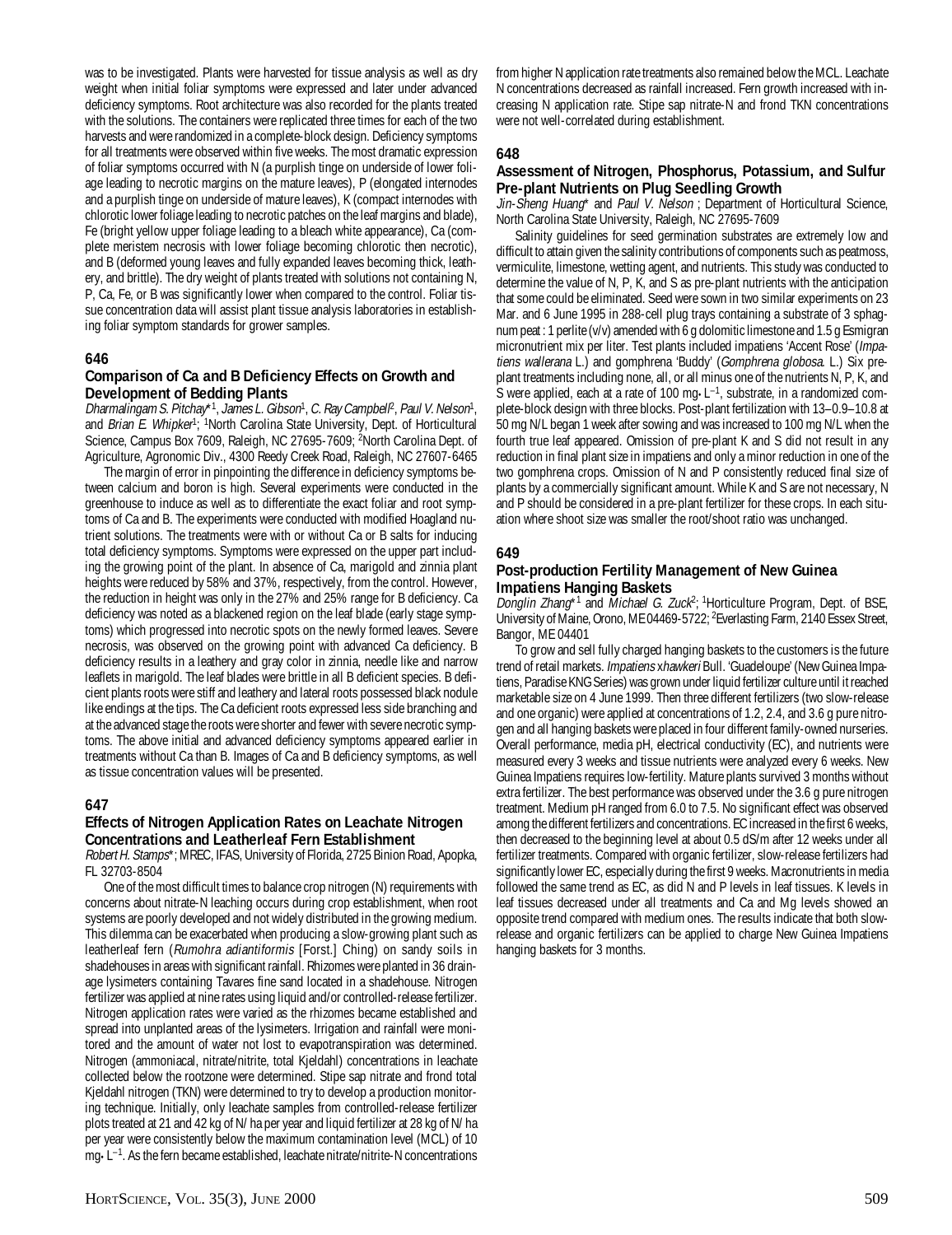was to be investigated. Plants were harvested for tissue analysis as well as dry weight when initial foliar symptoms were expressed and later under advanced deficiency symptoms. Root architecture was also recorded for the plants treated with the solutions. The containers were replicated three times for each of the two harvests and were randomized in a complete-block design. Deficiency symptoms for all treatments were observed within five weeks. The most dramatic expression of foliar symptoms occurred with N (a purplish tinge on underside of lower foliage leading to necrotic margins on the mature leaves), P (elongated internodes and a purplish tinge on underside of mature leaves), K (compact internodes with chlorotic lower foliage leading to necrotic patches on the leaf margins and blade), Fe (bright yellow upper foliage leading to a bleach white appearance), Ca (complete meristem necrosis with lower foliage becoming chlorotic then necrotic), and B (deformed young leaves and fully expanded leaves becoming thick, leathery, and brittle). The dry weight of plants treated with solutions not containing N, P, Ca, Fe, or B was significantly lower when compared to the control. Foliar tissue concentration data will assist plant tissue analysis laboratories in establishing foliar symptom standards for grower samples.

## 646

### Comparison of Ca and B Deficiency Effects on Growth and Development of Bedding Plants

*Dharmalingam S. Pitchay*\*[1], *James L. Gibson*[1], *C. Ray Campbell*[2], *Paul V. Nelson*[1], and *Brian E. Whipker*[1]; [1]North Carolina State University, Dept. of Horticultural Science, Campus Box 7609, Raleigh, NC 27695-7609; [2]North Carolina Dept. of Agriculture, Agronomic Div., 4300 Reedy Creek Road, Raleigh, NC 27607-6465

The margin of error in pinpointing the difference in deficiency symptoms between calcium and boron is high. Several experiments were conducted in the greenhouse to induce as well as to differentiate the exact foliar and root symptoms of Ca and B. The experiments were conducted with modified Hoagland nutrient solutions. The treatments were with or without Ca or B salts for inducing total deficiency symptoms. Symptoms were expressed on the upper part including the growing point of the plant. In absence of Ca, marigold and zinnia plant heights were reduced by 58% and 37%, respectively, from the control. However, the reduction in height was only in the 27% and 25% range for B deficiency. Ca deficiency was noted as a blackened region on the leaf blade (early stage symptoms) which progressed into necrotic spots on the newly formed leaves. Severe necrosis, was observed on the growing point with advanced Ca deficiency. B deficiency results in a leathery and gray color in zinnia, needle like and narrow leaflets in marigold. The leaf blades were brittle in all B deficient species. B deficient plants roots were stiff and leathery and lateral roots possessed black nodule like endings at the tips. The Ca deficient roots expressed less side branching and at the advanced stage the roots were shorter and fewer with severe necrotic symptoms. The above initial and advanced deficiency symptoms appeared earlier in treatments without Ca than B. Images of Ca and B deficiency symptoms, as well as tissue concentration values will be presented.

## 647

### Effects of Nitrogen Application Rates on Leachate Nitrogen Concentrations and Leatherleaf Fern Establishment

*Robert H. Stamps*\*; MREC, IFAS, University of Florida, 2725 Binion Road, Apopka, FL 32703-8504

One of the most difficult times to balance crop nitrogen (N) requirements with concerns about nitrate-N leaching occurs during crop establishment, when root systems are poorly developed and not widely distributed in the growing medium. This dilemma can be exacerbated when producing a slow-growing plant such as leatherleaf fern (*Rumohra adiantiformis* [Forst.] Ching) on sandy soils in shadehouses in areas with significant rainfall. Rhizomes were planted in 36 drainage lysimeters containing Tavares fine sand located in a shadehouse. Nitrogen fertilizer was applied at nine rates using liquid and/or controlled-release fertilizer. Nitrogen application rates were varied as the rhizomes became established and spread into unplanted areas of the lysimeters. Irrigation and rainfall were monitored and the amount of water not lost to evapotranspiration was determined. Nitrogen (ammoniacal, nitrate/nitrite, total Kjeldahl) concentrations in leachate collected below the rootzone were determined. Stipe sap nitrate and frond total Kjeldahl nitrogen (TKN) were determined to try to develop a production monitoring technique. Initially, only leachate samples from controlled-release fertilizer plots treated at 21 and 42 kg of N/ ha per year and liquid fertilizer at 28 kg of N/ ha per year were consistently below the maximum contamination level (MCL) of 10 $mg \cdot L^{-1}$. As the fern became established, leachate nitrate/nitrite-N concentrations from higher N application rate treatments also remained below the MCL. Leachate N concentrations decreased as rainfall increased. Fern growth increased with increasing N application rate. Stipe sap nitrate-N and frond TKN concentrations were not well-correlated during establishment.

## 648

### Assessment of Nitrogen, Phosphorus, Potassium, and Sulfur Pre-plant Nutrients on Plug Seedling Growth

*Jin-Sheng Huang*\* and *Paul V. Nelson* ; Department of Horticultural Science, North Carolina State University, Raleigh, NC 27695-7609

Salinity guidelines for seed germination substrates are extremely low and difficult to attain given the salinity contributions of components such as peatmoss, vermiculite, limestone, wetting agent, and nutrients. This study was conducted to determine the value of N, P, K, and S as pre-plant nutrients with the anticipation that some could be eliminated. Seed were sown in two similar experiments on 23 Mar. and 6 June 1995 in 288-cell plug trays containing a substrate of 3 sphagnum peat : 1 perlite (v/v) amended with 6 g dolomitic limestone and 1.5 g Esmigran micronutrient mix per liter. Test plants included impatiens 'Accent Rose' (*Impatiens wallerana* L.) and gomphrena 'Buddy' (*Gomphrena globosa.* L.) Six pre-plant treatments including none, all, or all minus one of the nutrients N, P, K, and S were applied, each at a rate of 100 $mg \cdot L^{-1}$, substrate, in a randomized complete-block design with three blocks. Post-plant fertilization with 13–0.9–10.8 at 50 mg N/L began 1 week after sowing and was increased to 100 mg N/L when the fourth true leaf appeared. Omission of pre-plant K and S did not result in any reduction in final plant size in impatiens and only a minor reduction in one of the two gomphrena crops. Omission of N and P consistently reduced final size of plants by a commercially significant amount. While K and S are not necessary, N and P should be considered in a pre-plant fertilizer for these crops. In each situation where shoot size was smaller the root/shoot ratio was unchanged.

## 649

### Post-production Fertility Management of New Guinea Impatiens Hanging Baskets

*Donglin Zhang*\*[1] and *Michael G. Zuck*[2]; [1]Horticulture Program, Dept. of BSE, University of Maine, Orono, ME 04469-5722; [2]Everlasting Farm, 2140 Essex Street, Bangor, ME 04401

To grow and sell fully charged hanging baskets to the customers is the future trend of retail markets. *Impatiens* x*hawkeri* Bull. 'Guadeloupe' (New Guinea Impatiens, Paradise KNG Series) was grown under liquid fertilizer culture until it reached marketable size on 4 June 1999. Then three different fertilizers (two slow-release and one organic) were applied at concentrations of 1.2, 2.4, and 3.6 g pure nitrogen and all hanging baskets were placed in four different family-owned nurseries. Overall performance, media pH, electrical conductivity (EC), and nutrients were measured every 3 weeks and tissue nutrients were analyzed every 6 weeks. New Guinea Impatiens requires low-fertility. Mature plants survived 3 months without extra fertilizer. The best performance was observed under the 3.6 g pure nitrogen treatment. Medium pH ranged from 6.0 to 7.5. No significant effect was observed among the different fertilizers and concentrations. EC increased in the first 6 weeks, then decreased to the beginning level at about 0.5 dS/m after 12 weeks under all fertilizer treatments. Compared with organic fertilizer, slow-release fertilizers had significantly lower EC, especially during the first 9 weeks. Macronutrients in media followed the same trend as EC, as did N and P levels in leaf tissues. K levels in leaf tissues decreased under all treatments and Ca and Mg levels showed an opposite trend compared with medium ones. The results indicate that both slow-release and organic fertilizers can be applied to charge New Guinea Impatiens hanging baskets for 3 months.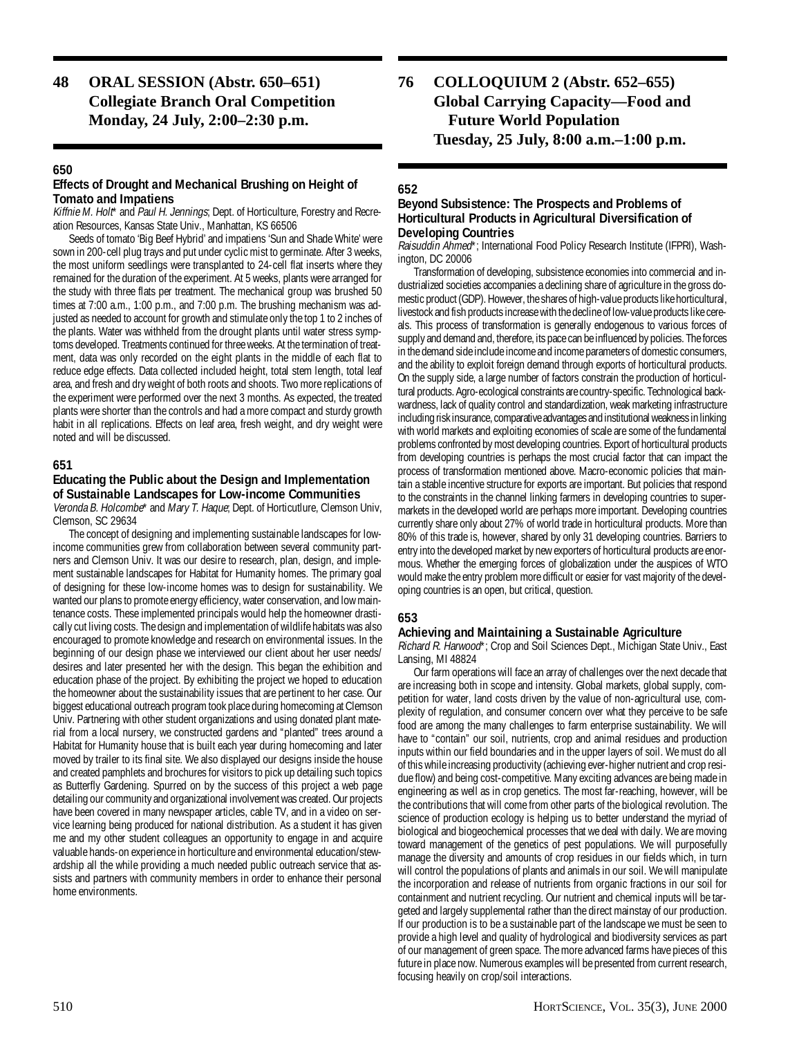## 48 ORAL SESSION (Abstr. 650–651) Collegiate Branch Oral Competition Monday, 24 July, 2:00–2:30 p.m.

### 650

**Effects of Drought and Mechanical Brushing on Height of Tomato and Impatiens**

*Kiffnie M. Holt** and *Paul H. Jennings*; Dept. of Horticulture, Forestry and Recreation Resources, Kansas State Univ., Manhattan, KS 66506

Seeds of tomato 'Big Beef Hybrid' and impatiens 'Sun and Shade White' were sown in 200-cell plug trays and put under cyclic mist to germinate. After 3 weeks, the most uniform seedlings were transplanted to 24-cell flat inserts where they remained for the duration of the experiment. At 5 weeks, plants were arranged for the study with three flats per treatment. The mechanical group was brushed 50 times at 7:00 a.m., 1:00 p.m., and 7:00 p.m. The brushing mechanism was adjusted as needed to account for growth and stimulate only the top 1 to 2 inches of the plants. Water was withheld from the drought plants until water stress symptoms developed. Treatments continued for three weeks. At the termination of treatment, data was only recorded on the eight plants in the middle of each flat to reduce edge effects. Data collected included height, total stem length, total leaf area, and fresh and dry weight of both roots and shoots. Two more replications of the experiment were performed over the next 3 months. As expected, the treated plants were shorter than the controls and had a more compact and sturdy growth habit in all replications. Effects on leaf area, fresh weight, and dry weight were noted and will be discussed.

### 651

**Educating the Public about the Design and Implementation of Sustainable Landscapes for Low-income Communities**

*Veronda B. Holcombe** and *Mary T. Haque*; Dept. of Horticutlure, Clemson Univ, Clemson, SC 29634

The concept of designing and implementing sustainable landscapes for low-income communities grew from collaboration between several community partners and Clemson Univ. It was our desire to research, plan, design, and implement sustainable landscapes for Habitat for Humanity homes. The primary goal of designing for these low-income homes was to design for sustainability. We wanted our plans to promote energy efficiency, water conservation, and low maintenance costs. These implemented principals would help the homeowner drastically cut living costs. The design and implementation of wildlife habitats was also encouraged to promote knowledge and research on environmental issues. In the beginning of our design phase we interviewed our client about her user needs/ desires and later presented her with the design. This began the exhibition and education phase of the project. By exhibiting the project we hoped to education the homeowner about the sustainability issues that are pertinent to her case. Our biggest educational outreach program took place during homecoming at Clemson Univ. Partnering with other student organizations and using donated plant material from a local nursery, we constructed gardens and "planted" trees around a Habitat for Humanity house that is built each year during homecoming and later moved by trailer to its final site. We also displayed our designs inside the house and created pamphlets and brochures for visitors to pick up detailing such topics as Butterfly Gardening. Spurred on by the success of this project a web page detailing our community and organizational involvement was created. Our projects have been covered in many newspaper articles, cable TV, and in a video on service learning being produced for national distribution. As a student it has given me and my other student colleagues an opportunity to engage in and acquire valuable hands-on experience in horticulture and environmental education/stewardship all the while providing a much needed public outreach service that assists and partners with community members in order to enhance their personal home environments.

## 76 COLLOQUIUM 2 (Abstr. 652–655) Global Carrying Capacity—Food and Future World Population Tuesday, 25 July, 8:00 a.m.–1:00 p.m.

### 652

**Beyond Subsistence: The Prospects and Problems of Horticultural Products in Agricultural Diversification of Developing Countries**

*Raisuddin Ahmed**; International Food Policy Research Institute (IFPRI), Washington, DC 20006

Transformation of developing, subsistence economies into commercial and industrialized societies accompanies a declining share of agriculture in the gross domestic product (GDP). However, the shares of high-value products like horticultural, livestock and fish products increase with the decline of low-value products like cereals. This process of transformation is generally endogenous to various forces of supply and demand and, therefore, its pace can be influenced by policies. The forces in the demand side include income and income parameters of domestic consumers, and the ability to exploit foreign demand through exports of horticultural products. On the supply side, a large number of factors constrain the production of horticultural products. Agro-ecological constraints are country-specific. Technological backwardness, lack of quality control and standardization, weak marketing infrastructure including risk insurance, comparative advantages and institutional weakness in linking with world markets and exploiting economies of scale are some of the fundamental problems confronted by most developing countries. Export of horticultural products from developing countries is perhaps the most crucial factor that can impact the process of transformation mentioned above. Macro-economic policies that maintain a stable incentive structure for exports are important. But policies that respond to the constraints in the channel linking farmers in developing countries to supermarkets in the developed world are perhaps more important. Developing countries currently share only about 27% of world trade in horticultural products. More than 80% of this trade is, however, shared by only 31 developing countries. Barriers to entry into the developed market by new exporters of horticultural products are enormous. Whether the emerging forces of globalization under the auspices of WTO would make the entry problem more difficult or easier for vast majority of the developing countries is an open, but critical, question.

### 653

**Achieving and Maintaining a Sustainable Agriculture**

*Richard R. Harwood**; Crop and Soil Sciences Dept., Michigan State Univ., East Lansing, MI 48824

Our farm operations will face an array of challenges over the next decade that are increasing both in scope and intensity. Global markets, global supply, competition for water, land costs driven by the value of non-agricultural use, complexity of regulation, and consumer concern over what they perceive to be safe food are among the many challenges to farm enterprise sustainability. We will have to "contain" our soil, nutrients, crop and animal residues and production inputs within our field boundaries and in the upper layers of soil. We must do all of this while increasing productivity (achieving ever-higher nutrient and crop residue flow) and being cost-competitive. Many exciting advances are being made in engineering as well as in crop genetics. The most far-reaching, however, will be the contributions that will come from other parts of the biological revolution. The science of production ecology is helping us to better understand the myriad of biological and biogeochemical processes that we deal with daily. We are moving toward management of the genetics of pest populations. We will purposefully manage the diversity and amounts of crop residues in our fields which, in turn will control the populations of plants and animals in our soil. We will manipulate the incorporation and release of nutrients from organic fractions in our soil for containment and nutrient recycling. Our nutrient and chemical inputs will be targeted and largely supplemental rather than the direct mainstay of our production. If our production is to be a sustainable part of the landscape we must be seen to provide a high level and quality of hydrological and biodiversity services as part of our management of green space. The more advanced farms have pieces of this future in place now. Numerous examples will be presented from current research, focusing heavily on crop/soil interactions.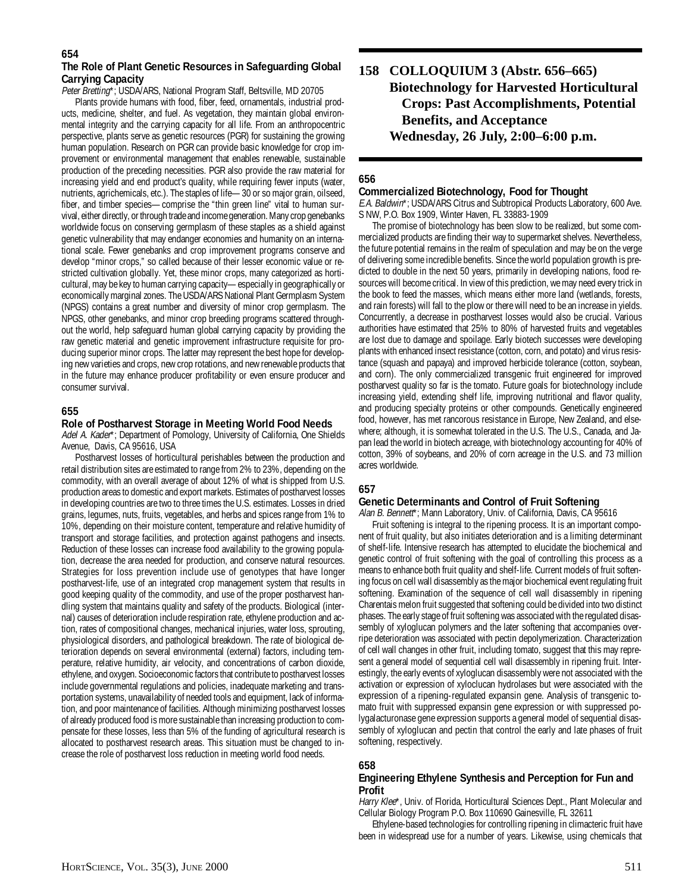### 654

**The Role of Plant Genetic Resources in Safeguarding Global Carrying Capacity**

*Peter Bretting**; USDA/ARS, National Program Staff, Beltsville, MD 20705

Plants provide humans with food, fiber, feed, ornamentals, industrial products, medicine, shelter, and fuel. As vegetation, they maintain global environmental integrity and the carrying capacity for all life. From an anthropocentric perspective, plants serve as genetic resources (PGR) for sustaining the growing human population. Research on PGR can provide basic knowledge for crop improvement or environmental management that enables renewable, sustainable production of the preceding necessities. PGR also provide the raw material for increasing yield and end product's quality, while requiring fewer inputs (water, nutrients, agrichemicals, etc.). The staples of life— 30 or so major grain, oilseed, fiber, and timber species— comprise the "thin green line" vital to human survival, either directly, or through trade and income generation. Many crop genebanks worldwide focus on conserving germplasm of these staples as a shield against genetic vulnerability that may endanger economies and humanity on an international scale. Fewer genebanks and crop improvement programs conserve and develop "minor crops," so called because of their lesser economic value or restricted cultivation globally. Yet, these minor crops, many categorized as horticultural, may be key to human carrying capacity— especially in geographically or economically marginal zones. The USDA/ARS National Plant Germplasm System (NPGS) contains a great number and diversity of minor crop germplasm. The NPGS, other genebanks, and minor crop breeding programs scattered throughout the world, help safeguard human global carrying capacity by providing the raw genetic material and genetic improvement infrastructure requisite for producing superior minor crops. The latter may represent the best hope for developing new varieties and crops, new crop rotations, and new renewable products that in the future may enhance producer profitability or even ensure producer and consumer survival.

### 655

**Role of Postharvest Storage in Meeting World Food Needs**

*Adel A. Kader**; Department of Pomology, University of California, One Shields Avenue, Davis, CA 95616, USA

Postharvest losses of horticultural perishables between the production and retail distribution sites are estimated to range from 2% to 23%, depending on the commodity, with an overall average of about 12% of what is shipped from U.S. production areas to domestic and export markets. Estimates of postharvest losses in developing countries are two to three times the U.S. estimates. Losses in dried grains, legumes, nuts, fruits, vegetables, and herbs and spices range from 1% to 10%, depending on their moisture content, temperature and relative humidity of transport and storage facilities, and protection against pathogens and insects. Reduction of these losses can increase food availability to the growing population, decrease the area needed for production, and conserve natural resources. Strategies for loss prevention include use of genotypes that have longer postharvest-life, use of an integrated crop management system that results in good keeping quality of the commodity, and use of the proper postharvest handling system that maintains quality and safety of the products. Biological (internal) causes of deterioration include respiration rate, ethylene production and action, rates of compositional changes, mechanical injuries, water loss, sprouting, physiological disorders, and pathological breakdown. The rate of biological deterioration depends on several environmental (external) factors, including temperature, relative humidity, air velocity, and concentrations of carbon dioxide, ethylene, and oxygen. Socioeconomic factors that contribute to postharvest losses include governmental regulations and policies, inadequate marketing and transportation systems, unavailability of needed tools and equipment, lack of information, and poor maintenance of facilities. Although minimizing postharvest losses of already produced food is more sustainable than increasing production to compensate for these losses, less than 5% of the funding of agricultural research is allocated to postharvest research areas. This situation must be changed to increase the role of postharvest loss reduction in meeting world food needs.

## 158 COLLOQUIUM 3 (Abstr. 656–665) Biotechnology for Harvested Horticultural Crops: Past Accomplishments, Potential Benefits, and Acceptance
**Wednesday, 26 July, 2:00–6:00 p.m.**

### 656

**Commercialized Biotechnology, Food for Thought**

*E.A. Baldwin**; USDA/ARS Citrus and Subtropical Products Laboratory, 600 Ave. S NW, P.O. Box 1909, Winter Haven, FL 33883-1909

The promise of biotechnology has been slow to be realized, but some commercialized products are finding their way to supermarket shelves. Nevertheless, the future potential remains in the realm of speculation and may be on the verge of delivering some incredible benefits. Since the world population growth is predicted to double in the next 50 years, primarily in developing nations, food resources will become critical. In view of this prediction, we may need every trick in the book to feed the masses, which means either more land (wetlands, forests, and rain forests) will fall to the plow or there will need to be an increase in yields. Concurrently, a decrease in postharvest losses would also be crucial. Various authorities have estimated that 25% to 80% of harvested fruits and vegetables are lost due to damage and spoilage. Early biotech successes were developing plants with enhanced insect resistance (cotton, corn, and potato) and virus resistance (squash and papaya) and improved herbicide tolerance (cotton, soybean, and corn). The only commercialized transgenic fruit engineered for improved postharvest quality so far is the tomato. Future goals for biotechnology include increasing yield, extending shelf life, improving nutritional and flavor quality, and producing specialty proteins or other compounds. Genetically engineered food, however, has met rancorous resistance in Europe, New Zealand, and elsewhere; although, it is somewhat tolerated in the U.S. The U.S., Canada, and Japan lead the world in biotech acreage, with biotechnology accounting for 40% of cotton, 39% of soybeans, and 20% of corn acreage in the U.S. and 73 million acres worldwide.

### 657

**Genetic Determinants and Control of Fruit Softening**

*Alan B. Bennett**; Mann Laboratory, Univ. of California, Davis, CA 95616

Fruit softening is integral to the ripening process. It is an important component of fruit quality, but also initiates deterioration and is a limiting determinant of shelf-life. Intensive research has attempted to elucidate the biochemical and genetic control of fruit softening with the goal of controlling this process as a means to enhance both fruit quality and shelf-life. Current models of fruit softening focus on cell wall disassembly as the major biochemical event regulating fruit softening. Examination of the sequence of cell wall disassembly in ripening Charentais melon fruit suggested that softening could be divided into two distinct phases. The early stage of fruit softening was associated with the regulated disassembly of xyloglucan polymers and the later softening that accompanies overripe deterioration was associated with pectin depolymerization. Characterization of cell wall changes in other fruit, including tomato, suggest that this may represent a general model of sequential cell wall disassembly in ripening fruit. Interestingly, the early events of xyloglucan disassembly were not associated with the activation or expression of xyloclucan hydrolases but were associated with the expression of a ripening-regulated expansin gene. Analysis of transgenic tomato fruit with suppressed expansin gene expression or with suppressed polygalacturonase gene expression supports a general model of sequential disassembly of xyloglucan and pectin that control the early and late phases of fruit softening, respectively.

### 658

**Engineering Ethylene Synthesis and Perception for Fun and Profit**

*Harry Klee**, Univ. of Florida, Horticultural Sciences Dept., Plant Molecular and Cellular Biology Program P.O. Box 110690 Gainesville, FL 32611

Ethylene-based technologies for controlling ripening in climacteric fruit have been in widespread use for a number of years. Likewise, using chemicals that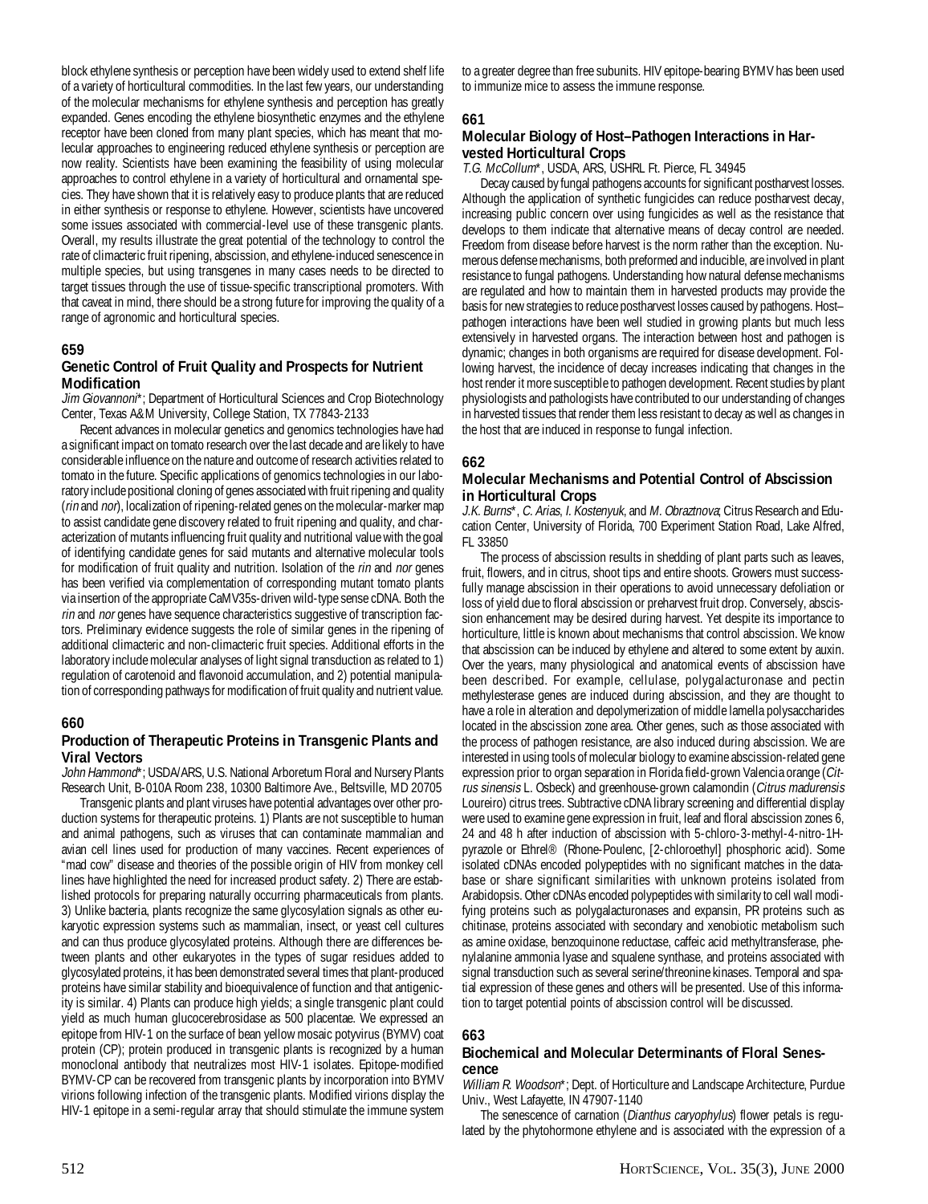block ethylene synthesis or perception have been widely used to extend shelf life of a variety of horticultural commodities. In the last few years, our understanding of the molecular mechanisms for ethylene synthesis and perception has greatly expanded. Genes encoding the ethylene biosynthetic enzymes and the ethylene receptor have been cloned from many plant species, which has meant that molecular approaches to engineering reduced ethylene synthesis or perception are now reality. Scientists have been examining the feasibility of using molecular approaches to control ethylene in a variety of horticultural and ornamental species. They have shown that it is relatively easy to produce plants that are reduced in either synthesis or response to ethylene. However, scientists have uncovered some issues associated with commercial-level use of these transgenic plants. Overall, my results illustrate the great potential of the technology to control the rate of climacteric fruit ripening, abscission, and ethylene-induced senescence in multiple species, but using transgenes in many cases needs to be directed to target tissues through the use of tissue-specific transcriptional promoters. With that caveat in mind, there should be a strong future for improving the quality of a range of agronomic and horticultural species.

## 659

### Genetic Control of Fruit Quality and Prospects for Nutrient Modification

*Jim Giovannoni*\*; Department of Horticultural Sciences and Crop Biotechnology Center, Texas A&M University, College Station, TX 77843-2133

Recent advances in molecular genetics and genomics technologies have had a significant impact on tomato research over the last decade and are likely to have considerable influence on the nature and outcome of research activities related to tomato in the future. Specific applications of genomics technologies in our laboratory include positional cloning of genes associated with fruit ripening and quality (*rin* and *nor*), localization of ripening-related genes on the molecular-marker map to assist candidate gene discovery related to fruit ripening and quality, and characterization of mutants influencing fruit quality and nutritional value with the goal of identifying candidate genes for said mutants and alternative molecular tools for modification of fruit quality and nutrition. Isolation of the *rin* and *nor* genes has been verified via complementation of corresponding mutant tomato plants via insertion of the appropriate CaMV35s-driven wild-type sense cDNA. Both the *rin* and *nor* genes have sequence characteristics suggestive of transcription factors. Preliminary evidence suggests the role of similar genes in the ripening of additional climacteric and non-climacteric fruit species. Additional efforts in the laboratory include molecular analyses of light signal transduction as related to 1) regulation of carotenoid and flavonoid accumulation, and 2) potential manipulation of corresponding pathways for modification of fruit quality and nutrient value.

## 660

### Production of Therapeutic Proteins in Transgenic Plants and Viral Vectors

*John Hammond*\*; USDA/ARS, U.S. National Arboretum Floral and Nursery Plants Research Unit, B-010A Room 238, 10300 Baltimore Ave., Beltsville, MD 20705

Transgenic plants and plant viruses have potential advantages over other production systems for therapeutic proteins. 1) Plants are not susceptible to human and animal pathogens, such as viruses that can contaminate mammalian and avian cell lines used for production of many vaccines. Recent experiences of "mad cow" disease and theories of the possible origin of HIV from monkey cell lines have highlighted the need for increased product safety. 2) There are established protocols for preparing naturally occurring pharmaceuticals from plants. 3) Unlike bacteria, plants recognize the same glycosylation signals as other eukaryotic expression systems such as mammalian, insect, or yeast cell cultures and can thus produce glycosylated proteins. Although there are differences between plants and other eukaryotes in the types of sugar residues added to glycosylated proteins, it has been demonstrated several times that plant-produced proteins have similar stability and bioequivalence of function and that antigenicity is similar. 4) Plants can produce high yields; a single transgenic plant could yield as much human glucocerebrosidase as 500 placentae. We expressed an epitope from HIV-1 on the surface of bean yellow mosaic potyvirus (BYMV) coat protein (CP); protein produced in transgenic plants is recognized by a human monoclonal antibody that neutralizes most HIV-1 isolates. Epitope-modified BYMV-CP can be recovered from transgenic plants by incorporation into BYMV virions following infection of the transgenic plants. Modified virions display the HIV-1 epitope in a semi-regular array that should stimulate the immune system to a greater degree than free subunits. HIV epitope-bearing BYMV has been used to immunize mice to assess the immune response.

## 661

### Molecular Biology of Host–Pathogen Interactions in Harvested Horticultural Crops

*T.G. McCollum*\*, USDA, ARS, USHRL Ft. Pierce, FL 34945

Decay caused by fungal pathogens accounts for significant postharvest losses. Although the application of synthetic fungicides can reduce postharvest decay, increasing public concern over using fungicides as well as the resistance that develops to them indicate that alternative means of decay control are needed. Freedom from disease before harvest is the norm rather than the exception. Numerous defense mechanisms, both preformed and inducible, are involved in plant resistance to fungal pathogens. Understanding how natural defense mechanisms are regulated and how to maintain them in harvested products may provide the basis for new strategies to reduce postharvest losses caused by pathogens. Host–pathogen interactions have been well studied in growing plants but much less extensively in harvested organs. The interaction between host and pathogen is dynamic; changes in both organisms are required for disease development. Following harvest, the incidence of decay increases indicating that changes in the host render it more susceptible to pathogen development. Recent studies by plant physiologists and pathologists have contributed to our understanding of changes in harvested tissues that render them less resistant to decay as well as changes in the host that are induced in response to fungal infection.

## 662

### Molecular Mechanisms and Potential Control of Abscission in Horticultural Crops

*J.K. Burns*\*, *C. Arias*, *I. Kostenyuk*, and *M. Obraztnova*; Citrus Research and Education Center, University of Florida, 700 Experiment Station Road, Lake Alfred, FL 33850

The process of abscission results in shedding of plant parts such as leaves, fruit, flowers, and in citrus, shoot tips and entire shoots. Growers must successfully manage abscission in their operations to avoid unnecessary defoliation or loss of yield due to floral abscission or preharvest fruit drop. Conversely, abscission enhancement may be desired during harvest. Yet despite its importance to horticulture, little is known about mechanisms that control abscission. We know that abscission can be induced by ethylene and altered to some extent by auxin. Over the years, many physiological and anatomical events of abscission have been described. For example, cellulase, polygalacturonase and pectin methylesterase genes are induced during abscission, and they are thought to have a role in alteration and depolymerization of middle lamella polysaccharides located in the abscission zone area. Other genes, such as those associated with the process of pathogen resistance, are also induced during abscission. We are interested in using tools of molecular biology to examine abscission-related gene expression prior to organ separation in Florida field-grown Valencia orange (*Citrus sinensis* L. Osbeck) and greenhouse-grown calamondin (*Citrus madurensis* Loureiro) citrus trees. Subtractive cDNA library screening and differential display were used to examine gene expression in fruit, leaf and floral abscission zones 6, 24 and 48 h after induction of abscission with 5-chloro-3-methyl-4-nitro-1H-pyrazole or Ethrel® (Rhone-Poulenc, [2-chloroethyl] phosphoric acid). Some isolated cDNAs encoded polypeptides with no significant matches in the database or share significant similarities with unknown proteins isolated from Arabidopsis. Other cDNAs encoded polypeptides with similarity to cell wall modifying proteins such as polygalacturonases and expansin, PR proteins such as chitinase, proteins associated with secondary and xenobiotic metabolism such as amine oxidase, benzoquinone reductase, caffeic acid methyltransferase, phenylalanine ammonia lyase and squalene synthase, and proteins associated with signal transduction such as several serine/threonine kinases. Temporal and spatial expression of these genes and others will be presented. Use of this information to target potential points of abscission control will be discussed.

## 663

### Biochemical and Molecular Determinants of Floral Senescence

*William R. Woodson*\*; Dept. of Horticulture and Landscape Architecture, Purdue Univ., West Lafayette, IN 47907-1140

The senescence of carnation (*Dianthus caryophylus*) flower petals is regulated by the phytohormone ethylene and is associated with the expression of a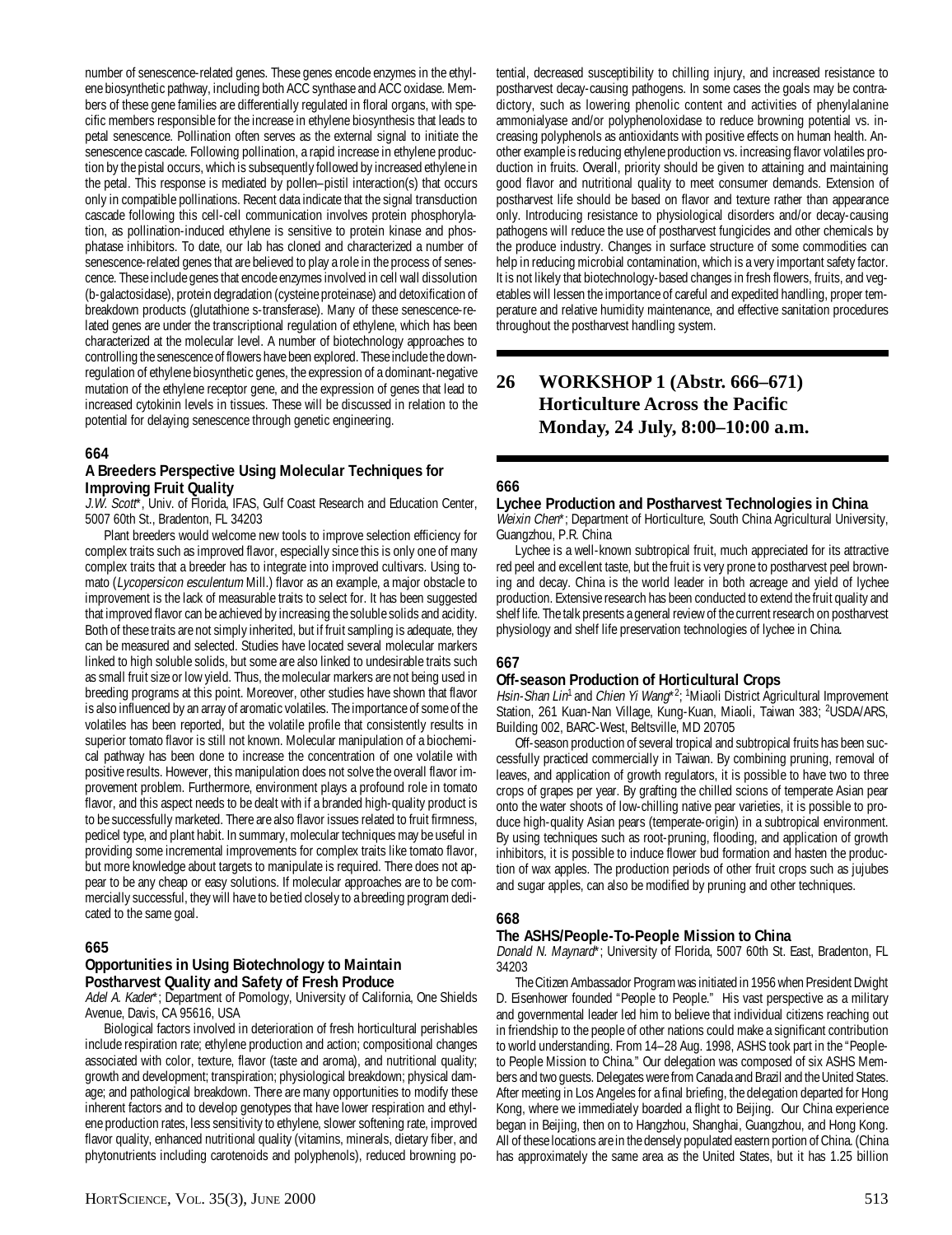number of senescence-related genes. These genes encode enzymes in the ethylene biosynthetic pathway, including both ACC synthase and ACC oxidase. Members of these gene families are differentially regulated in floral organs, with specific members responsible for the increase in ethylene biosynthesis that leads to petal senescence. Pollination often serves as the external signal to initiate the senescence cascade. Following pollination, a rapid increase in ethylene production by the pistil occurs, which is subsequently followed by increased ethylene in the petal. This response is mediated by pollen–pistil interaction(s) that occurs only in compatible pollinations. Recent data indicate that the signal transduction cascade following this cell-cell communication involves protein phosphorylation, as pollination-induced ethylene is sensitive to protein kinase and phosphatase inhibitors. To date, our lab has cloned and characterized a number of senescence-related genes that are believed to play a role in the process of senescence. These include genes that encode enzymes involved in cell wall dissolution (b-galactosidase), protein degradation (cysteine proteinase) and detoxification of breakdown products (glutathione s-transferase). Many of these senescence-related genes are under the transcriptional regulation of ethylene, which has been characterized at the molecular level. A number of biotechnology approaches to controlling the senescence of flowers have been explored. These include the down-regulation of ethylene biosynthetic genes, the expression of a dominant-negative mutation of the ethylene receptor gene, and the expression of genes that lead to increased cytokinin levels in tissues. These will be discussed in relation to the potential for delaying senescence through genetic engineering.

### 664

**A Breeders Perspective Using Molecular Techniques for Improving Fruit Quality**

*J.W. Scott*\*, Univ. of Florida, IFAS, Gulf Coast Research and Education Center, 5007 60th St., Bradenton, FL 34203

Plant breeders would welcome new tools to improve selection efficiency for complex traits such as improved flavor, especially since this is only one of many complex traits that a breeder has to integrate into improved cultivars. Using tomato (*Lycopersicon esculentum* Mill.) flavor as an example, a major obstacle to improvement is the lack of measurable traits to select for. It has been suggested that improved flavor can be achieved by increasing the soluble solids and acidity. Both of these traits are not simply inherited, but if fruit sampling is adequate, they can be measured and selected. Studies have located several molecular markers linked to high soluble solids, but some are also linked to undesirable traits such as small fruit size or low yield. Thus, the molecular markers are not being used in breeding programs at this point. Moreover, other studies have shown that flavor is also influenced by an array of aromatic volatiles. The importance of some of the volatiles has been reported, but the volatile profile that consistently results in superior tomato flavor is still not known. Molecular manipulation of a biochemical pathway has been done to increase the concentration of one volatile with positive results. However, this manipulation does not solve the overall flavor improvement problem. Furthermore, environment plays a profound role in tomato flavor, and this aspect needs to be dealt with if a branded high-quality product is to be successfully marketed. There are also flavor issues related to fruit firmness, pedicel type, and plant habit. In summary, molecular techniques may be useful in providing some incremental improvements for complex traits like tomato flavor, but more knowledge about targets to manipulate is required. There does not appear to be any cheap or easy solutions. If molecular approaches are to be commercially successful, they will have to be tied closely to a breeding program dedicated to the same goal.

### 665

**Opportunities in Using Biotechnology to Maintain Postharvest Quality and Safety of Fresh Produce**

*Adel A. Kader*\*; Department of Pomology, University of California, One Shields Avenue, Davis, CA 95616, USA

Biological factors involved in deterioration of fresh horticultural perishables include respiration rate; ethylene production and action; compositional changes associated with color, texture, flavor (taste and aroma), and nutritional quality; growth and development; transpiration; physiological breakdown; physical damage; and pathological breakdown. There are many opportunities to modify these inherent factors and to develop genotypes that have lower respiration and ethylene production rates, less sensitivity to ethylene, slower softening rate, improved flavor quality, enhanced nutritional quality (vitamins, minerals, dietary fiber, and phytonutrients including carotenoids and polyphenols), reduced browning potential, decreased susceptibility to chilling injury, and increased resistance to postharvest decay-causing pathogens. In some cases the goals may be contradictory, such as lowering phenolic content and activities of phenylalanine ammonialyase and/or polyphenoloxidase to reduce browning potential vs. increasing polyphenols as antioxidants with positive effects on human health. Another example is reducing ethylene production vs. increasing flavor volatiles production in fruits. Overall, priority should be given to attaining and maintaining good flavor and nutritional quality to meet consumer demands. Extension of postharvest life should be based on flavor and texture rather than appearance only. Introducing resistance to physiological disorders and/or decay-causing pathogens will reduce the use of postharvest fungicides and other chemicals by the produce industry. Changes in surface structure of some commodities can help in reducing microbial contamination, which is a very important safety factor. It is not likely that biotechnology-based changes in fresh flowers, fruits, and vegetables will lessen the importance of careful and expedited handling, proper temperature and relative humidity maintenance, and effective sanitation procedures throughout the postharvest handling system.

## 26 WORKSHOP 1 (Abstr. 666–671) Horticulture Across the Pacific Monday, 24 July, 8:00–10:00 a.m.

### 666

**Lychee Production and Postharvest Technologies in China**

*Weixin Chen*\*; Department of Horticulture, South China Agricultural University, Guangzhou, P.R. China

Lychee is a well-known subtropical fruit, much appreciated for its attractive red peel and excellent taste, but the fruit is very prone to postharvest peel browning and decay. China is the world leader in both acreage and yield of lychee production. Extensive research has been conducted to extend the fruit quality and shelf life. The talk presents a general review of the current research on postharvest physiology and shelf life preservation technologies of lychee in China.

### 667

**Off-season Production of Horticultural Crops**

*Hsin-Shan Lin*[1] and *Chien Yi Wang*\*[2]; [1]Miaoli District Agricultural Improvement Station, 261 Kuan-Nan Village, Kung-Kuan, Miaoli, Taiwan 383; [2]USDA/ARS, Building 002, BARC-West, Beltsville, MD 20705

Off-season production of several tropical and subtropical fruits has been successfully practiced commercially in Taiwan. By combining pruning, removal of leaves, and application of growth regulators, it is possible to have two to three crops of grapes per year. By grafting the chilled scions of temperate Asian pear onto the water shoots of low-chilling native pear varieties, it is possible to produce high-quality Asian pears (temperate-origin) in a subtropical environment. By using techniques such as root-pruning, flooding, and application of growth inhibitors, it is possible to induce flower bud formation and hasten the production of wax apples. The production periods of other fruit crops such as jujubes and sugar apples, can also be modified by pruning and other techniques.

### 668

**The ASHS/People-To-People Mission to China**

*Donald N. Maynard*\*; University of Florida, 5007 60th St. East, Bradenton, FL 34203

The Citizen Ambassador Program was initiated in 1956 when President Dwight D. Eisenhower founded "People to People." His vast perspective as a military and governmental leader led him to believe that individual citizens reaching out in friendship to the people of other nations could make a significant contribution to world understanding. From 14–28 Aug. 1998, ASHS took part in the "People-to People Mission to China." Our delegation was composed of six ASHS Members and two guests. Delegates were from Canada and Brazil and the United States. After meeting in Los Angeles for a final briefing, the delegation departed for Hong Kong, where we immediately boarded a flight to Beijing. Our China experience began in Beijing, then on to Hangzhou, Shanghai, Guangzhou, and Hong Kong. All of these locations are in the densely populated eastern portion of China. (China has approximately the same area as the United States, but it has 1.25 billion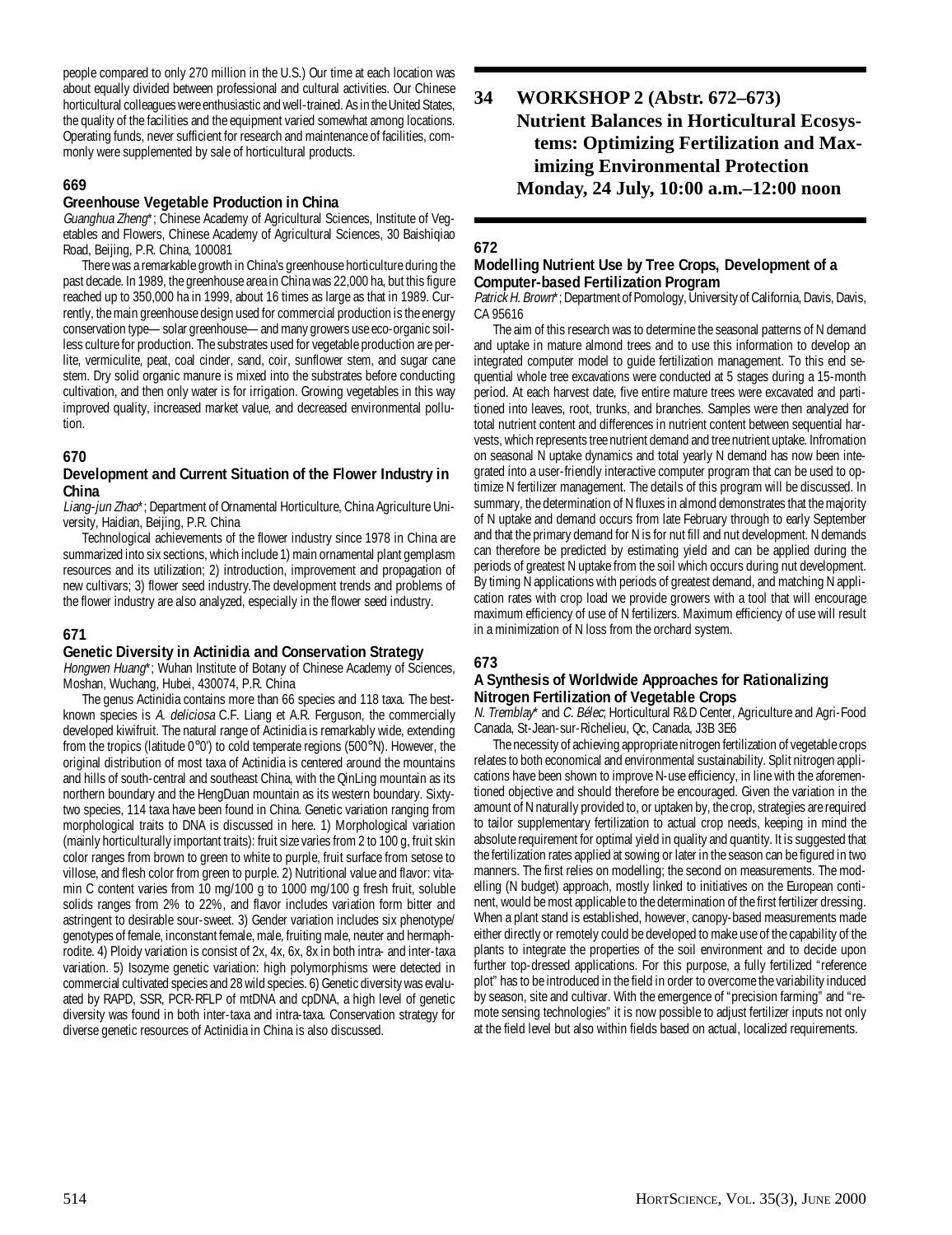people compared to only 270 million in the U.S.) Our time at each location was about equally divided between professional and cultural activities. Our Chinese horticultural colleagues were enthusiastic and well-trained. As in the United States, the quality of the facilities and the equipment varied somewhat among locations. Operating funds, never sufficient for research and maintenance of facilities, commonly were supplemented by sale of horticultural products.

### 669

#### Greenhouse Vegetable Production in China

*Guanghua Zheng**; Chinese Academy of Agricultural Sciences, Institute of Vegetables and Flowers, Chinese Academy of Agricultural Sciences, 30 Baishiqiao Road, Beijing, P.R. China, 100081

There was a remarkable growth in China's greenhouse horticulture during the past decade. In 1989, the greenhouse area in China was 22,000 ha, but this figure reached up to 350,000 ha in 1999, about 16 times as large as that in 1989. Currently, the main greenhouse design used for commercial production is the energy conservation type— solar greenhouse— and many growers use eco-organic soilless culture for production. The substrates used for vegetable production are perlite, vermiculite, peat, coal cinder, sand, coir, sunflower stem, and sugar cane stem. Dry solid organic manure is mixed into the substrates before conducting cultivation, and then only water is for irrigation. Growing vegetables in this way improved quality, increased market value, and decreased environmental pollution.

### 670

#### Development and Current Situation of the Flower Industry in China

*Liang-jun Zhao**; Department of Ornamental Horticulture, China Agriculture University, Haidian, Beijing, P.R. China

Technological achievements of the flower industry since 1978 in China are summarized into six sections, which include 1) main ornamental plant gemplasm resources and its utilization; 2) introduction, improvement and propagation of new cultivars; 3) flower seed industry.The development trends and problems of the flower industry are also analyzed, especially in the flower seed industry.

### 671

#### Genetic Diversity in Actinidia and Conservation Strategy

*Hongwen Huang**; Wuhan Institute of Botany of Chinese Academy of Sciences, Moshan, Wuchang, Hubei, 430074, P.R. China

The genus Actinidia contains more than 66 species and 118 taxa. The best-known species is *A. deliciosa* C.F. Liang et A.R. Ferguson, the commercially developed kiwifruit. The natural range of Actinidia is remarkably wide, extending from the tropics (latitude 0°0') to cold temperate regions (500°N). However, the original distribution of most taxa of Actinidia is centered around the mountains and hills of south-central and southeast China, with the QinLing mountain as its northern boundary and the HengDuan mountain as its western boundary. Sixty-two species, 114 taxa have been found in China. Genetic variation ranging from morphological traits to DNA is discussed in here. 1) Morphological variation (mainly horticulturally important traits): fruit size varies from 2 to 100 g, fruit skin color ranges from brown to green to white to purple, fruit surface from setose to villose, and flesh color from green to purple. 2) Nutritional value and flavor: vitamin C content varies from 10 mg/100 g to 1000 mg/100 g fresh fruit, soluble solids ranges from 2% to 22%, and flavor includes variation form bitter and astringent to desirable sour-sweet. 3) Gender variation includes six phenotype/genotypes of female, inconstant female, male, fruiting male, neuter and hermaphrodite. 4) Ploidy variation is consist of 2x, 4x, 6x, 8x in both intra- and inter-taxa variation. 5) Isozyme genetic variation: high polymorphisms were detected in commercial cultivated species and 28 wild species. 6) Genetic diversity was evaluated by RAPD, SSR, PCR-RFLP of mtDNA and cpDNA, a high level of genetic diversity was found in both inter-taxa and intra-taxa. Conservation strategy for diverse genetic resources of Actinidia in China is also discussed.

## 34 WORKSHOP 2 (Abstr. 672–673) Nutrient Balances in Horticultural Ecosystems: Optimizing Fertilization and Maximizing Environmental Protection Monday, 24 July, 10:00 a.m.–12:00 noon

### 672

#### Modelling Nutrient Use by Tree Crops, Development of a Computer-based Fertilization Program

*Patrick H. Brown**; Department of Pomology, University of California, Davis, Davis, CA 95616

The aim of this research was to determine the seasonal patterns of N demand and uptake in mature almond trees and to use this information to develop an integrated computer model to guide fertilization management. To this end sequential whole tree excavations were conducted at 5 stages during a 15-month period. At each harvest date, five entire mature trees were excavated and partitioned into leaves, root, trunks, and branches. Samples were then analyzed for total nutrient content and differences in nutrient content between sequential harvests, which represents tree nutrient demand and tree nutrient uptake. Infromation on seasonal N uptake dynamics and total yearly N demand has now been integrated into a user-friendly interactive computer program that can be used to optimize N fertilizer management. The details of this program will be discussed. In summary, the determination of N fluxes in almond demonstrates that the majority of N uptake and demand occurs from late February through to early September and that the primary demand for N is for nut fill and nut development. N demands can therefore be predicted by estimating yield and can be applied during the periods of greatest N uptake from the soil which occurs during nut development. By timing N applications with periods of greatest demand, and matching N application rates with crop load we provide growers with a tool that will encourage maximum efficiency of use of N fertilizers. Maximum efficiency of use will result in a minimization of N loss from the orchard system.

### 673

#### A Synthesis of Worldwide Approaches for Rationalizing Nitrogen Fertilization of Vegetable Crops

*N. Tremblay** and *C. Bélec*; Horticultural R&D Center, Agriculture and Agri-Food Canada, St-Jean-sur-Richelieu, Qc, Canada, J3B 3E6

The necessity of achieving appropriate nitrogen fertilization of vegetable crops relates to both economical and environmental sustainability. Split nitrogen applications have been shown to improve N-use efficiency, in line with the aforementioned objective and should therefore be encouraged. Given the variation in the amount of N naturally provided to, or uptaken by, the crop, strategies are required to tailor supplementary fertilization to actual crop needs, keeping in mind the absolute requirement for optimal yield in quality and quantity. It is suggested that the fertilization rates applied at sowing or later in the season can be figured in two manners. The first relies on modelling; the second on measurements. The modelling (N budget) approach, mostly linked to initiatives on the European continent, would be most applicable to the determination of the first fertilizer dressing. When a plant stand is established, however, canopy-based measurements made either directly or remotely could be developed to make use of the capability of the plants to integrate the properties of the soil environment and to decide upon further top-dressed applications. For this purpose, a fully fertilized "reference plot" has to be introduced in the field in order to overcome the variability induced by season, site and cultivar. With the emergence of "precision farming" and "remote sensing technologies" it is now possible to adjust fertilizer inputs not only at the field level but also within fields based on actual, localized requirements.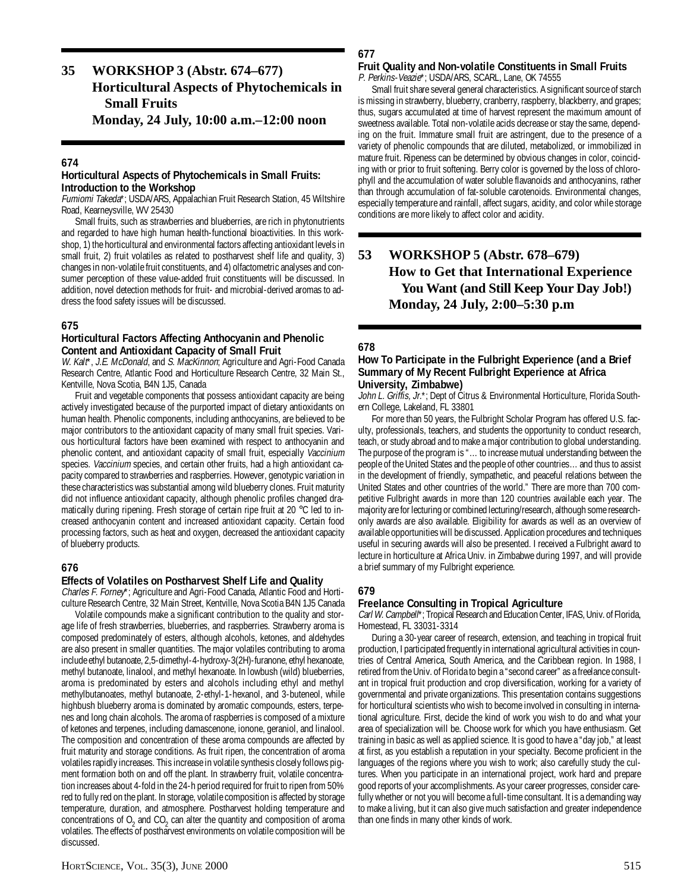## 35 WORKSHOP 3 (Abstr. 674–677) Horticultural Aspects of Phytochemicals in Small Fruits Monday, 24 July, 10:00 a.m.–12:00 noon

### 674

**Horticultural Aspects of Phytochemicals in Small Fruits: Introduction to the Workshop**

*Fumiomi Takeda*\*; USDA/ARS, Appalachian Fruit Research Station, 45 Wiltshire Road, Kearneysville, WV 25430

Small fruits, such as strawberries and blueberries, are rich in phytonutrients and regarded to have high human health-functional bioactivities. In this workshop, 1) the horticultural and environmental factors affecting antioxidant levels in small fruit, 2) fruit volatiles as related to postharvest shelf life and quality, 3) changes in non-volatile fruit constituents, and 4) olfactometric analyses and consumer perception of these value-added fruit constituents will be discussed. In addition, novel detection methods for fruit- and microbial-derived aromas to address the food safety issues will be discussed.

### 675

**Horticultural Factors Affecting Anthocyanin and Phenolic Content and Antioxidant Capacity of Small Fruit**

*W. Kalt*\*, *J.E. McDonald*, and *S. MacKinnon*; Agriculture and Agri-Food Canada Research Centre, Atlantic Food and Horticulture Research Centre, 32 Main St., Kentville, Nova Scotia, B4N 1J5, Canada

Fruit and vegetable components that possess antioxidant capacity are being actively investigated because of the purported impact of dietary antioxidants on human health. Phenolic components, including anthocyanins, are believed to be major contributors to the antioxidant capacity of many small fruit species. Various horticultural factors have been examined with respect to anthocyanin and phenolic content, and antioxidant capacity of small fruit, especially *Vaccinium* species. *Vaccinium* species, and certain other fruits, had a high antioxidant capacity compared to strawberries and raspberries. However, genotypic variation in these characteristics was substantial among wild blueberry clones. Fruit maturity did not influence antioxidant capacity, although phenolic profiles changed dramatically during ripening. Fresh storage of certain ripe fruit at 20 °C led to increased anthocyanin content and increased antioxidant capacity. Certain food processing factors, such as heat and oxygen, decreased the antioxidant capacity of blueberry products.

### 676

**Effects of Volatiles on Postharvest Shelf Life and Quality**

*Charles F. Forney*\*; Agriculture and Agri-Food Canada, Atlantic Food and Horticulture Research Centre, 32 Main Street, Kentville, Nova Scotia B4N 1J5 Canada

Volatile compounds make a significant contribution to the quality and storage life of fresh strawberries, blueberries, and raspberries. Strawberry aroma is composed predominately of esters, although alcohols, ketones, and aldehydes are also present in smaller quantities. The major volatiles contributing to aroma include ethyl butanoate, 2,5-dimethyl-4-hydroxy-3(2H)-furanone, ethyl hexanoate, methyl butanoate, linalool, and methyl hexanoate. In lowbush (wild) blueberries, aroma is predominated by esters and alcohols including ethyl and methyl methylbutanoates, methyl butanoate, 2-ethyl-1-hexanol, and 3-buteneol, while highbush blueberry aroma is dominated by aromatic compounds, esters, terpenes and long chain alcohols. The aroma of raspberries is composed of a mixture of ketones and terpenes, including damascenone, ionone, geraniol, and linalool. The composition and concentration of these aroma compounds are affected by fruit maturity and storage conditions. As fruit ripen, the concentration of aroma volatiles rapidly increases. This increase in volatile synthesis closely follows pigment formation both on and off the plant. In strawberry fruit, volatile concentration increases about 4-fold in the 24-h period required for fruit to ripen from 50% red to fully red on the plant. In storage, volatile composition is affected by storage temperature, duration, and atmosphere. Postharvest holding temperature and concentrations of $O_2$ and $CO_2$ can alter the quantity and composition of aroma volatiles. The effects of postharvest environments on volatile composition will be discussed.

### 677

**Fruit Quality and Non-volatile Constituents in Small Fruits**

*P. Perkins-Veazie*\*; USDA/ARS, SCARL, Lane, OK 74555

Small fruit share several general characteristics. A significant source of starch is missing in strawberry, blueberry, cranberry, raspberry, blackberry, and grapes; thus, sugars accumulated at time of harvest represent the maximum amount of sweetness available. Total non-volatile acids decrease or stay the same, depending on the fruit. Immature small fruit are astringent, due to the presence of a variety of phenolic compounds that are diluted, metabolized, or immobilized in mature fruit. Ripeness can be determined by obvious changes in color, coinciding with or prior to fruit softening. Berry color is governed by the loss of chlorophyll and the accumulation of water soluble flavanoids and anthocyanins, rather than through accumulation of fat-soluble carotenoids. Environmental changes, especially temperature and rainfall, affect sugars, acidity, and color while storage conditions are more likely to affect color and acidity.

## 53 WORKSHOP 5 (Abstr. 678–679) How to Get that International Experience You Want (and Still Keep Your Day Job!) Monday, 24 July, 2:00–5:30 p.m

### 678

**How To Participate in the Fulbright Experience (and a Brief Summary of My Recent Fulbright Experience at Africa University, Zimbabwe)**

*John L. Griffis, Jr.*\*; Dept of Citrus & Environmental Horticulture, Florida Southern College, Lakeland, FL 33801

For more than 50 years, the Fulbright Scholar Program has offered U.S. faculty, professionals, teachers, and students the opportunity to conduct research, teach, or study abroad and to make a major contribution to global understanding. The purpose of the program is "… to increase mutual understanding between the people of the United States and the people of other countries… and thus to assist in the development of friendly, sympathetic, and peaceful relations between the United States and other countries of the world." There are more than 700 competitive Fulbright awards in more than 120 countries available each year. The majority are for lecturing or combined lecturing/research, although some research-only awards are also available. Eligibility for awards as well as an overview of available opportunities will be discussed. Application procedures and techniques useful in securing awards will also be presented. I received a Fulbright award to lecture in horticulture at Africa Univ. in Zimbabwe during 1997, and will provide a brief summary of my Fulbright experience.

### 679

**Freelance Consulting in Tropical Agriculture**

*Carl W. Campbell*\*; Tropical Research and Education Center, IFAS, Univ. of Florida, Homestead, FL 33031-3314

During a 30-year career of research, extension, and teaching in tropical fruit production, I participated frequently in international agricultural activities in countries of Central America, South America, and the Caribbean region. In 1988, I retired from the Univ. of Florida to begin a "second career" as a freelance consultant in tropical fruit production and crop diversification, working for a variety of governmental and private organizations. This presentation contains suggestions for horticultural scientists who wish to become involved in consulting in international agriculture. First, decide the kind of work you wish to do and what your area of specialization will be. Choose work for which you have enthusiasm. Get training in basic as well as applied science. It is good to have a "day job," at least at first, as you establish a reputation in your specialty. Become proficient in the languages of the regions where you wish to work; also carefully study the cultures. When you participate in an international project, work hard and prepare good reports of your accomplishments. As your career progresses, consider carefully whether or not you will become a full-time consultant. It is a demanding way to make a living, but it can also give much satisfaction and greater independence than one finds in many other kinds of work.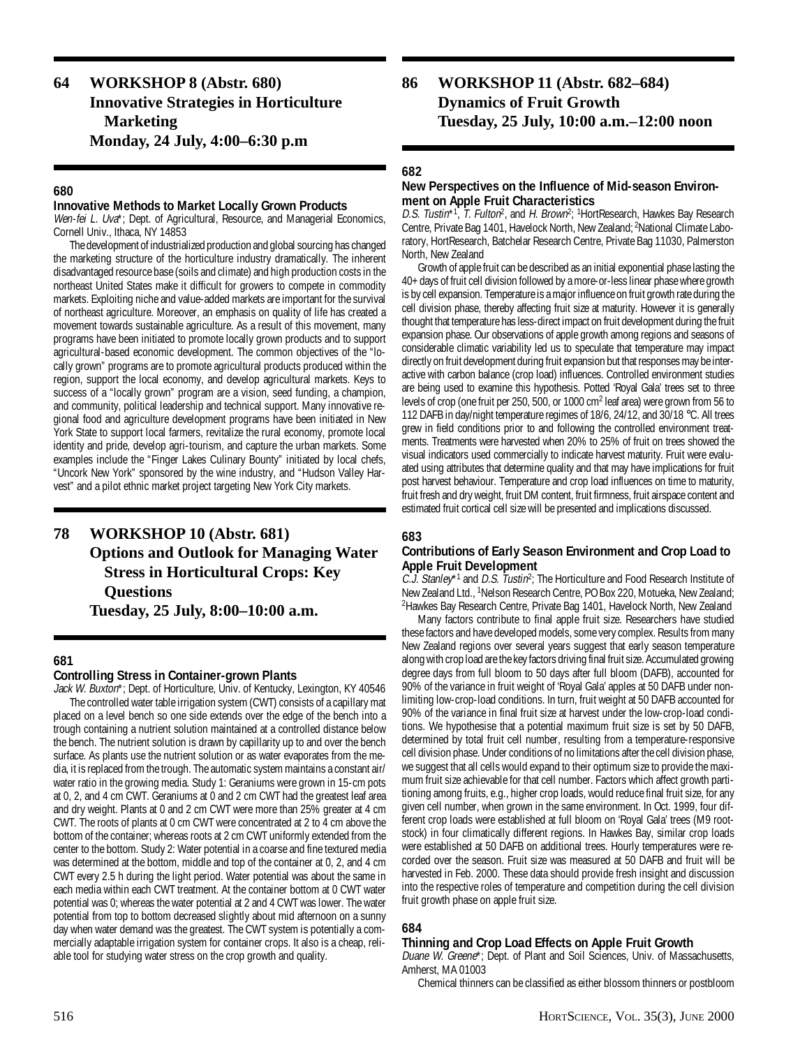## 64 WORKSHOP 8 (Abstr. 680) Innovative Strategies in Horticulture Marketing Monday, 24 July, 4:00–6:30 p.m

### 680

**Innovative Methods to Market Locally Grown Products**

*Wen-fei L. Uva**; Dept. of Agricultural, Resource, and Managerial Economics, Cornell Univ., Ithaca, NY 14853

The development of industrialized production and global sourcing has changed the marketing structure of the horticulture industry dramatically. The inherent disadvantaged resource base (soils and climate) and high production costs in the northeast United States make it difficult for growers to compete in commodity markets. Exploiting niche and value-added markets are important for the survival of northeast agriculture. Moreover, an emphasis on quality of life has created a movement towards sustainable agriculture. As a result of this movement, many programs have been initiated to promote locally grown products and to support agricultural-based economic development. The common objectives of the "locally grown" programs are to promote agricultural products produced within the region, support the local economy, and develop agricultural markets. Keys to success of a "locally grown" program are a vision, seed funding, a champion, and community, political leadership and technical support. Many innovative regional food and agriculture development programs have been initiated in New York State to support local farmers, revitalize the rural economy, promote local identity and pride, develop agri-tourism, and capture the urban markets. Some examples include the "Finger Lakes Culinary Bounty" initiated by local chefs, "Uncork New York" sponsored by the wine industry, and "Hudson Valley Harvest" and a pilot ethnic market project targeting New York City markets.

## 78 WORKSHOP 10 (Abstr. 681) Options and Outlook for Managing Water Stress in Horticultural Crops: Key Questions Tuesday, 25 July, 8:00–10:00 a.m.

### 681

**Controlling Stress in Container-grown Plants**

*Jack W. Buxton**; Dept. of Horticulture, Univ. of Kentucky, Lexington, KY 40546

The controlled water table irrigation system (CWT) consists of a capillary mat placed on a level bench so one side extends over the edge of the bench into a trough containing a nutrient solution maintained at a controlled distance below the bench. The nutrient solution is drawn by capillarity up to and over the bench surface. As plants use the nutrient solution or as water evaporates from the media, it is replaced from the trough. The automatic system maintains a constant air/water ratio in the growing media. Study 1: Geraniums were grown in 15-cm pots at 0, 2, and 4 cm CWT. Geraniums at 0 and 2 cm CWT had the greatest leaf area and dry weight. Plants at 0 and 2 cm CWT were more than 25% greater at 4 cm CWT. The roots of plants at 0 cm CWT were concentrated at 2 to 4 cm above the bottom of the container; whereas roots at 2 cm CWT uniformly extended from the center to the bottom. Study 2: Water potential in a coarse and fine textured media was determined at the bottom, middle and top of the container at 0, 2, and 4 cm CWT every 2.5 h during the light period. Water potential was about the same in each media within each CWT treatment. At the container bottom at 0 CWT water potential was 0; whereas the water potential at 2 and 4 CWT was lower. The water potential from top to bottom decreased slightly about mid afternoon on a sunny day when water demand was the greatest. The CWT system is potentially a commercially adaptable irrigation system for container crops. It also is a cheap, reliable tool for studying water stress on the crop growth and quality.

## 86 WORKSHOP 11 (Abstr. 682–684) Dynamics of Fruit Growth Tuesday, 25 July, 10:00 a.m.–12:00 noon

### 682

**New Perspectives on the Influence of Mid-season Environment on Apple Fruit Characteristics**

*D.S. Tustin**[1], *T. Fulton*[2], and *H. Brown*[2]; [1]HortResearch, Hawkes Bay Research Centre, Private Bag 1401, Havelock North, New Zealand; [2]National Climate Laboratory, HortResearch, Batchelar Research Centre, Private Bag 11030, Palmerston North, New Zealand

Growth of apple fruit can be described as an initial exponential phase lasting the 40+ days of fruit cell division followed by a more-or-less linear phase where growth is by cell expansion. Temperature is a major influence on fruit growth rate during the cell division phase, thereby affecting fruit size at maturity. However it is generally thought that temperature has less-direct impact on fruit development during the fruit expansion phase. Our observations of apple growth among regions and seasons of considerable climatic variability led us to speculate that temperature may impact directly on fruit development during fruit expansion but that responses may be interactive with carbon balance (crop load) influences. Controlled environment studies are being used to examine this hypothesis. Potted 'Royal Gala' trees set to three levels of crop (one fruit per 250, 500, or 1000 cm$^2$ leaf area) were grown from 56 to 112 DAFB in day/night temperature regimes of 18/6, 24/12, and 30/18 °C. All trees grew in field conditions prior to and following the controlled environment treatments. Treatments were harvested when 20% to 25% of fruit on trees showed the visual indicators used commercially to indicate harvest maturity. Fruit were evaluated using attributes that determine quality and that may have implications for fruit post harvest behaviour. Temperature and crop load influences on time to maturity, fruit fresh and dry weight, fruit DM content, fruit firmness, fruit airspace content and estimated fruit cortical cell size will be presented and implications discussed.

### 683

**Contributions of Early Season Environment and Crop Load to Apple Fruit Development**

*C.J. Stanley**[1] and *D.S. Tustin*[2]; The Horticulture and Food Research Institute of New Zealand Ltd., [1]Nelson Research Centre, PO Box 220, Motueka, New Zealand; [2]Hawkes Bay Research Centre, Private Bag 1401, Havelock North, New Zealand

Many factors contribute to final apple fruit size. Researchers have studied these factors and have developed models, some very complex. Results from many New Zealand regions over several years suggest that early season temperature along with crop load are the key factors driving final fruit size. Accumulated growing degree days from full bloom to 50 days after full bloom (DAFB), accounted for 90% of the variance in fruit weight of 'Royal Gala' apples at 50 DAFB under non-limiting low-crop-load conditions. In turn, fruit weight at 50 DAFB accounted for 90% of the variance in final fruit size at harvest under the low-crop-load conditions. We hypothesise that a potential maximum fruit size is set by 50 DAFB, determined by total fruit cell number, resulting from a temperature-responsive cell division phase. Under conditions of no limitations after the cell division phase, we suggest that all cells would expand to their optimum size to provide the maximum fruit size achievable for that cell number. Factors which affect growth partitioning among fruits, e.g., higher crop loads, would reduce final fruit size, for any given cell number, when grown in the same environment. In Oct. 1999, four different crop loads were established at full bloom on 'Royal Gala' trees (M9 rootstock) in four climatically different regions. In Hawkes Bay, similar crop loads were established at 50 DAFB on additional trees. Hourly temperatures were recorded over the season. Fruit size was measured at 50 DAFB and fruit will be harvested in Feb. 2000. These data should provide fresh insight and discussion into the respective roles of temperature and competition during the cell division fruit growth phase on apple fruit size.

### 684

**Thinning and Crop Load Effects on Apple Fruit Growth**

*Duane W. Greene**; Dept. of Plant and Soil Sciences, Univ. of Massachusetts, Amherst, MA 01003

Chemical thinners can be classified as either blossom thinners or postbloom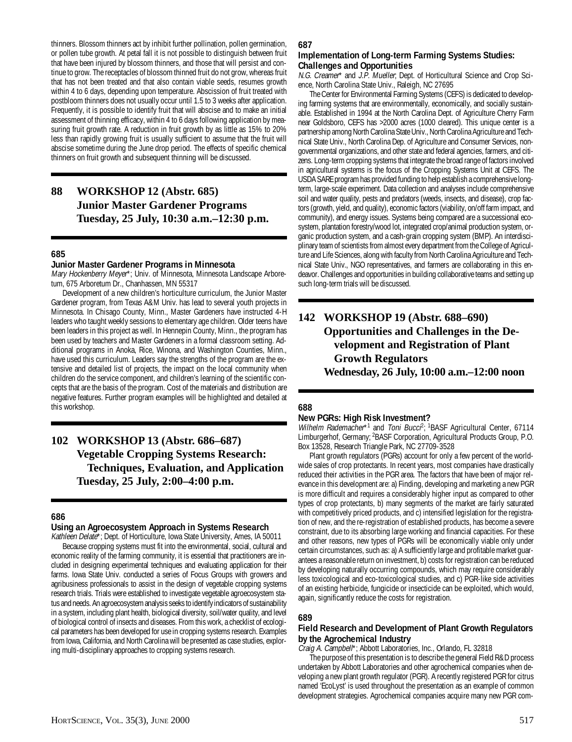thinners. Blossom thinners act by inhibit further pollination, pollen germination, or pollen tube growth. At petal fall it is not possible to distinguish between fruit that have been injured by blossom thinners, and those that will persist and continue to grow. The receptacles of blossom thinned fruit do not grow, whereas fruit that has not been treated and that also contain viable seeds, resumes growth within 4 to 6 days, depending upon temperature. Abscission of fruit treated with postbloom thinners does not usually occur until 1.5 to 3 weeks after application. Frequently, it is possible to identify fruit that will abscise and to make an initial assessment of thinning efficacy, within 4 to 6 days following application by measuring fruit growth rate. A reduction in fruit growth by as little as 15% to 20% less than rapidly growing fruit is usually sufficient to assume that the fruit will abscise sometime during the June drop period. The effects of specific chemical thinners on fruit growth and subsequent thinning will be discussed.

## 88 WORKSHOP 12 (Abstr. 685) Junior Master Gardener Programs Tuesday, 25 July, 10:30 a.m.–12:30 p.m.

### 685

**Junior Master Gardener Programs in Minnesota**

*Mary Hockenberry Meyer*\*; Univ. of Minnesota, Minnesota Landscape Arboretum, 675 Arboretum Dr., Chanhassen, MN 55317

Development of a new children's horticulture curriculum, the Junior Master Gardener program, from Texas A&M Univ. has lead to several youth projects in Minnesota. In Chisago County, Minn., Master Gardeners have instructed 4-H leaders who taught weekly sessions to elementary age children. Older teens have been leaders in this project as well. In Hennepin County, Minn., the program has been used by teachers and Master Gardeners in a formal classroom setting. Additional programs in Anoka, Rice, Winona, and Washington Counties, Minn., have used this curriculum. Leaders say the strengths of the program are the extensive and detailed list of projects, the impact on the local community when children do the service component, and children's learning of the scientific concepts that are the basis of the program. Cost of the materials and distribution are negative features. Further program examples will be highlighted and detailed at this workshop.

## 102 WORKSHOP 13 (Abstr. 686–687) Vegetable Cropping Systems Research: Techniques, Evaluation, and Application Tuesday, 25 July, 2:00–4:00 p.m.

### 686

**Using an Agroecosystem Approach in Systems Research**

*Kathleen Delate*\*; Dept. of Horticulture, Iowa State University, Ames, IA 50011

Because cropping systems must fit into the environmental, social, cultural and economic reality of the farming community, it is essential that practitioners are included in designing experimental techniques and evaluating application for their farms. Iowa State Univ. conducted a series of Focus Groups with growers and agribusiness professionals to assist in the design of vegetable cropping systems research trials. Trials were established to investigate vegetable agroecosystem status and needs. An agroecosystem analysis seeks to identify indicators of sustainability in a system, including plant health, biological diversity, soil/water quality, and level of biological control of insects and diseases. From this work, a checklist of ecological parameters has been developed for use in cropping systems research. Examples from Iowa, California, and North Carolina will be presented as case studies, exploring multi-disciplinary approaches to cropping systems research.

### 687

**Implementation of Long-term Farming Systems Studies: Challenges and Opportunities**

*N.G. Creamer*\* and *J.P. Mueller*; Dept. of Horticultural Science and Crop Science, North Carolina State Univ., Raleigh, NC 27695

The Center for Environmental Farming Systems (CEFS) is dedicated to developing farming systems that are environmentally, economically, and socially sustainable. Established in 1994 at the North Carolina Dept. of Agriculture Cherry Farm near Goldsboro, CEFS has >2000 acres (1000 cleared). This unique center is a partnership among North Carolina State Univ., North Carolina Agriculture and Technical State Univ., North Carolina Dep. of Agriculture and Consumer Services, nongovernmental organizations, and other state and federal agencies, farmers, and citizens. Long-term cropping systems that integrate the broad range of factors involved in agricultural systems is the focus of the Cropping Systems Unit at CEFS. The USDA SARE program has provided funding to help establish a comprehensive long-term, large-scale experiment. Data collection and analyses include comprehensive soil and water quality, pests and predators (weeds, insects, and disease), crop factors (growth, yield, and quality), economic factors (viability, on/off farm impact, and community), and energy issues. Systems being compared are a successional ecosystem, plantation forestry/wood lot, integrated crop/animal production system, organic production system, and a cash-grain cropping system (BMP). An interdisciplinary team of scientists from almost every department from the College of Agriculture and Life Sciences, along with faculty from North Carolina Agriculture and Technical State Univ., NGO representatives, and farmers are collaborating in this endeavor. Challenges and opportunities in building collaborative teams and setting up such long-term trials will be discussed.

## 142 WORKSHOP 19 (Abstr. 688–690) Opportunities and Challenges in the Development and Registration of Plant Growth Regulators Wednesday, 26 July, 10:00 a.m.–12:00 noon

### 688

**New PGRs: High Risk Investment?**

*Wilhelm Rademacher*\*[1] and *Toni Bucci*[2]; [1]BASF Agricultural Center, 67114 Limburgerhof, Germany; [2]BASF Corporation, Agricultural Products Group, P.O. Box 13528, Research Triangle Park, NC 27709-3528

Plant growth regulators (PGRs) account for only a few percent of the worldwide sales of crop protectants. In recent years, most companies have drastically reduced their activities in the PGR area. The factors that have been of major relevance in this development are: a) Finding, developing and marketing a new PGR is more difficult and requires a considerably higher input as compared to other types of crop protectants, b) many segments of the market are fairly saturated with competitively priced products, and c) intensified legislation for the registration of new, and the re-registration of established products, has become a severe constraint, due to its absorbing large working and financial capacities. For these and other reasons, new types of PGRs will be economically viable only under certain circumstances, such as: a) A sufficiently large and profitable market guarantees a reasonable return on investment, b) costs for registration can be reduced by developing naturally occurring compounds, which may require considerably less toxicological and eco-toxicological studies, and c) PGR-like side activities of an existing herbicide, fungicide or insecticide can be exploited, which would, again, significantly reduce the costs for registration.

### 689

**Field Research and Development of Plant Growth Regulators by the Agrochemical Industry**

*Craig A. Campbell*\*; Abbott Laboratories, Inc., Orlando, FL 32818

The purpose of this presentation is to describe the general Field R&D process undertaken by Abbott Laboratories and other agrochemical companies when developing a new plant growth regulator (PGR). A recently registered PGR for citrus named 'EcoLyst' is used throughout the presentation as an example of common development strategies. Agrochemical companies acquire many new PGR com-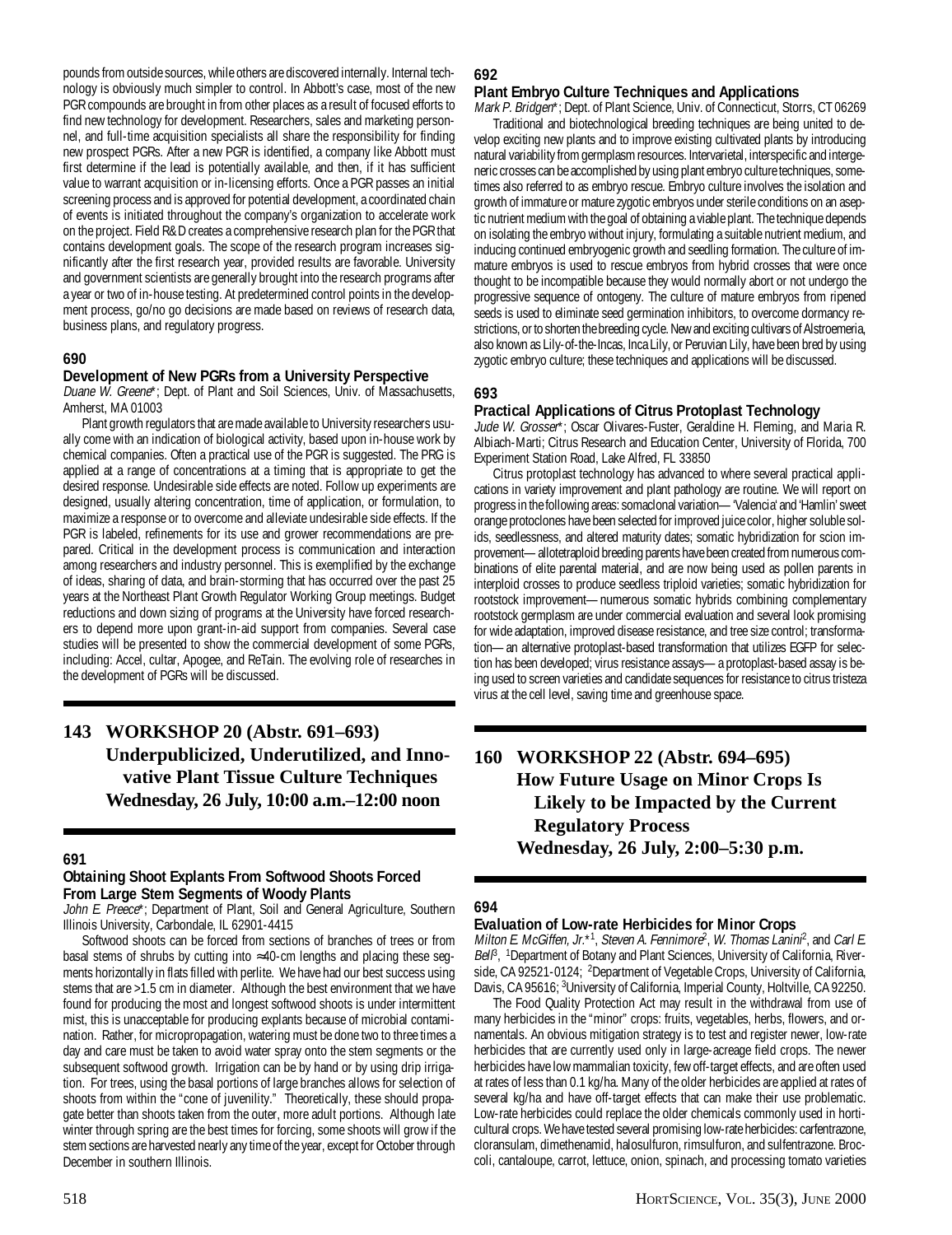pounds from outside sources, while others are discovered internally. Internal technology is obviously much simpler to control. In Abbott's case, most of the new PGR compounds are brought in from other places as a result of focused efforts to find new technology for development. Researchers, sales and marketing personnel, and full-time acquisition specialists all share the responsibility for finding new prospect PGRs. After a new PGR is identified, a company like Abbott must first determine if the lead is potentially available, and then, if it has sufficient value to warrant acquisition or in-licensing efforts. Once a PGR passes an initial screening process and is approved for potential development, a coordinated chain of events is initiated throughout the company's organization to accelerate work on the project. Field R&D creates a comprehensive research plan for the PGR that contains development goals. The scope of the research program increases significantly after the first research year, provided results are favorable. University and government scientists are generally brought into the research programs after a year or two of in-house testing. At predetermined control points in the development process, go/no go decisions are made based on reviews of research data, business plans, and regulatory progress.

### 690

#### Development of New PGRs from a University Perspective

*Duane W. Greene\**; Dept. of Plant and Soil Sciences, Univ. of Massachusetts, Amherst, MA 01003

Plant growth regulators that are made available to University researchers usually come with an indication of biological activity, based upon in-house work by chemical companies. Often a practical use of the PGR is suggested. The PRG is applied at a range of concentrations at a timing that is appropriate to get the desired response. Undesirable side effects are noted. Follow up experiments are designed, usually altering concentration, time of application, or formulation, to maximize a response or to overcome and alleviate undesirable side effects. If the PGR is labeled, refinements for its use and grower recommendations are prepared. Critical in the development process is communication and interaction among researchers and industry personnel. This is exemplified by the exchange of ideas, sharing of data, and brain-storming that has occurred over the past 25 years at the Northeast Plant Growth Regulator Working Group meetings. Budget reductions and down sizing of programs at the University have forced researchers to depend more upon grant-in-aid support from companies. Several case studies will be presented to show the commercial development of some PGRs, including: Accel, cultar, Apogee, and ReTain. The evolving role of researches in the development of PGRs will be discussed.

## 143 WORKSHOP 20 (Abstr. 691–693) Underpublicized, Underutilized, and Innovative Plant Tissue Culture Techniques Wednesday, 26 July, 10:00 a.m.–12:00 noon

### 691

#### Obtaining Shoot Explants From Softwood Shoots Forced From Large Stem Segments of Woody Plants

*John E. Preece\**; Department of Plant, Soil and General Agriculture, Southern Illinois University, Carbondale, IL 62901-4415

Softwood shoots can be forced from sections of branches of trees or from basal stems of shrubs by cutting into ≈40-cm lengths and placing these segments horizontally in flats filled with perlite. We have had our best success using stems that are >1.5 cm in diameter. Although the best environment that we have found for producing the most and longest softwood shoots is under intermittent mist, this is unacceptable for producing explants because of microbial contamination. Rather, for micropropagation, watering must be done two to three times a day and care must be taken to avoid water spray onto the stem segments or the subsequent softwood growth. Irrigation can be by hand or by using drip irrigation. For trees, using the basal portions of large branches allows for selection of shoots from within the "cone of juvenility." Theoretically, these should propagate better than shoots taken from the outer, more adult portions. Although late winter through spring are the best times for forcing, some shoots will grow if the stem sections are harvested nearly any time of the year, except for October through December in southern Illinois.

### 692

#### Plant Embryo Culture Techniques and Applications

*Mark P. Bridgen\**; Dept. of Plant Science, Univ. of Connecticut, Storrs, CT 06269

Traditional and biotechnological breeding techniques are being united to develop exciting new plants and to improve existing cultivated plants by introducing natural variability from germplasm resources. Intervarietal, interspecific and intergeneric crosses can be accomplished by using plant embryo culture techniques, sometimes also referred to as embryo rescue. Embryo culture involves the isolation and growth of immature or mature zygotic embryos under sterile conditions on an aseptic nutrient medium with the goal of obtaining a viable plant. The technique depends on isolating the embryo without injury, formulating a suitable nutrient medium, and inducing continued embryogenic growth and seedling formation. The culture of immature embryos is used to rescue embryos from hybrid crosses that were once thought to be incompatible because they would normally abort or not undergo the progressive sequence of ontogeny. The culture of mature embryos from ripened seeds is used to eliminate seed germination inhibitors, to overcome dormancy restrictions, or to shorten the breeding cycle. New and exciting cultivars of Alstroemeria, also known as Lily-of-the-Incas, Inca Lily, or Peruvian Lily, have been bred by using zygotic embryo culture; these techniques and applications will be discussed.

### 693

#### Practical Applications of Citrus Protoplast Technology

*Jude W. Grosser\**; Oscar Olivares-Fuster, Geraldine H. Fleming, and Maria R. Albiach-Marti; Citrus Research and Education Center, University of Florida, 700 Experiment Station Road, Lake Alfred, FL 33850

Citrus protoplast technology has advanced to where several practical applications in variety improvement and plant pathology are routine. We will report on progress in the following areas: somaclonal variation—'Valencia' and 'Hamlin' sweet orange protoclones have been selected for improved juice color, higher soluble solids, seedlessness, and altered maturity dates; somatic hybridization for scion improvement—allotetraploid breeding parents have been created from numerous combinations of elite parental material, and are now being used as pollen parents in interploid crosses to produce seedless triploid varieties; somatic hybridization for rootstock improvement—numerous somatic hybrids combining complementary rootstock germplasm are under commercial evaluation and several look promising for wide adaptation, improved disease resistance, and tree size control; transformation—an alternative protoplast-based transformation that utilizes EGFP for selection has been developed; virus resistance assays—a protoplast-based assay is being used to screen varieties and candidate sequences for resistance to citrus tristeza virus at the cell level, saving time and greenhouse space.

## 160 WORKSHOP 22 (Abstr. 694–695) How Future Usage on Minor Crops Is Likely to be Impacted by the Current Regulatory Process Wednesday, 26 July, 2:00–5:30 p.m.

### 694

#### Evaluation of Low-rate Herbicides for Minor Crops

*Milton E. McGiffen, Jr.\*[1], Steven A. Fennimore[2], W. Thomas Lanini[2], and Carl E. Bell[3]*, [1]Department of Botany and Plant Sciences, University of California, Riverside, CA 92521-0124; [2]Department of Vegetable Crops, University of California, Davis, CA 95616; [3]University of California, Imperial County, Holtville, CA 92250.

The Food Quality Protection Act may result in the withdrawal from use of many herbicides in the "minor" crops: fruits, vegetables, herbs, flowers, and ornamentals. An obvious mitigation strategy is to test and register newer, low-rate herbicides that are currently used only in large-acreage field crops. The newer herbicides have low mammalian toxicity, few off-target effects, and are often used at rates of less than 0.1 kg/ha. Many of the older herbicides are applied at rates of several kg/ha and have off-target effects that can make their use problematic. Low-rate herbicides could replace the older chemicals commonly used in horticultural crops. We have tested several promising low-rate herbicides: carfentrazone, cloransulam, dimethenamid, halosulfuron, rimsulfuron, and sulfentrazone. Broccoli, cantaloupe, carrot, lettuce, onion, spinach, and processing tomato varieties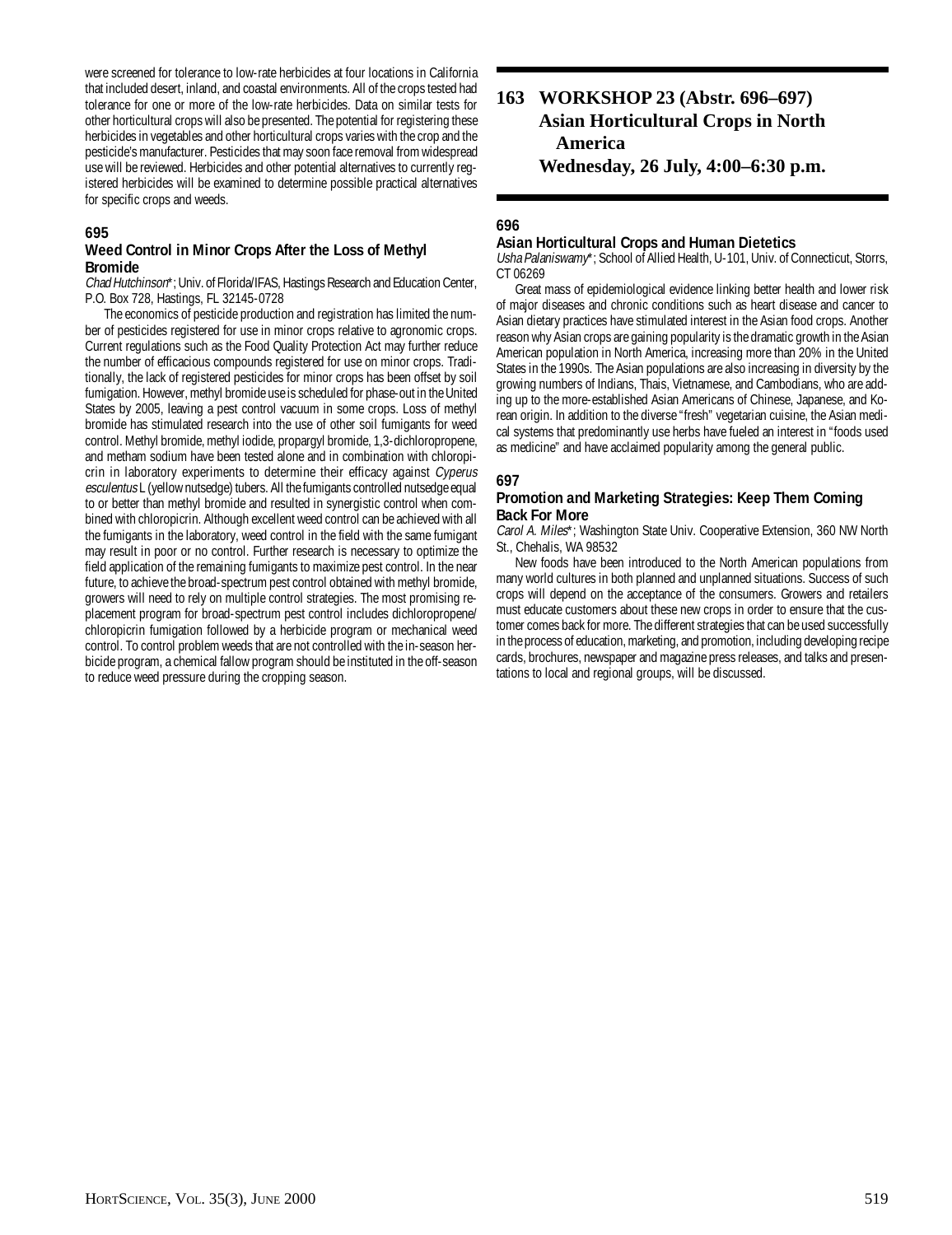were screened for tolerance to low-rate herbicides at four locations in California that included desert, inland, and coastal environments. All of the crops tested had tolerance for one or more of the low-rate herbicides. Data on similar tests for other horticultural crops will also be presented. The potential for registering these herbicides in vegetables and other horticultural crops varies with the crop and the pesticide's manufacturer. Pesticides that may soon face removal from widespread use will be reviewed. Herbicides and other potential alternatives to currently registered herbicides will be examined to determine possible practical alternatives for specific crops and weeds.

### 695

### Weed Control in Minor Crops After the Loss of Methyl Bromide

*Chad Hutchinson**; Univ. of Florida/IFAS, Hastings Research and Education Center, P.O. Box 728, Hastings, FL 32145-0728

The economics of pesticide production and registration has limited the number of pesticides registered for use in minor crops relative to agronomic crops. Current regulations such as the Food Quality Protection Act may further reduce the number of efficacious compounds registered for use on minor crops. Traditionally, the lack of registered pesticides for minor crops has been offset by soil fumigation. However, methyl bromide use is scheduled for phase-out in the United States by 2005, leaving a pest control vacuum in some crops. Loss of methyl bromide has stimulated research into the use of other soil fumigants for weed control. Methyl bromide, methyl iodide, propargyl bromide, 1,3-dichloropropene, and metham sodium have been tested alone and in combination with chloropicrin in laboratory experiments to determine their efficacy against *Cyperus esculentus* L (yellow nutsedge) tubers. All the fumigants controlled nutsedge equal to or better than methyl bromide and resulted in synergistic control when combined with chloropicrin. Although excellent weed control can be achieved with all the fumigants in the laboratory, weed control in the field with the same fumigant may result in poor or no control. Further research is necessary to optimize the field application of the remaining fumigants to maximize pest control. In the near future, to achieve the broad-spectrum pest control obtained with methyl bromide, growers will need to rely on multiple control strategies. The most promising replacement program for broad-spectrum pest control includes dichloropropene/chloropicrin fumigation followed by a herbicide program or mechanical weed control. To control problem weeds that are not controlled with the in-season herbicide program, a chemical fallow program should be instituted in the off-season to reduce weed pressure during the cropping season.

## 163 WORKSHOP 23 (Abstr. 696–697) Asian Horticultural Crops in North America Wednesday, 26 July, 4:00–6:30 p.m.

### 696

### Asian Horticultural Crops and Human Dietetics

*Usha Palaniswamy**; School of Allied Health, U-101, Univ. of Connecticut, Storrs, CT 06269

Great mass of epidemiological evidence linking better health and lower risk of major diseases and chronic conditions such as heart disease and cancer to Asian dietary practices have stimulated interest in the Asian food crops. Another reason why Asian crops are gaining popularity is the dramatic growth in the Asian American population in North America, increasing more than 20% in the United States in the 1990s. The Asian populations are also increasing in diversity by the growing numbers of Indians, Thais, Vietnamese, and Cambodians, who are adding up to the more-established Asian Americans of Chinese, Japanese, and Korean origin. In addition to the diverse "fresh" vegetarian cuisine, the Asian medical systems that predominantly use herbs have fueled an interest in "foods used as medicine" and have acclaimed popularity among the general public.

### 697

### Promotion and Marketing Strategies: Keep Them Coming Back For More

*Carol A. Miles**; Washington State Univ. Cooperative Extension, 360 NW North St., Chehalis, WA 98532

New foods have been introduced to the North American populations from many world cultures in both planned and unplanned situations. Success of such crops will depend on the acceptance of the consumers. Growers and retailers must educate customers about these new crops in order to ensure that the customer comes back for more. The different strategies that can be used successfully in the process of education, marketing, and promotion, including developing recipe cards, brochures, newspaper and magazine press releases, and talks and presentations to local and regional groups, will be discussed.